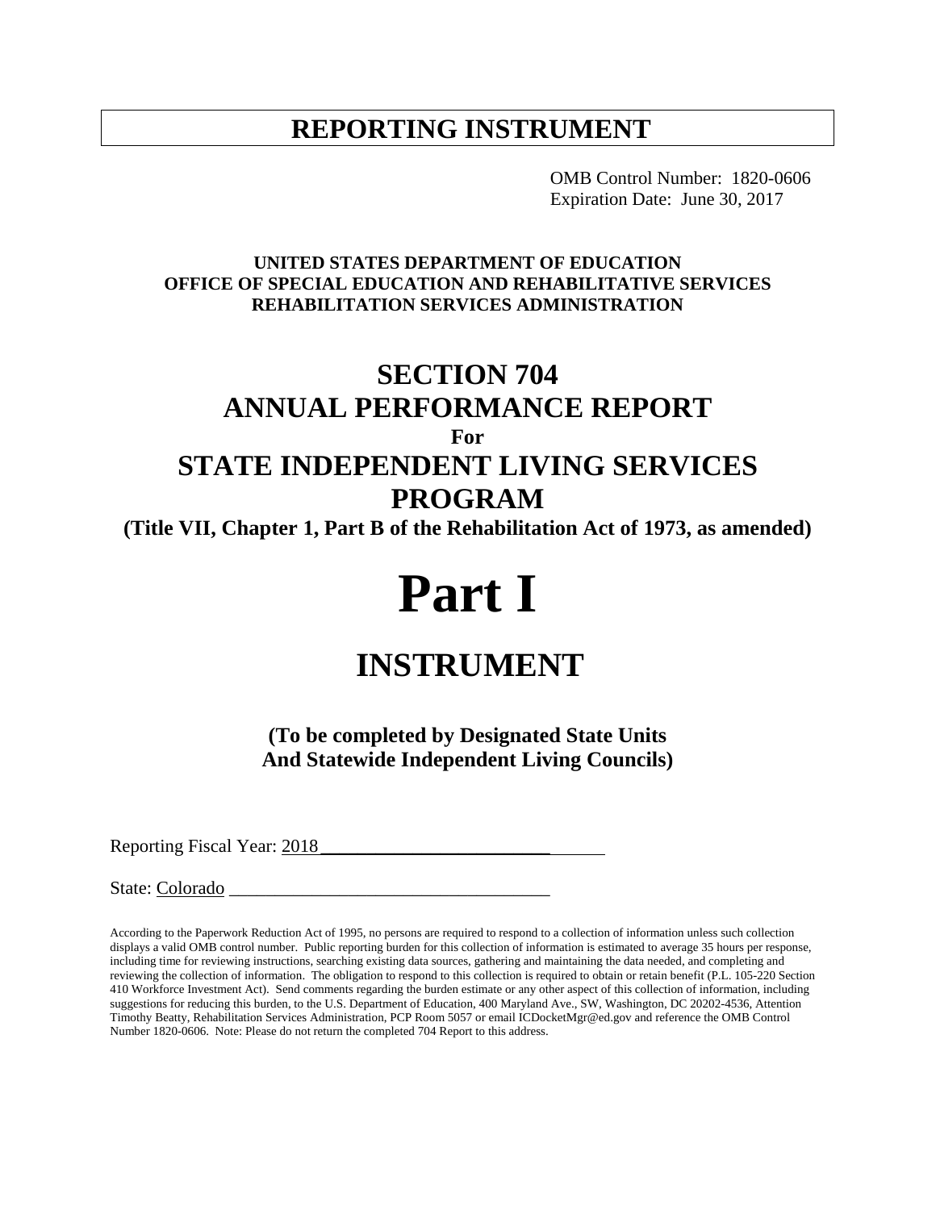# REPORTING INSTRUMENT

OMB Control Number: 1820-0606
Expiration Date: June 30, 2017

**UNITED STATES DEPARTMENT OF EDUCATION**
**OFFICE OF SPECIAL EDUCATION AND REHABILITATIVE SERVICES**
**REHABILITATION SERVICES ADMINISTRATION**

## SECTION 704
## ANNUAL PERFORMANCE REPORT
**For**
## STATE INDEPENDENT LIVING SERVICES PROGRAM

**(Title VII, Chapter 1, Part B of the Rehabilitation Act of 1973, as amended)**

# Part I

## INSTRUMENT

**(To be completed by Designated State Units And Statewide Independent Living Councils)**

Reporting Fiscal Year: 2018

State: Colorado

According to the Paperwork Reduction Act of 1995, no persons are required to respond to a collection of information unless such collection displays a valid OMB control number. Public reporting burden for this collection of information is estimated to average 35 hours per response, including time for reviewing instructions, searching existing data sources, gathering and maintaining the data needed, and completing and reviewing the collection of information. The obligation to respond to this collection is required to obtain or retain benefit (P.L. 105-220 Section 410 Workforce Investment Act). Send comments regarding the burden estimate or any other aspect of this collection of information, including suggestions for reducing this burden, to the U.S. Department of Education, 400 Maryland Ave., SW, Washington, DC 20202-4536, Attention Timothy Beatty, Rehabilitation Services Administration, PCP Room 5057 or email ICDocketMgr@ed.gov and reference the OMB Control Number 1820-0606. Note: Please do not return the completed 704 Report to this address.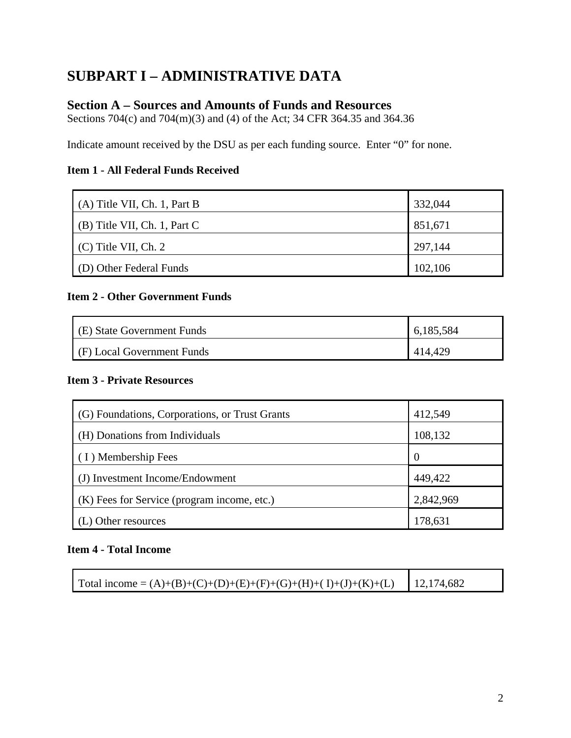# SUBPART I – ADMINISTRATIVE DATA

## Section A – Sources and Amounts of Funds and Resources

Sections 704(c) and 704(m)(3) and (4) of the Act; 34 CFR 364.35 and 364.36

Indicate amount received by the DSU as per each funding source. Enter "0" for none.

**Item 1 - All Federal Funds Received**

| | |
|---|---|
| (A) Title VII, Ch. 1, Part B | 332,044 |
| (B) Title VII, Ch. 1, Part C | 851,671 |
| (C) Title VII, Ch. 2 | 297,144 |
| (D) Other Federal Funds | 102,106 |

**Item 2 - Other Government Funds**

| | |
|---|---|
| (E) State Government Funds | 6,185,584 |
| (F) Local Government Funds | 414,429 |

**Item 3 - Private Resources**

| | |
|---|---|
| (G) Foundations, Corporations, or Trust Grants | 412,549 |
| (H) Donations from Individuals | 108,132 |
| ( I ) Membership Fees | 0 |
| (J) Investment Income/Endowment | 449,422 |
| (K) Fees for Service (program income, etc.) | 2,842,969 |
| (L) Other resources | 178,631 |

**Item 4 - Total Income**

| | |
|---|---|
| Total income = (A)+(B)+(C)+(D)+(E)+(F)+(G)+(H)+( I)+(J)+(K)+(L) | 12,174,682 |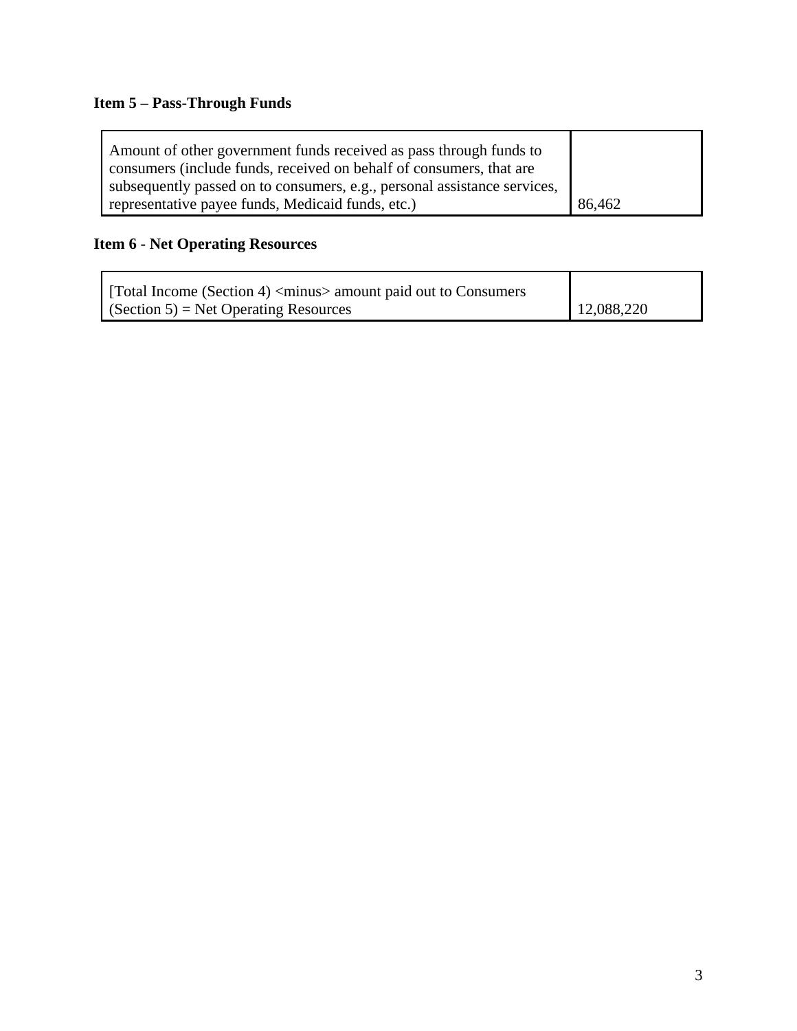**Item 5 – Pass-Through Funds**

| | |
|---|---|
| Amount of other government funds received as pass through funds to consumers (include funds, received on behalf of consumers, that are subsequently passed on to consumers, e.g., personal assistance services, representative payee funds, Medicaid funds, etc.) | 86,462 |

**Item 6 - Net Operating Resources**

| | |
|---|---|
| [Total Income (Section 4) <minus> amount paid out to Consumers (Section 5) = Net Operating Resources | 12,088,220 |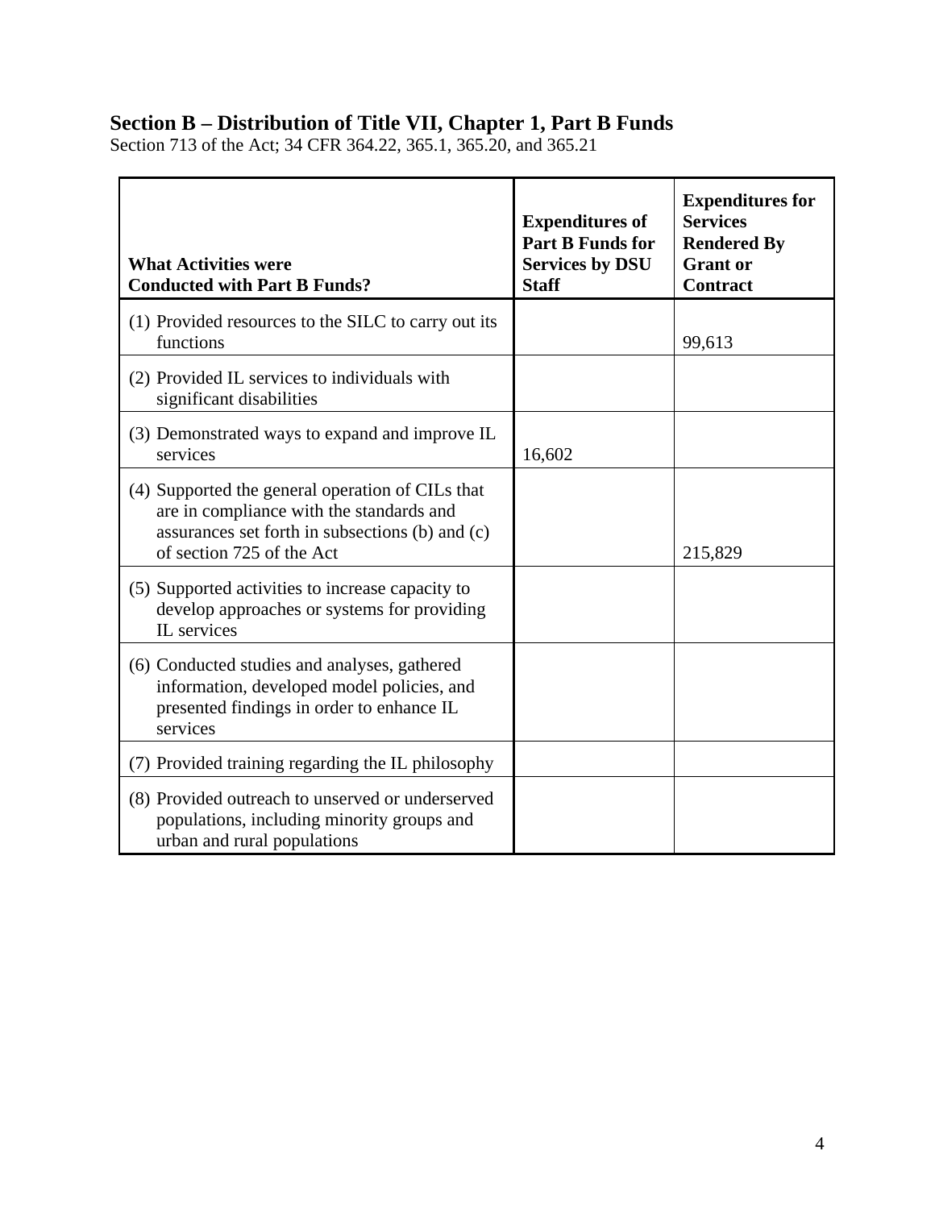## Section B – Distribution of Title VII, Chapter 1, Part B Funds

Section 713 of the Act; 34 CFR 364.22, 365.1, 365.20, and 365.21

| What Activities were Conducted with Part B Funds? | Expenditures of Part B Funds for Services by DSU Staff | Expenditures for Services Rendered By Grant or Contract |
|---|---|---|
| (1) Provided resources to the SILC to carry out its functions | | 99,613 |
| (2) Provided IL services to individuals with significant disabilities | | |
| (3) Demonstrated ways to expand and improve IL services | 16,602 | |
| (4) Supported the general operation of CILs that are in compliance with the standards and assurances set forth in subsections (b) and (c) of section 725 of the Act | | 215,829 |
| (5) Supported activities to increase capacity to develop approaches or systems for providing IL services | | |
| (6) Conducted studies and analyses, gathered information, developed model policies, and presented findings in order to enhance IL services | | |
| (7) Provided training regarding the IL philosophy | | |
| (8) Provided outreach to unserved or underserved populations, including minority groups and urban and rural populations | | |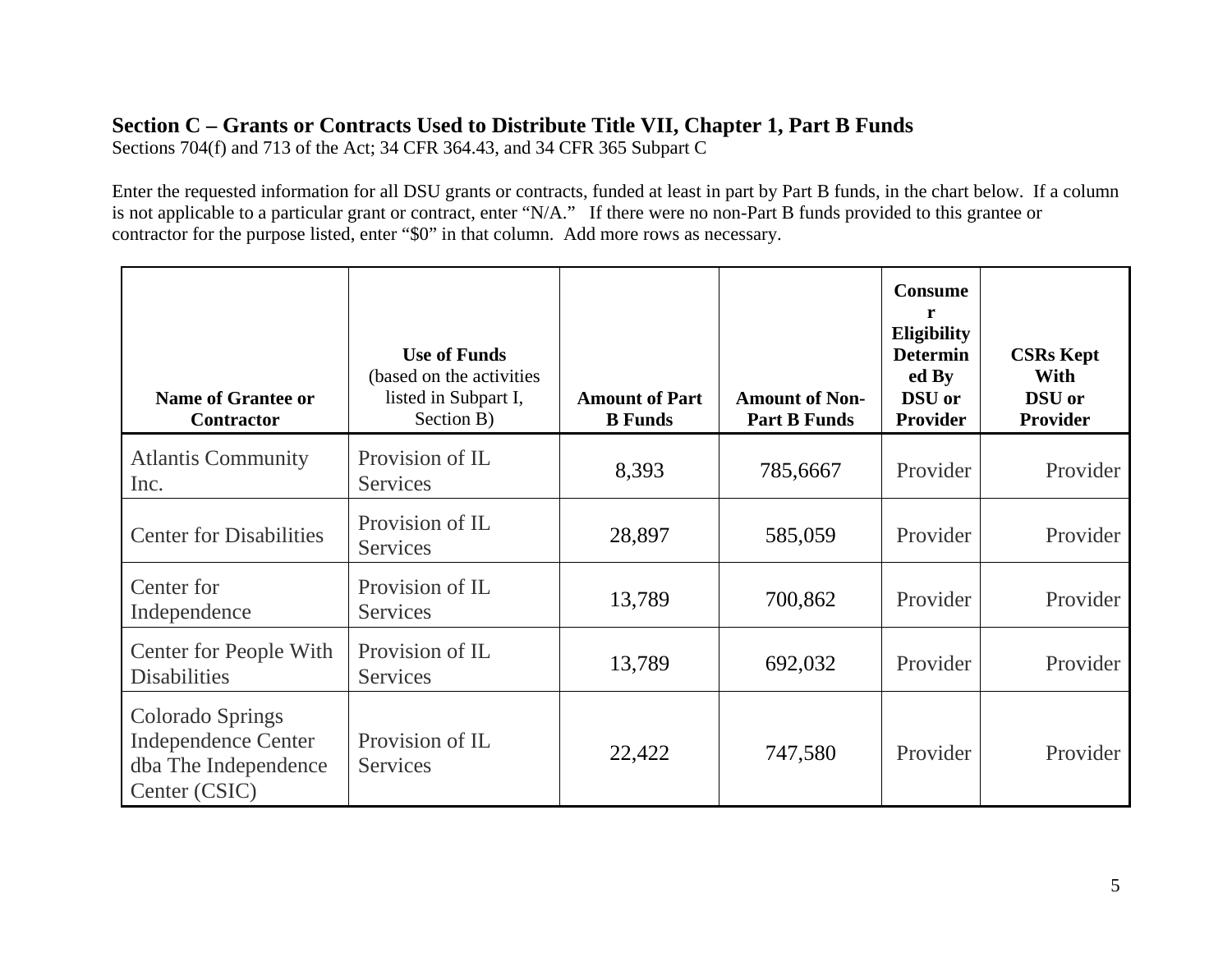## Section C – Grants or Contracts Used to Distribute Title VII, Chapter 1, Part B Funds

Sections 704(f) and 713 of the Act; 34 CFR 364.43, and 34 CFR 365 Subpart C

Enter the requested information for all DSU grants or contracts, funded at least in part by Part B funds, in the chart below. If a column is not applicable to a particular grant or contract, enter "N/A." If there were no non-Part B funds provided to this grantee or contractor for the purpose listed, enter "$0" in that column. Add more rows as necessary.

| Name of Grantee or Contractor | Use of Funds (based on the activities listed in Subpart I, Section B) | Amount of Part B Funds | Amount of Non-Part B Funds | Consumer Eligibility Determined By DSU or Provider | CSRs Kept With DSU or Provider |
|---|---|---|---|---|---|
| Atlantis Community Inc. | Provision of IL Services | 8,393 | 785,6667 | Provider | Provider |
| Center for Disabilities | Provision of IL Services | 28,897 | 585,059 | Provider | Provider |
| Center for Independence | Provision of IL Services | 13,789 | 700,862 | Provider | Provider |
| Center for People With Disabilities | Provision of IL Services | 13,789 | 692,032 | Provider | Provider |
| Colorado Springs Independence Center dba The Independence Center (CSIC) | Provision of IL Services | 22,422 | 747,580 | Provider | Provider |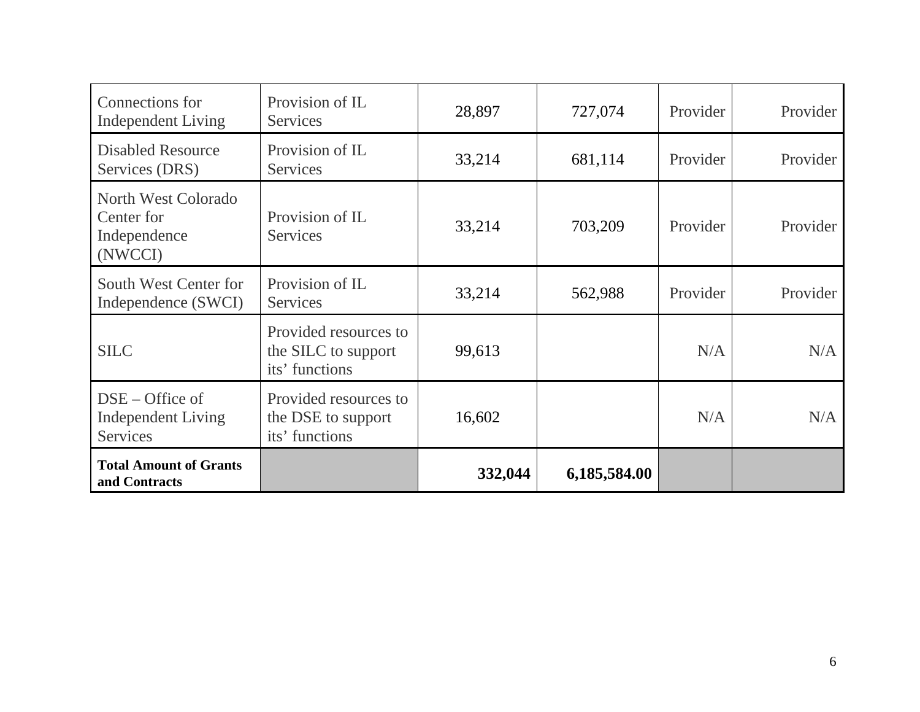| Connections for Independent Living | Provision of IL Services | 28,897 | 727,074 | Provider | Provider |
|---|---|---|---|---|---|
| Disabled Resource Services (DRS) | Provision of IL Services | 33,214 | 681,114 | Provider | Provider |
| North West Colorado Center for Independence (NWCCI) | Provision of IL Services | 33,214 | 703,209 | Provider | Provider |
| South West Center for Independence (SWCI) | Provision of IL Services | 33,214 | 562,988 | Provider | Provider |
| SILC | Provided resources to the SILC to support its' functions | 99,613 | | N/A | N/A |
| DSE – Office of Independent Living Services | Provided resources to the DSE to support its' functions | 16,602 | | N/A | N/A |
| **Total Amount of Grants and Contracts** | | **332,044** | **6,185,584.00** | | |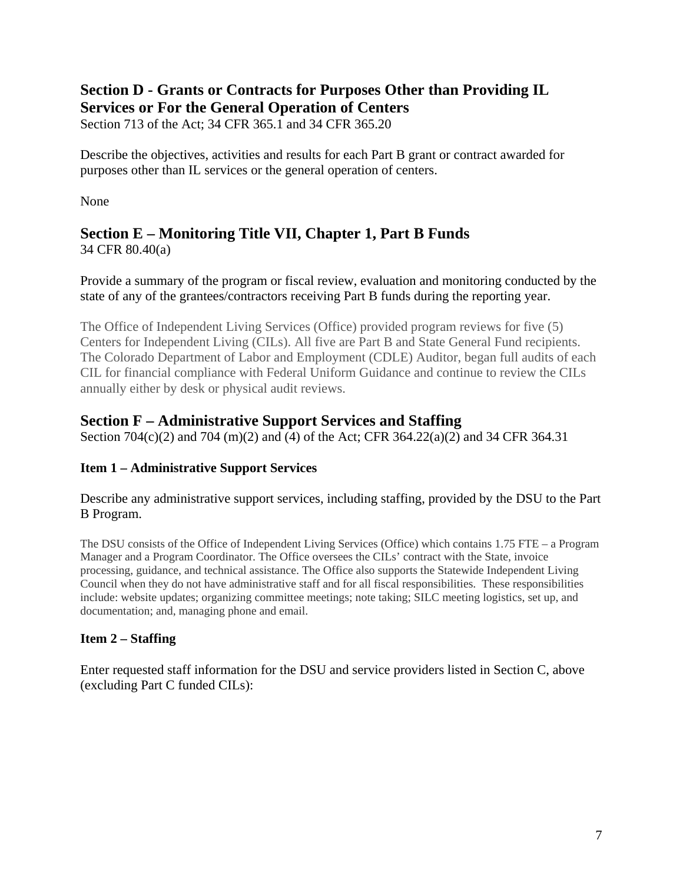## Section D - Grants or Contracts for Purposes Other than Providing IL Services or For the General Operation of Centers

Section 713 of the Act; 34 CFR 365.1 and 34 CFR 365.20

Describe the objectives, activities and results for each Part B grant or contract awarded for purposes other than IL services or the general operation of centers.

None

## Section E – Monitoring Title VII, Chapter 1, Part B Funds

34 CFR 80.40(a)

Provide a summary of the program or fiscal review, evaluation and monitoring conducted by the state of any of the grantees/contractors receiving Part B funds during the reporting year.

The Office of Independent Living Services (Office) provided program reviews for five (5) Centers for Independent Living (CILs). All five are Part B and State General Fund recipients. The Colorado Department of Labor and Employment (CDLE) Auditor, began full audits of each CIL for financial compliance with Federal Uniform Guidance and continue to review the CILs annually either by desk or physical audit reviews.

## Section F – Administrative Support Services and Staffing

Section 704(c)(2) and 704 (m)(2) and (4) of the Act; CFR 364.22(a)(2) and 34 CFR 364.31

### Item 1 – Administrative Support Services

Describe any administrative support services, including staffing, provided by the DSU to the Part B Program.

The DSU consists of the Office of Independent Living Services (Office) which contains 1.75 FTE – a Program Manager and a Program Coordinator. The Office oversees the CILs' contract with the State, invoice processing, guidance, and technical assistance. The Office also supports the Statewide Independent Living Council when they do not have administrative staff and for all fiscal responsibilities. These responsibilities include: website updates; organizing committee meetings; note taking; SILC meeting logistics, set up, and documentation; and, managing phone and email.

### Item 2 – Staffing

Enter requested staff information for the DSU and service providers listed in Section C, above (excluding Part C funded CILs):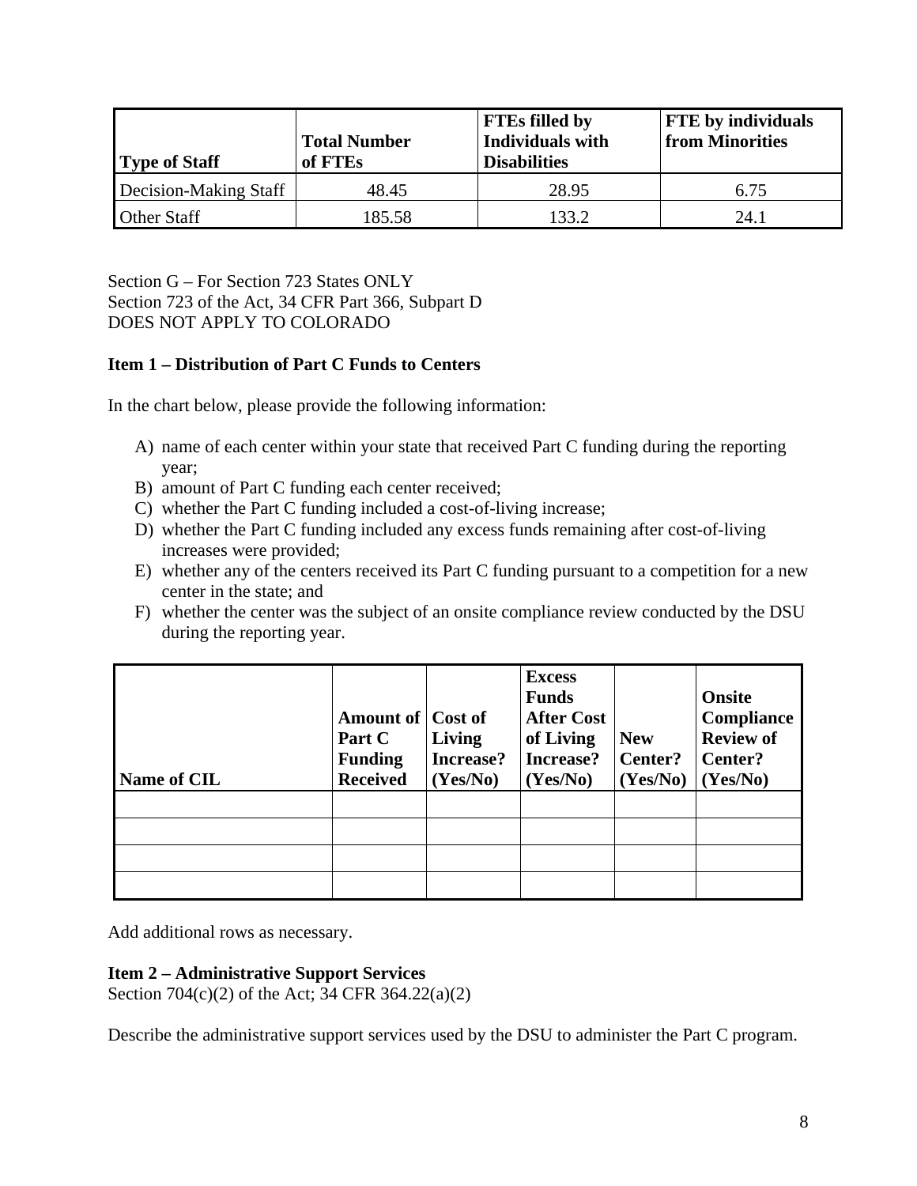| Type of Staff | Total Number of FTEs | FTEs filled by Individuals with Disabilities | FTE by individuals from Minorities |
|---|---|---|---|
| Decision-Making Staff | 48.45 | 28.95 | 6.75 |
| Other Staff | 185.58 | 133.2 | 24.1 |

Section G – For Section 723 States ONLY
Section 723 of the Act, 34 CFR Part 366, Subpart D
DOES NOT APPLY TO COLORADO

**Item 1 – Distribution of Part C Funds to Centers**

In the chart below, please provide the following information:

A) name of each center within your state that received Part C funding during the reporting year;
B) amount of Part C funding each center received;
C) whether the Part C funding included a cost-of-living increase;
D) whether the Part C funding included any excess funds remaining after cost-of-living increases were provided;
E) whether any of the centers received its Part C funding pursuant to a competition for a new center in the state; and
F) whether the center was the subject of an onsite compliance review conducted by the DSU during the reporting year.

| Name of CIL | Amount of Part C Funding Received | Cost of Living Increase? (Yes/No) | Excess Funds After Cost of Living Increase? (Yes/No) | New Center? (Yes/No) | Onsite Compliance Review of Center? (Yes/No) |
|---|---|---|---|---|---|
| | | | | | |
| | | | | | |
| | | | | | |
| | | | | | |

Add additional rows as necessary.

**Item 2 – Administrative Support Services**
Section 704(c)(2) of the Act; 34 CFR 364.22(a)(2)

Describe the administrative support services used by the DSU to administer the Part C program.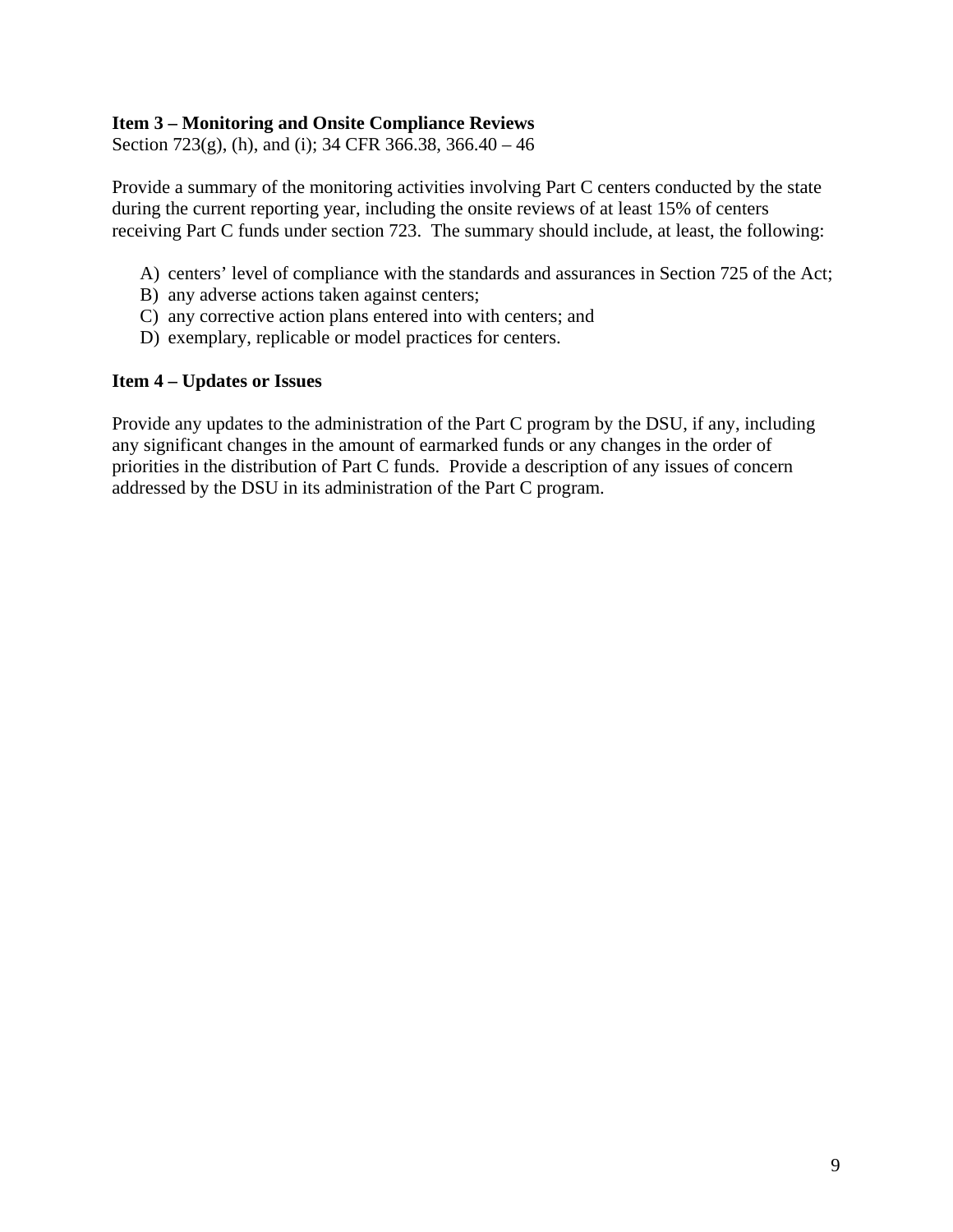**Item 3 – Monitoring and Onsite Compliance Reviews**
Section 723(g), (h), and (i); 34 CFR 366.38, 366.40 – 46

Provide a summary of the monitoring activities involving Part C centers conducted by the state during the current reporting year, including the onsite reviews of at least 15% of centers receiving Part C funds under section 723. The summary should include, at least, the following:

A) centers' level of compliance with the standards and assurances in Section 725 of the Act;
B) any adverse actions taken against centers;
C) any corrective action plans entered into with centers; and
D) exemplary, replicable or model practices for centers.

**Item 4 – Updates or Issues**

Provide any updates to the administration of the Part C program by the DSU, if any, including any significant changes in the amount of earmarked funds or any changes in the order of priorities in the distribution of Part C funds. Provide a description of any issues of concern addressed by the DSU in its administration of the Part C program.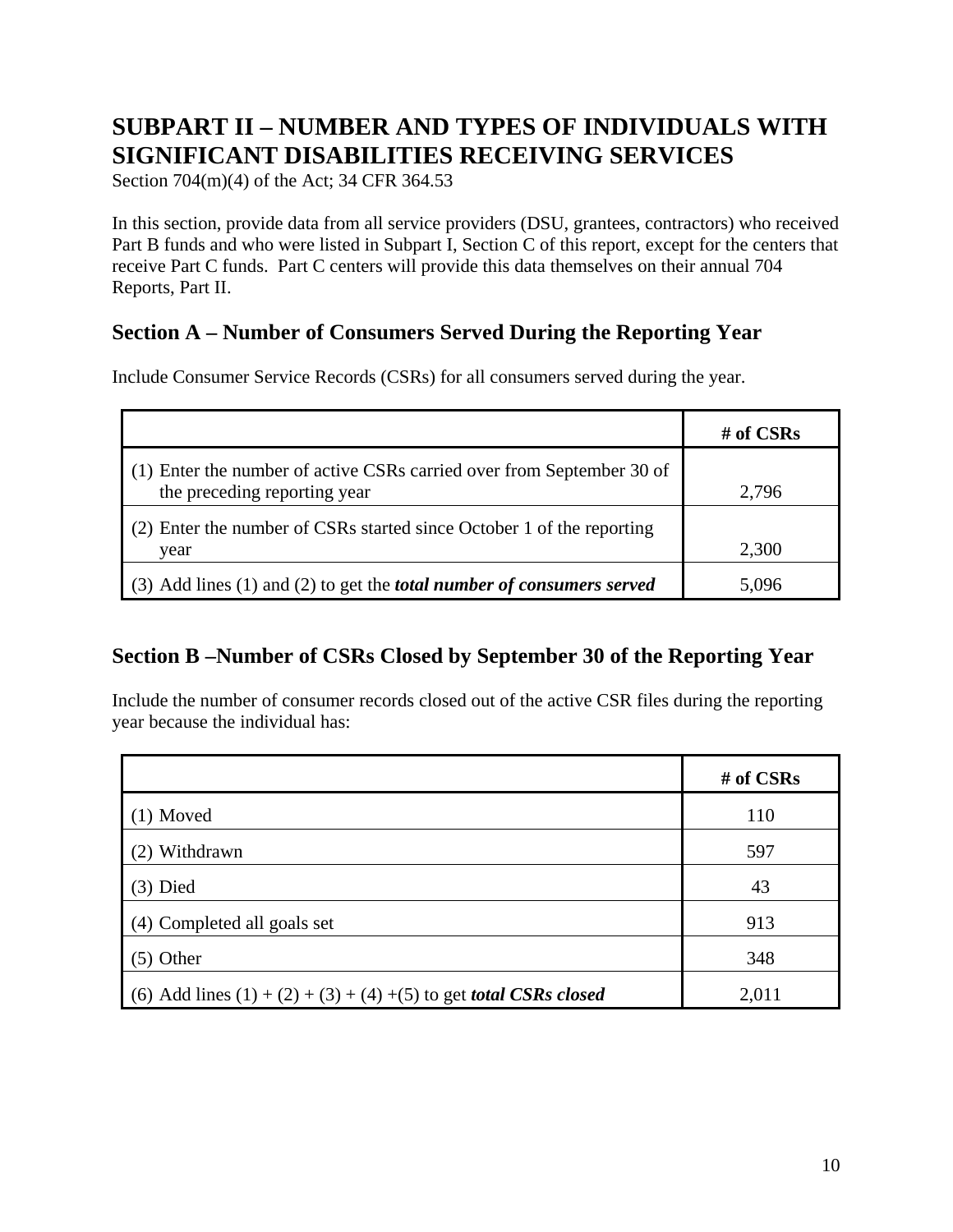# SUBPART II – NUMBER AND TYPES OF INDIVIDUALS WITH SIGNIFICANT DISABILITIES RECEIVING SERVICES

Section 704(m)(4) of the Act; 34 CFR 364.53

In this section, provide data from all service providers (DSU, grantees, contractors) who received Part B funds and who were listed in Subpart I, Section C of this report, except for the centers that receive Part C funds. Part C centers will provide this data themselves on their annual 704 Reports, Part II.

## Section A – Number of Consumers Served During the Reporting Year

Include Consumer Service Records (CSRs) for all consumers served during the year.

| | # of CSRs |
|---|---|
| (1) Enter the number of active CSRs carried over from September 30 of the preceding reporting year | 2,796 |
| (2) Enter the number of CSRs started since October 1 of the reporting year | 2,300 |
| (3) Add lines (1) and (2) to get the ***total number of consumers served*** | 5,096 |

## Section B –Number of CSRs Closed by September 30 of the Reporting Year

Include the number of consumer records closed out of the active CSR files during the reporting year because the individual has:

| | # of CSRs |
|---|---|
| (1) Moved | 110 |
| (2) Withdrawn | 597 |
| (3) Died | 43 |
| (4) Completed all goals set | 913 |
| (5) Other | 348 |
| (6) Add lines (1) + (2) + (3) + (4) +(5) to get ***total CSRs closed*** | 2,011 |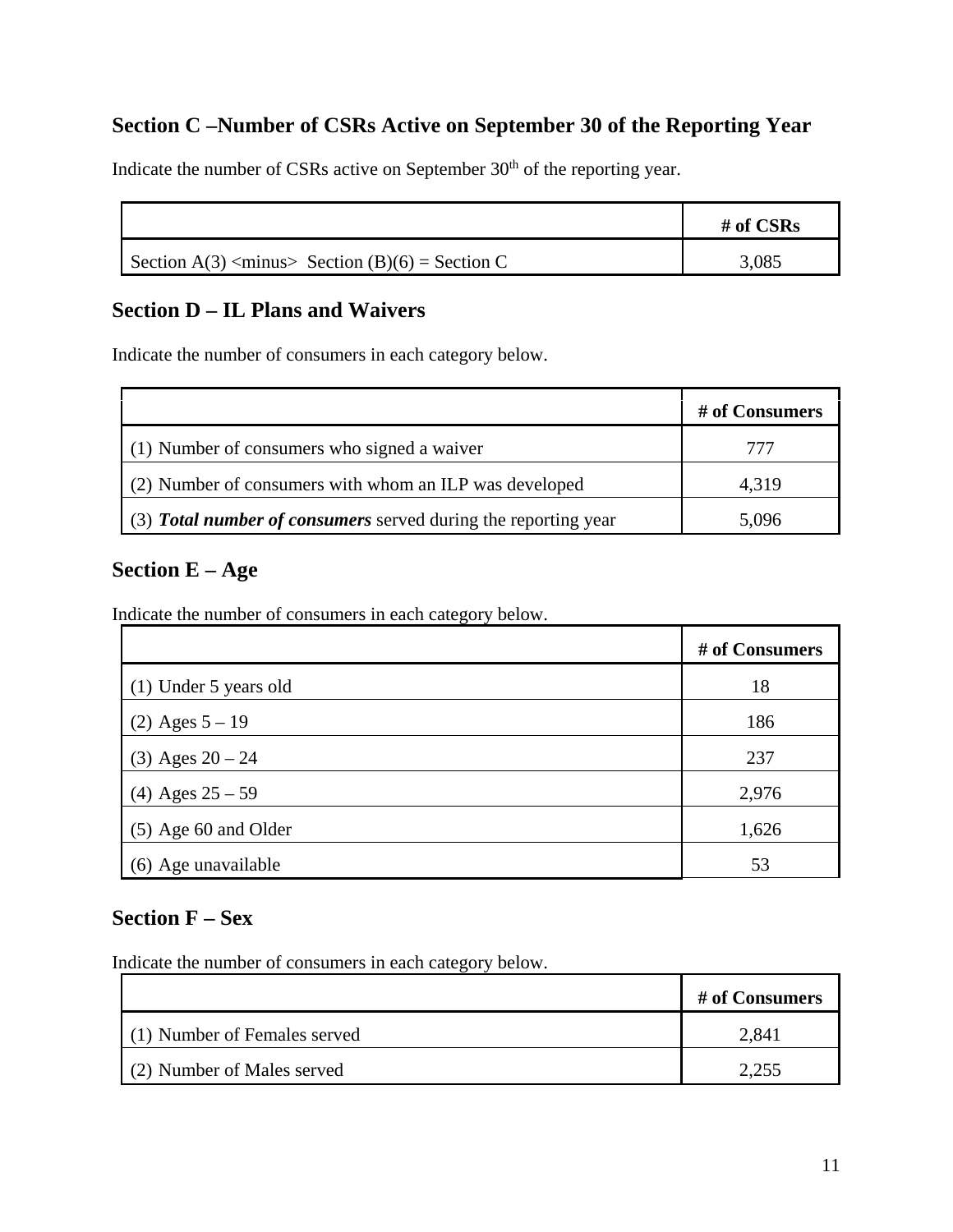## Section C –Number of CSRs Active on September 30 of the Reporting Year

Indicate the number of CSRs active on September 30th of the reporting year.

| | # of CSRs |
|---|---|
| Section A(3) <minus> Section (B)(6) = Section C | 3,085 |

## Section D – IL Plans and Waivers

Indicate the number of consumers in each category below.

| | # of Consumers |
|---|---|
| (1) Number of consumers who signed a waiver | 777 |
| (2) Number of consumers with whom an ILP was developed | 4,319 |
| (3) ***Total number of consumers*** served during the reporting year | 5,096 |

## Section E – Age

Indicate the number of consumers in each category below.

| | # of Consumers |
|---|---|
| (1) Under 5 years old | 18 |
| (2) Ages 5 – 19 | 186 |
| (3) Ages 20 – 24 | 237 |
| (4) Ages 25 – 59 | 2,976 |
| (5) Age 60 and Older | 1,626 |
| (6) Age unavailable | 53 |

## Section F – Sex

Indicate the number of consumers in each category below.

| | # of Consumers |
|---|---|
| (1) Number of Females served | 2,841 |
| (2) Number of Males served | 2,255 |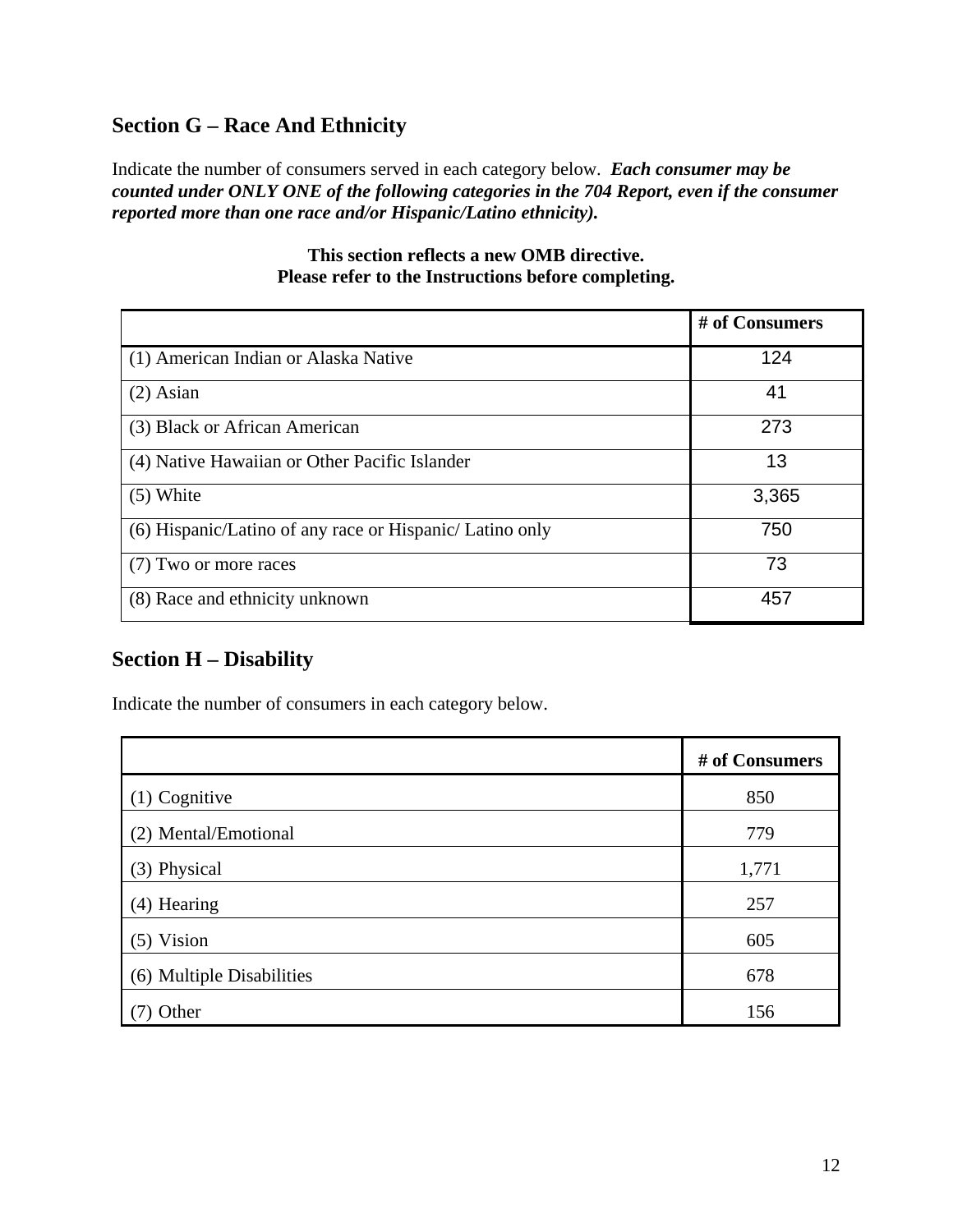## Section G – Race And Ethnicity

Indicate the number of consumers served in each category below. ***Each consumer may be counted under ONLY ONE of the following categories in the 704 Report, even if the consumer reported more than one race and/or Hispanic/Latino ethnicity).***

**This section reflects a new OMB directive.**
**Please refer to the Instructions before completing.**

| | # of Consumers |
|---|---|
| (1) American Indian or Alaska Native | 124 |
| (2) Asian | 41 |
| (3) Black or African American | 273 |
| (4) Native Hawaiian or Other Pacific Islander | 13 |
| (5) White | 3,365 |
| (6) Hispanic/Latino of any race or Hispanic/ Latino only | 750 |
| (7) Two or more races | 73 |
| (8) Race and ethnicity unknown | 457 |

## Section H – Disability

Indicate the number of consumers in each category below.

| | # of Consumers |
|---|---|
| (1) Cognitive | 850 |
| (2) Mental/Emotional | 779 |
| (3) Physical | 1,771 |
| (4) Hearing | 257 |
| (5) Vision | 605 |
| (6) Multiple Disabilities | 678 |
| (7) Other | 156 |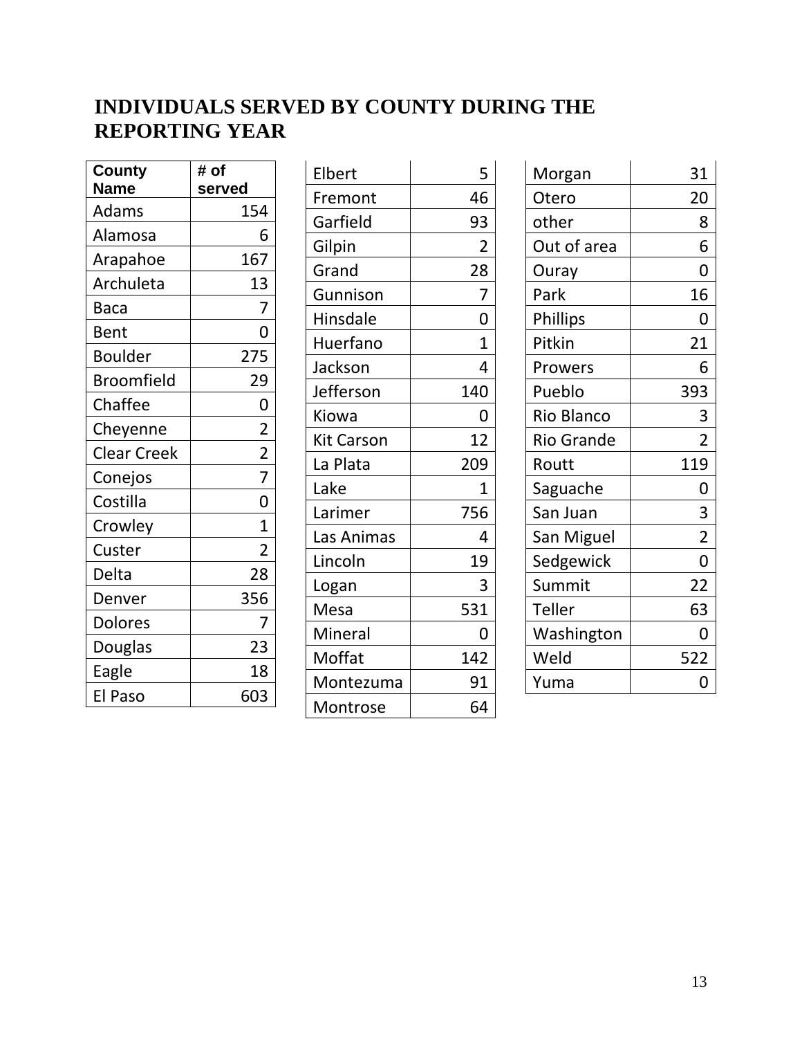## INDIVIDUALS SERVED BY COUNTY DURING THE REPORTING YEAR

| County Name | # of served |
|---|---|
| Adams | 154 |
| Alamosa | 6 |
| Arapahoe | 167 |
| Archuleta | 13 |
| Baca | 7 |
| Bent | 0 |
| Boulder | 275 |
| Broomfield | 29 |
| Chaffee | 0 |
| Cheyenne | 2 |
| Clear Creek | 2 |
| Conejos | 7 |
| Costilla | 0 |
| Crowley | 1 |
| Custer | 2 |
| Delta | 28 |
| Denver | 356 |
| Dolores | 7 |
| Douglas | 23 |
| Eagle | 18 |
| El Paso | 603 |
| Elbert | 5 |
| Fremont | 46 |
| Garfield | 93 |
| Gilpin | 2 |
| Grand | 28 |
| Gunnison | 7 |
| Hinsdale | 0 |
| Huerfano | 1 |
| Jackson | 4 |
| Jefferson | 140 |
| Kiowa | 0 |
| Kit Carson | 12 |
| La Plata | 209 |
| Lake | 1 |
| Larimer | 756 |
| Las Animas | 4 |
| Lincoln | 19 |
| Logan | 3 |
| Mesa | 531 |
| Mineral | 0 |
| Moffat | 142 |
| Montezuma | 91 |
| Montrose | 64 |
| Morgan | 31 |
| Otero | 20 |
| other | 8 |
| Out of area | 6 |
| Ouray | 0 |
| Park | 16 |
| Phillips | 0 |
| Pitkin | 21 |
| Prowers | 6 |
| Pueblo | 393 |
| Rio Blanco | 3 |
| Rio Grande | 2 |
| Routt | 119 |
| Saguache | 0 |
| San Juan | 3 |
| San Miguel | 2 |
| Sedgewick | 0 |
| Summit | 22 |
| Teller | 63 |
| Washington | 0 |
| Weld | 522 |
| Yuma | 0 |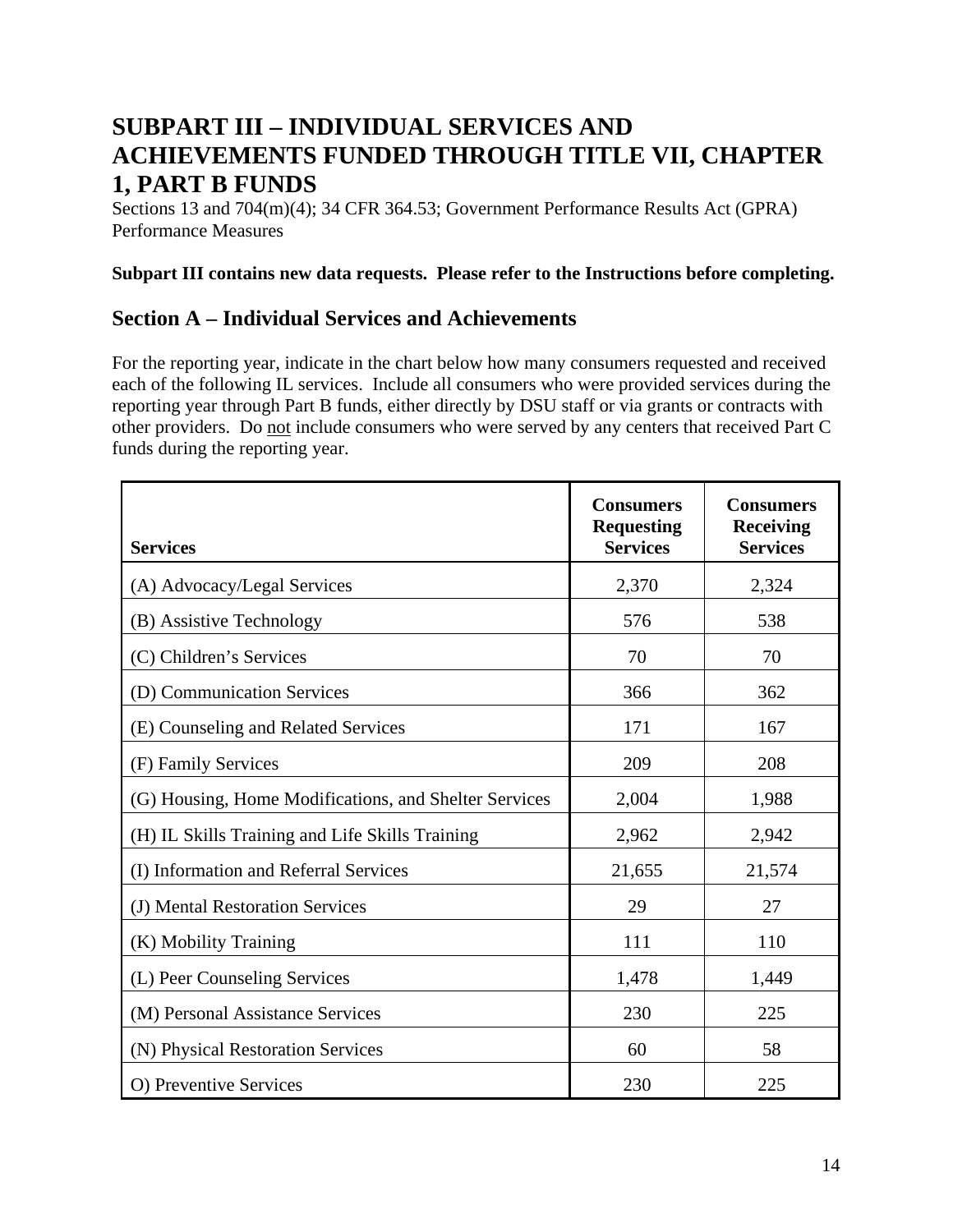# SUBPART III – INDIVIDUAL SERVICES AND ACHIEVEMENTS FUNDED THROUGH TITLE VII, CHAPTER 1, PART B FUNDS

Sections 13 and 704(m)(4); 34 CFR 364.53; Government Performance Results Act (GPRA) Performance Measures

**Subpart III contains new data requests. Please refer to the Instructions before completing.**

## Section A – Individual Services and Achievements

For the reporting year, indicate in the chart below how many consumers requested and received each of the following IL services. Include all consumers who were provided services during the reporting year through Part B funds, either directly by DSU staff or via grants or contracts with other providers. Do not include consumers who were served by any centers that received Part C funds during the reporting year.

| Services | Consumers Requesting Services | Consumers Receiving Services |
|---|---|---|
| (A) Advocacy/Legal Services | 2,370 | 2,324 |
| (B) Assistive Technology | 576 | 538 |
| (C) Children's Services | 70 | 70 |
| (D) Communication Services | 366 | 362 |
| (E) Counseling and Related Services | 171 | 167 |
| (F) Family Services | 209 | 208 |
| (G) Housing, Home Modifications, and Shelter Services | 2,004 | 1,988 |
| (H) IL Skills Training and Life Skills Training | 2,962 | 2,942 |
| (I) Information and Referral Services | 21,655 | 21,574 |
| (J) Mental Restoration Services | 29 | 27 |
| (K) Mobility Training | 111 | 110 |
| (L) Peer Counseling Services | 1,478 | 1,449 |
| (M) Personal Assistance Services | 230 | 225 |
| (N) Physical Restoration Services | 60 | 58 |
| O) Preventive Services | 230 | 225 |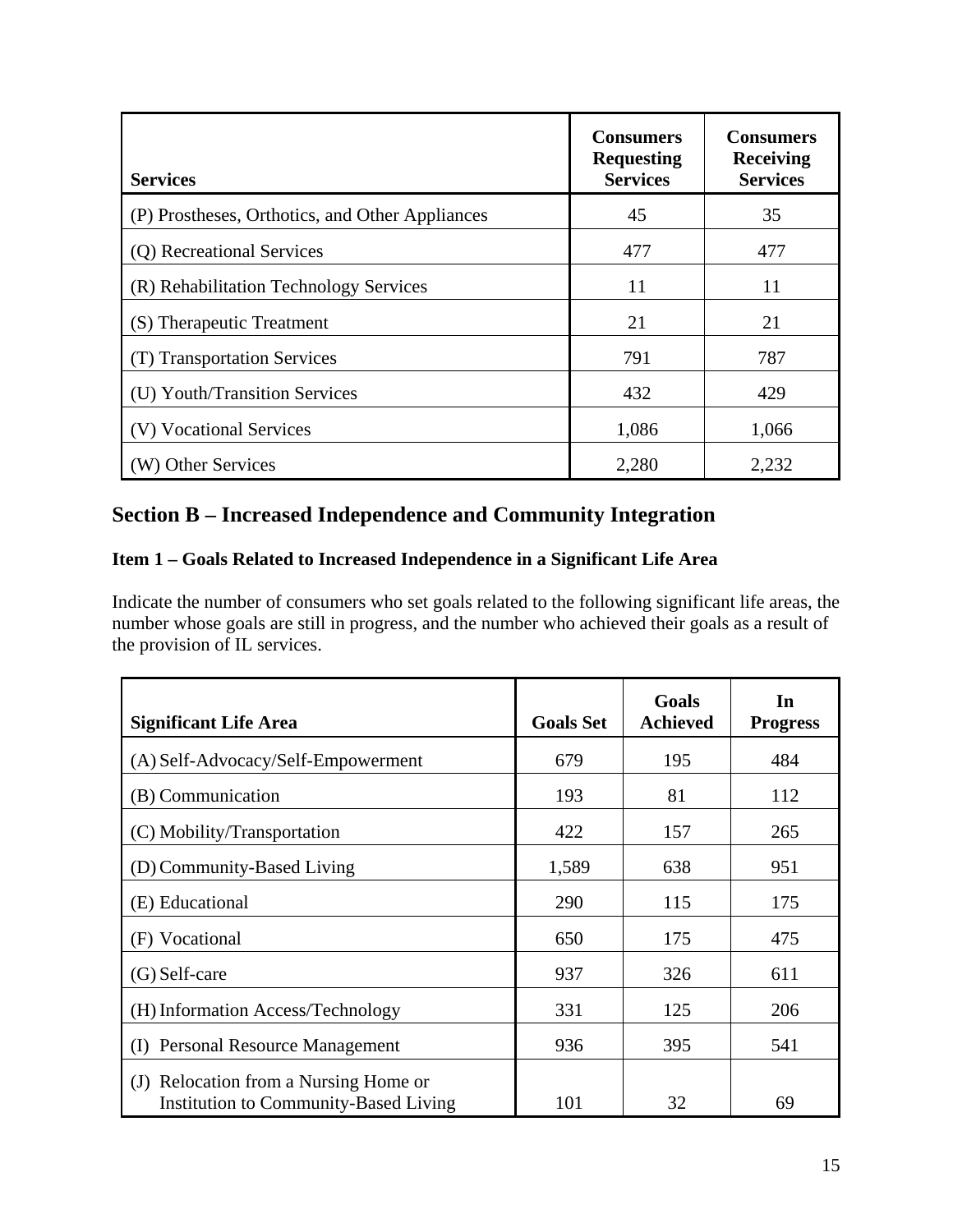| Services | Consumers Requesting Services | Consumers Receiving Services |
|---|---|---|
| (P) Prostheses, Orthotics, and Other Appliances | 45 | 35 |
| (Q) Recreational Services | 477 | 477 |
| (R) Rehabilitation Technology Services | 11 | 11 |
| (S) Therapeutic Treatment | 21 | 21 |
| (T) Transportation Services | 791 | 787 |
| (U) Youth/Transition Services | 432 | 429 |
| (V) Vocational Services | 1,086 | 1,066 |
| (W) Other Services | 2,280 | 2,232 |

## Section B – Increased Independence and Community Integration

### Item 1 – Goals Related to Increased Independence in a Significant Life Area

Indicate the number of consumers who set goals related to the following significant life areas, the number whose goals are still in progress, and the number who achieved their goals as a result of the provision of IL services.

| Significant Life Area | Goals Set | Goals Achieved | In Progress |
|---|---|---|---|
| (A) Self-Advocacy/Self-Empowerment | 679 | 195 | 484 |
| (B) Communication | 193 | 81 | 112 |
| (C) Mobility/Transportation | 422 | 157 | 265 |
| (D) Community-Based Living | 1,589 | 638 | 951 |
| (E) Educational | 290 | 115 | 175 |
| (F) Vocational | 650 | 175 | 475 |
| (G) Self-care | 937 | 326 | 611 |
| (H) Information Access/Technology | 331 | 125 | 206 |
| (I) Personal Resource Management | 936 | 395 | 541 |
| (J) Relocation from a Nursing Home or Institution to Community-Based Living | 101 | 32 | 69 |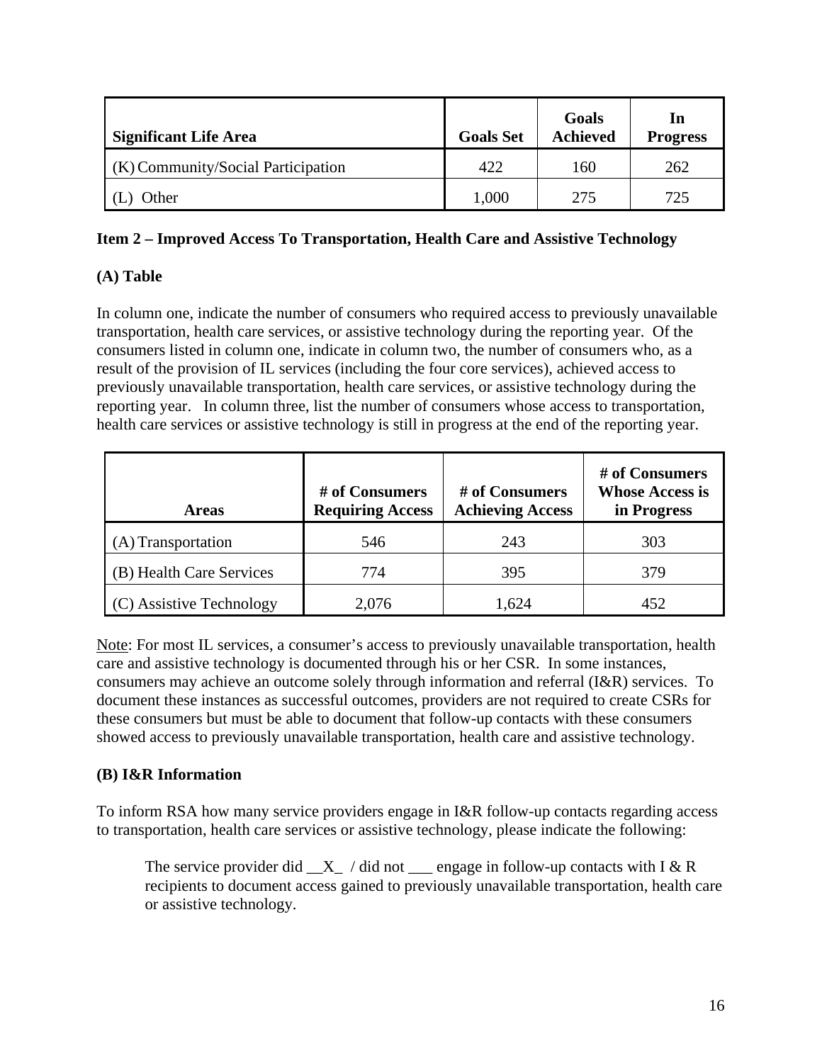| Significant Life Area | Goals Set | Goals Achieved | In Progress |
|---|---|---|---|
| (K) Community/Social Participation | 422 | 160 | 262 |
| (L) Other | 1,000 | 275 | 725 |

**Item 2 – Improved Access To Transportation, Health Care and Assistive Technology**

**(A) Table**

In column one, indicate the number of consumers who required access to previously unavailable transportation, health care services, or assistive technology during the reporting year. Of the consumers listed in column one, indicate in column two, the number of consumers who, as a result of the provision of IL services (including the four core services), achieved access to previously unavailable transportation, health care services, or assistive technology during the reporting year. In column three, list the number of consumers whose access to transportation, health care services or assistive technology is still in progress at the end of the reporting year.

| Areas | # of Consumers Requiring Access | # of Consumers Achieving Access | # of Consumers Whose Access is in Progress |
|---|---|---|---|
| (A) Transportation | 546 | 243 | 303 |
| (B) Health Care Services | 774 | 395 | 379 |
| (C) Assistive Technology | 2,076 | 1,624 | 452 |

Note: For most IL services, a consumer's access to previously unavailable transportation, health care and assistive technology is documented through his or her CSR. In some instances, consumers may achieve an outcome solely through information and referral (I&R) services. To document these instances as successful outcomes, providers are not required to create CSRs for these consumers but must be able to document that follow-up contacts with these consumers showed access to previously unavailable transportation, health care and assistive technology.

**(B) I&R Information**

To inform RSA how many service providers engage in I&R follow-up contacts regarding access to transportation, health care services or assistive technology, please indicate the following:

> The service provider did __X_ / did not ___ engage in follow-up contacts with I & R recipients to document access gained to previously unavailable transportation, health care or assistive technology.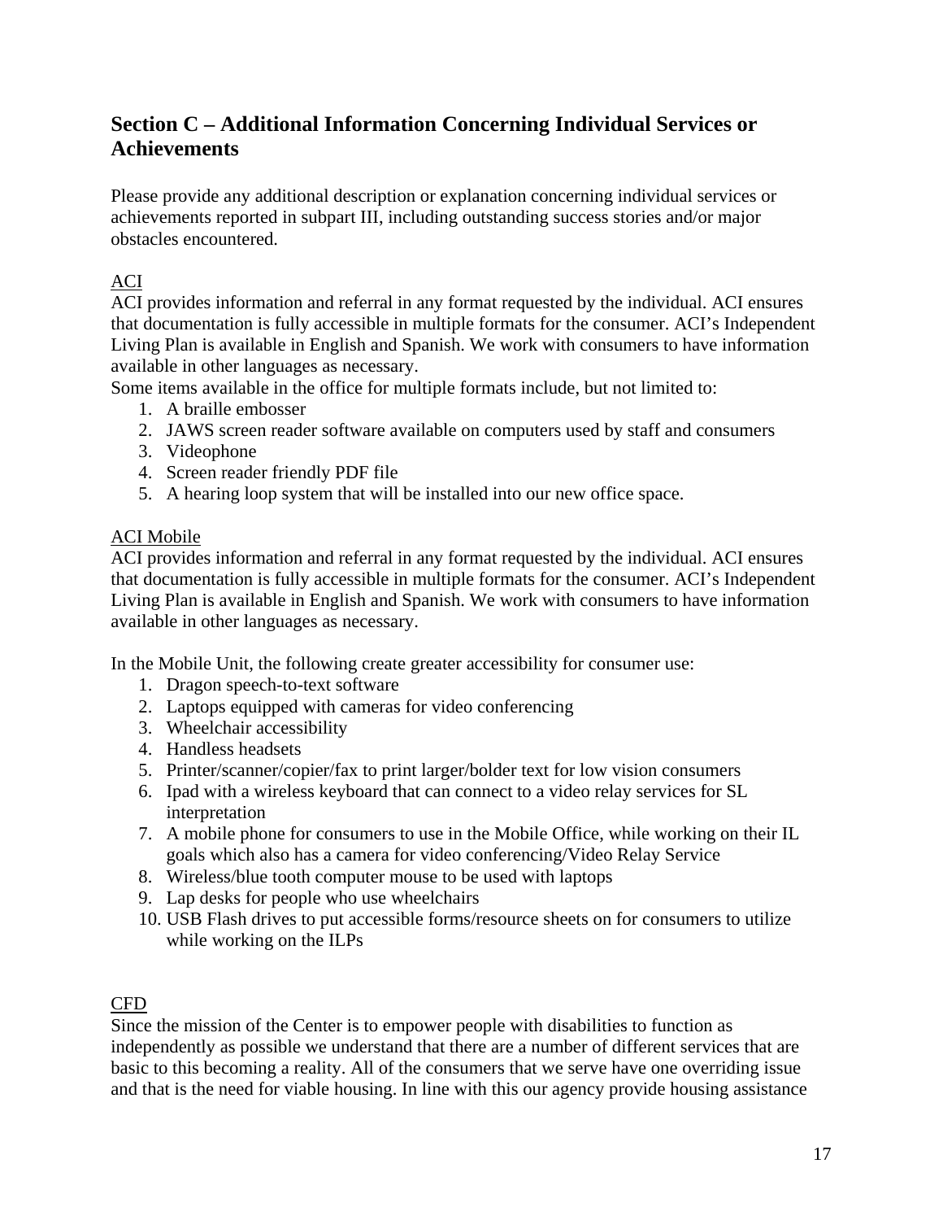## Section C – Additional Information Concerning Individual Services or Achievements

Please provide any additional description or explanation concerning individual services or achievements reported in subpart III, including outstanding success stories and/or major obstacles encountered.

<u>ACI</u>

ACI provides information and referral in any format requested by the individual. ACI ensures that documentation is fully accessible in multiple formats for the consumer. ACI's Independent Living Plan is available in English and Spanish. We work with consumers to have information available in other languages as necessary.

Some items available in the office for multiple formats include, but not limited to:

1. A braille embosser
2. JAWS screen reader software available on computers used by staff and consumers
3. Videophone
4. Screen reader friendly PDF file
5. A hearing loop system that will be installed into our new office space.

<u>ACI Mobile</u>

ACI provides information and referral in any format requested by the individual. ACI ensures that documentation is fully accessible in multiple formats for the consumer. ACI's Independent Living Plan is available in English and Spanish. We work with consumers to have information available in other languages as necessary.

In the Mobile Unit, the following create greater accessibility for consumer use:

1. Dragon speech-to-text software
2. Laptops equipped with cameras for video conferencing
3. Wheelchair accessibility
4. Handless headsets
5. Printer/scanner/copier/fax to print larger/bolder text for low vision consumers
6. Ipad with a wireless keyboard that can connect to a video relay services for SL interpretation
7. A mobile phone for consumers to use in the Mobile Office, while working on their IL goals which also has a camera for video conferencing/Video Relay Service
8. Wireless/blue tooth computer mouse to be used with laptops
9. Lap desks for people who use wheelchairs
10. USB Flash drives to put accessible forms/resource sheets on for consumers to utilize while working on the ILPs

<u>CFD</u>

Since the mission of the Center is to empower people with disabilities to function as independently as possible we understand that there are a number of different services that are basic to this becoming a reality. All of the consumers that we serve have one overriding issue and that is the need for viable housing. In line with this our agency provide housing assistance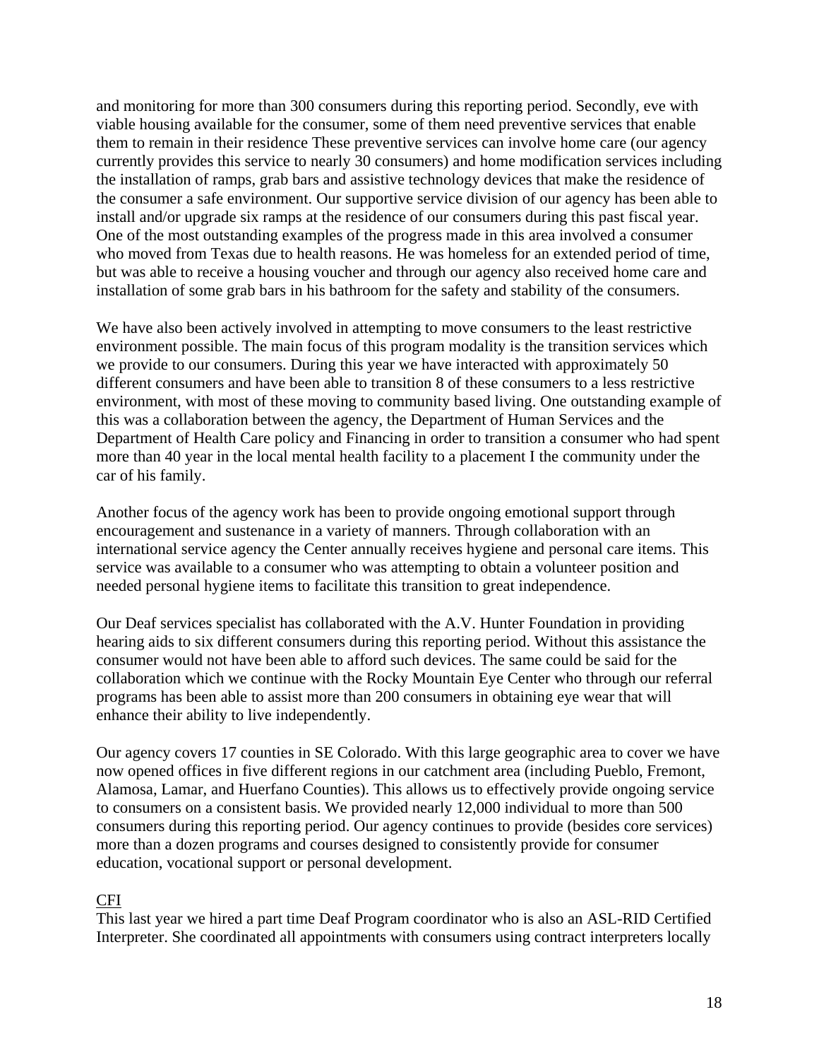and monitoring for more than 300 consumers during this reporting period. Secondly, eve with viable housing available for the consumer, some of them need preventive services that enable them to remain in their residence These preventive services can involve home care (our agency currently provides this service to nearly 30 consumers) and home modification services including the installation of ramps, grab bars and assistive technology devices that make the residence of the consumer a safe environment. Our supportive service division of our agency has been able to install and/or upgrade six ramps at the residence of our consumers during this past fiscal year. One of the most outstanding examples of the progress made in this area involved a consumer who moved from Texas due to health reasons. He was homeless for an extended period of time, but was able to receive a housing voucher and through our agency also received home care and installation of some grab bars in his bathroom for the safety and stability of the consumers.

We have also been actively involved in attempting to move consumers to the least restrictive environment possible. The main focus of this program modality is the transition services which we provide to our consumers. During this year we have interacted with approximately 50 different consumers and have been able to transition 8 of these consumers to a less restrictive environment, with most of these moving to community based living. One outstanding example of this was a collaboration between the agency, the Department of Human Services and the Department of Health Care policy and Financing in order to transition a consumer who had spent more than 40 year in the local mental health facility to a placement I the community under the car of his family.

Another focus of the agency work has been to provide ongoing emotional support through encouragement and sustenance in a variety of manners. Through collaboration with an international service agency the Center annually receives hygiene and personal care items. This service was available to a consumer who was attempting to obtain a volunteer position and needed personal hygiene items to facilitate this transition to great independence.

Our Deaf services specialist has collaborated with the A.V. Hunter Foundation in providing hearing aids to six different consumers during this reporting period. Without this assistance the consumer would not have been able to afford such devices. The same could be said for the collaboration which we continue with the Rocky Mountain Eye Center who through our referral programs has been able to assist more than 200 consumers in obtaining eye wear that will enhance their ability to live independently.

Our agency covers 17 counties in SE Colorado. With this large geographic area to cover we have now opened offices in five different regions in our catchment area (including Pueblo, Fremont, Alamosa, Lamar, and Huerfano Counties). This allows us to effectively provide ongoing service to consumers on a consistent basis. We provided nearly 12,000 individual to more than 500 consumers during this reporting period. Our agency continues to provide (besides core services) more than a dozen programs and courses designed to consistently provide for consumer education, vocational support or personal development.

<u>CFI</u>

This last year we hired a part time Deaf Program coordinator who is also an ASL-RID Certified Interpreter. She coordinated all appointments with consumers using contract interpreters locally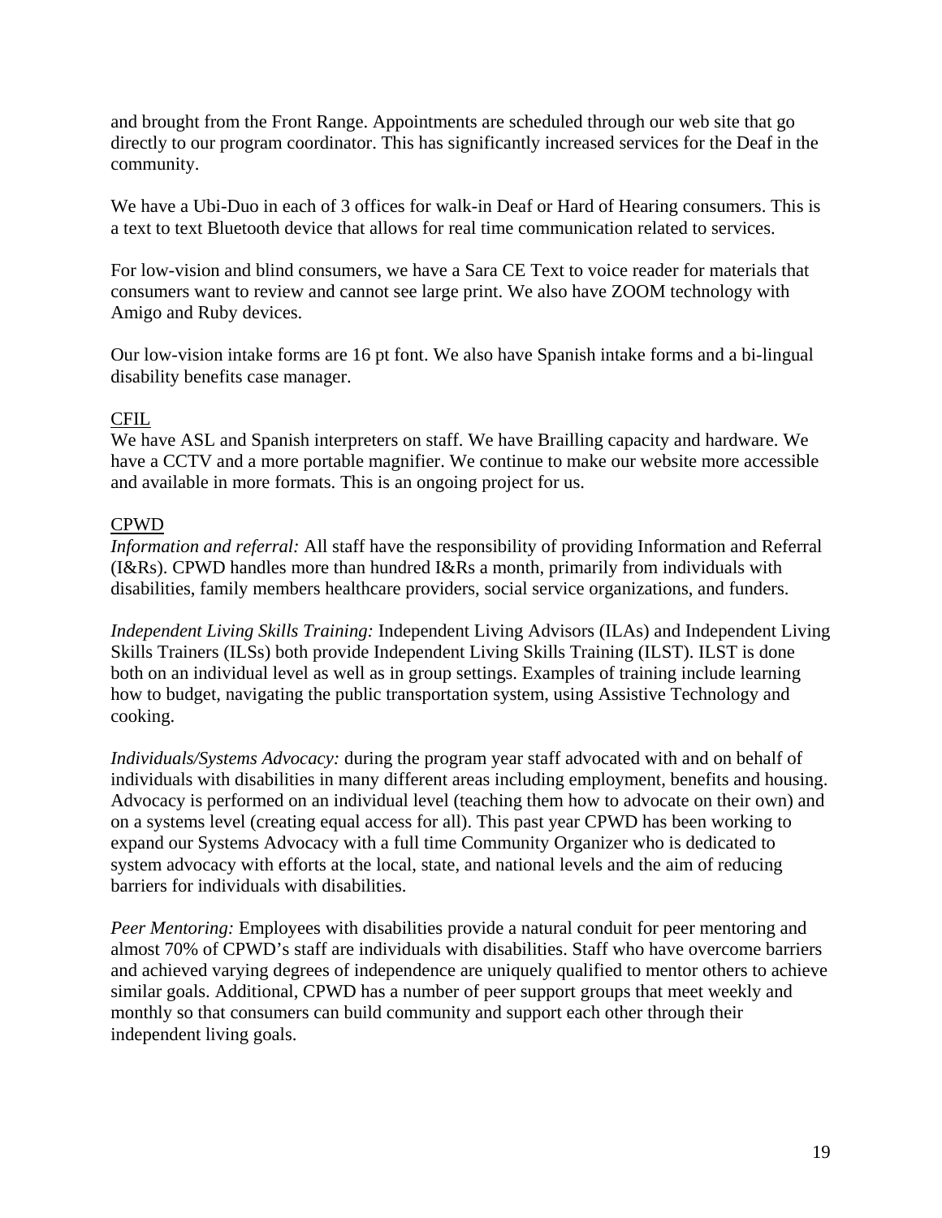and brought from the Front Range. Appointments are scheduled through our web site that go directly to our program coordinator. This has significantly increased services for the Deaf in the community.

We have a Ubi-Duo in each of 3 offices for walk-in Deaf or Hard of Hearing consumers. This is a text to text Bluetooth device that allows for real time communication related to services.

For low-vision and blind consumers, we have a Sara CE Text to voice reader for materials that consumers want to review and cannot see large print. We also have ZOOM technology with Amigo and Ruby devices.

Our low-vision intake forms are 16 pt font. We also have Spanish intake forms and a bi-lingual disability benefits case manager.

<u>CFIL</u>

We have ASL and Spanish interpreters on staff. We have Brailling capacity and hardware. We have a CCTV and a more portable magnifier. We continue to make our website more accessible and available in more formats. This is an ongoing project for us.

<u>CPWD</u>

*Information and referral:* All staff have the responsibility of providing Information and Referral (I&Rs). CPWD handles more than hundred I&Rs a month, primarily from individuals with disabilities, family members healthcare providers, social service organizations, and funders.

*Independent Living Skills Training:* Independent Living Advisors (ILAs) and Independent Living Skills Trainers (ILSs) both provide Independent Living Skills Training (ILST). ILST is done both on an individual level as well as in group settings. Examples of training include learning how to budget, navigating the public transportation system, using Assistive Technology and cooking.

*Individuals/Systems Advocacy:* during the program year staff advocated with and on behalf of individuals with disabilities in many different areas including employment, benefits and housing. Advocacy is performed on an individual level (teaching them how to advocate on their own) and on a systems level (creating equal access for all). This past year CPWD has been working to expand our Systems Advocacy with a full time Community Organizer who is dedicated to system advocacy with efforts at the local, state, and national levels and the aim of reducing barriers for individuals with disabilities.

*Peer Mentoring:* Employees with disabilities provide a natural conduit for peer mentoring and almost 70% of CPWD's staff are individuals with disabilities. Staff who have overcome barriers and achieved varying degrees of independence are uniquely qualified to mentor others to achieve similar goals. Additional, CPWD has a number of peer support groups that meet weekly and monthly so that consumers can build community and support each other through their independent living goals.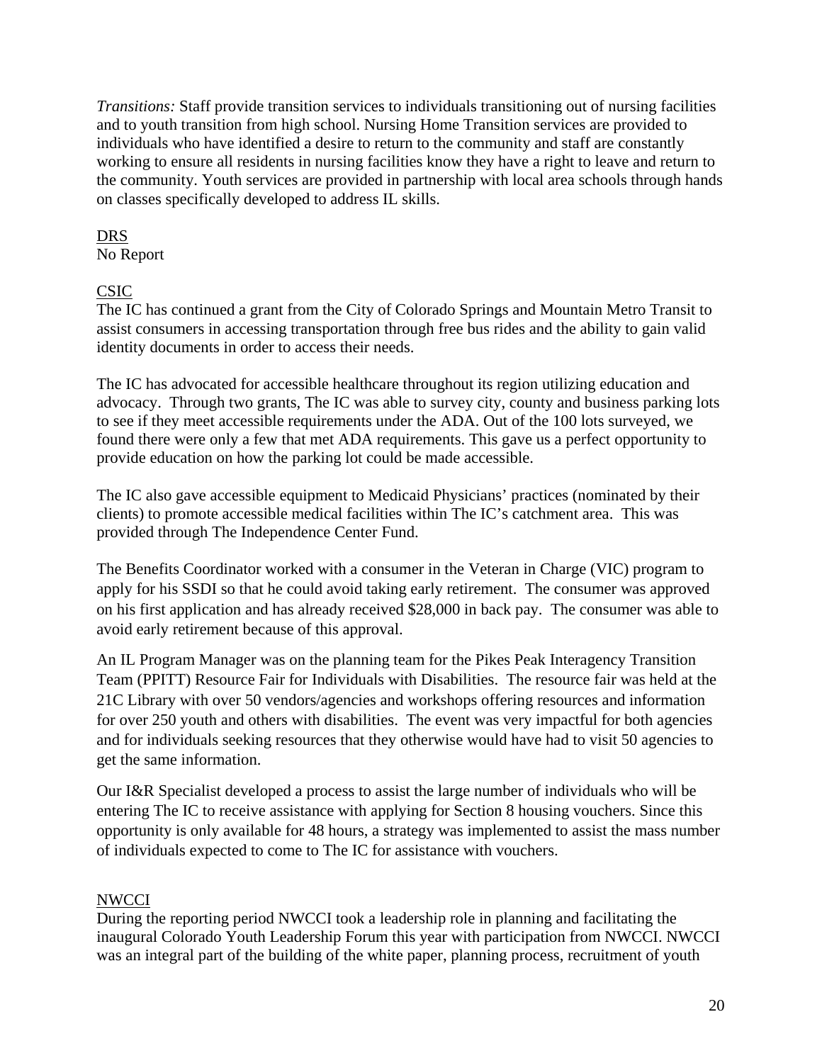*Transitions:* Staff provide transition services to individuals transitioning out of nursing facilities and to youth transition from high school. Nursing Home Transition services are provided to individuals who have identified a desire to return to the community and staff are constantly working to ensure all residents in nursing facilities know they have a right to leave and return to the community. Youth services are provided in partnership with local area schools through hands on classes specifically developed to address IL skills.

<u>DRS</u>
No Report

<u>CSIC</u>
The IC has continued a grant from the City of Colorado Springs and Mountain Metro Transit to assist consumers in accessing transportation through free bus rides and the ability to gain valid identity documents in order to access their needs.

The IC has advocated for accessible healthcare throughout its region utilizing education and advocacy. Through two grants, The IC was able to survey city, county and business parking lots to see if they meet accessible requirements under the ADA. Out of the 100 lots surveyed, we found there were only a few that met ADA requirements. This gave us a perfect opportunity to provide education on how the parking lot could be made accessible.

The IC also gave accessible equipment to Medicaid Physicians' practices (nominated by their clients) to promote accessible medical facilities within The IC's catchment area. This was provided through The Independence Center Fund.

The Benefits Coordinator worked with a consumer in the Veteran in Charge (VIC) program to apply for his SSDI so that he could avoid taking early retirement. The consumer was approved on his first application and has already received $28,000 in back pay. The consumer was able to avoid early retirement because of this approval.

An IL Program Manager was on the planning team for the Pikes Peak Interagency Transition Team (PPITT) Resource Fair for Individuals with Disabilities. The resource fair was held at the 21C Library with over 50 vendors/agencies and workshops offering resources and information for over 250 youth and others with disabilities. The event was very impactful for both agencies and for individuals seeking resources that they otherwise would have had to visit 50 agencies to get the same information.

Our I&R Specialist developed a process to assist the large number of individuals who will be entering The IC to receive assistance with applying for Section 8 housing vouchers. Since this opportunity is only available for 48 hours, a strategy was implemented to assist the mass number of individuals expected to come to The IC for assistance with vouchers.

<u>NWCCI</u>
During the reporting period NWCCI took a leadership role in planning and facilitating the inaugural Colorado Youth Leadership Forum this year with participation from NWCCI. NWCCI was an integral part of the building of the white paper, planning process, recruitment of youth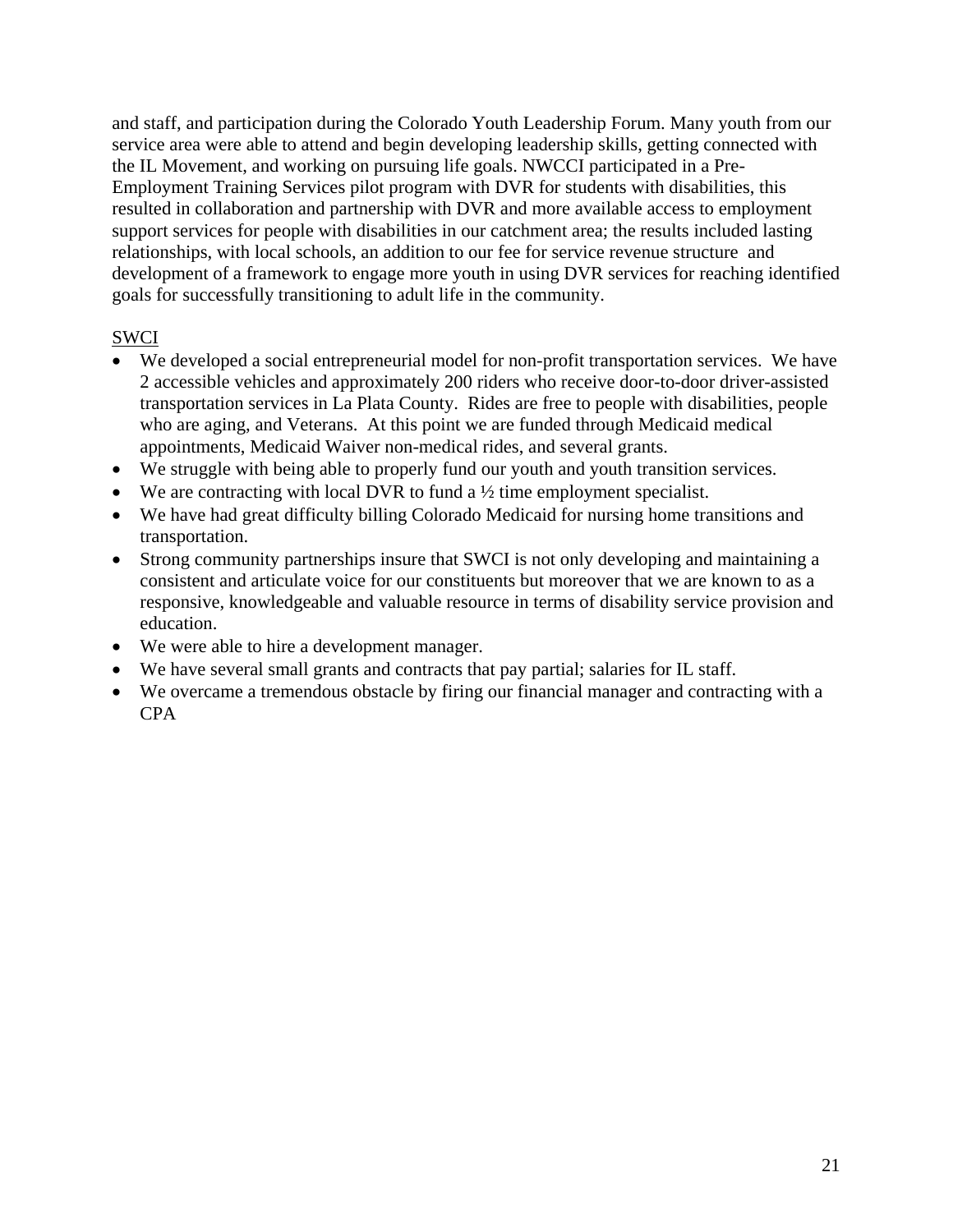and staff, and participation during the Colorado Youth Leadership Forum. Many youth from our service area were able to attend and begin developing leadership skills, getting connected with the IL Movement, and working on pursuing life goals. NWCCI participated in a Pre-Employment Training Services pilot program with DVR for students with disabilities, this resulted in collaboration and partnership with DVR and more available access to employment support services for people with disabilities in our catchment area; the results included lasting relationships, with local schools, an addition to our fee for service revenue structure and development of a framework to engage more youth in using DVR services for reaching identified goals for successfully transitioning to adult life in the community.

<u>SWCI</u>

- We developed a social entrepreneurial model for non-profit transportation services. We have 2 accessible vehicles and approximately 200 riders who receive door-to-door driver-assisted transportation services in La Plata County. Rides are free to people with disabilities, people who are aging, and Veterans. At this point we are funded through Medicaid medical appointments, Medicaid Waiver non-medical rides, and several grants.
- We struggle with being able to properly fund our youth and youth transition services.
- We are contracting with local DVR to fund a ½ time employment specialist.
- We have had great difficulty billing Colorado Medicaid for nursing home transitions and transportation.
- Strong community partnerships insure that SWCI is not only developing and maintaining a consistent and articulate voice for our constituents but moreover that we are known to as a responsive, knowledgeable and valuable resource in terms of disability service provision and education.
- We were able to hire a development manager.
- We have several small grants and contracts that pay partial; salaries for IL staff.
- We overcame a tremendous obstacle by firing our financial manager and contracting with a CPA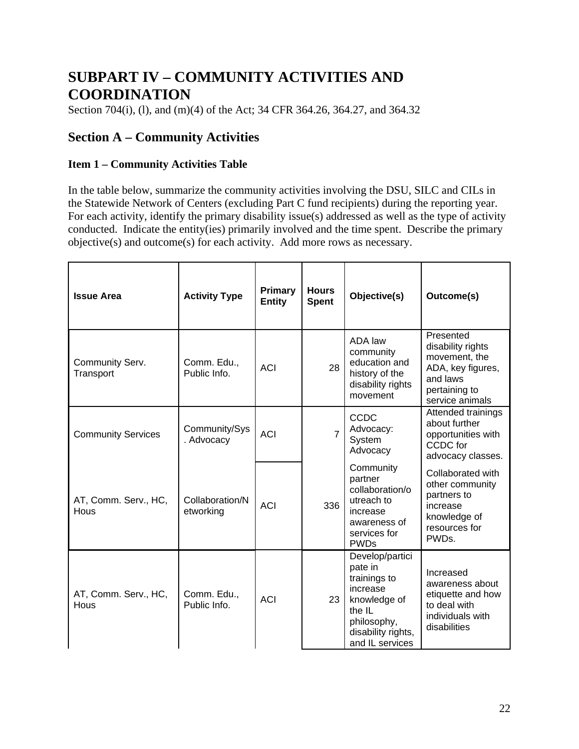# SUBPART IV – COMMUNITY ACTIVITIES AND COORDINATION

Section 704(i), (l), and (m)(4) of the Act; 34 CFR 364.26, 364.27, and 364.32

## Section A – Community Activities

### Item 1 – Community Activities Table

In the table below, summarize the community activities involving the DSU, SILC and CILs in the Statewide Network of Centers (excluding Part C fund recipients) during the reporting year. For each activity, identify the primary disability issue(s) addressed as well as the type of activity conducted. Indicate the entity(ies) primarily involved and the time spent. Describe the primary objective(s) and outcome(s) for each activity. Add more rows as necessary.

| Issue Area | Activity Type | Primary Entity | Hours Spent | Objective(s) | Outcome(s) |
|---|---|---|---|---|---|
| Community Serv. Transport | Comm. Edu., Public Info. | ACI | 28 | ADA law community education and history of the disability rights movement | Presented disability rights movement, the ADA, key figures, and laws pertaining to service animals |
| Community Services | Community/Sys. Advocacy | ACI | 7 | CCDC Advocacy: System Advocacy | Attended trainings about further opportunities with CCDC for advocacy classes. |
| AT, Comm. Serv., HC, Hous | Collaboration/Networking | ACI | 336 | Community partner collaboration/outreach to increase awareness of services for PWDs | Collaborated with other community partners to increase knowledge of resources for PWDs. |
| AT, Comm. Serv., HC, Hous | Comm. Edu., Public Info. | ACI | 23 | Develop/participate in trainings to increase knowledge of the IL philosophy, disability rights, and IL services | Increased awareness about etiquette and how to deal with individuals with disabilities |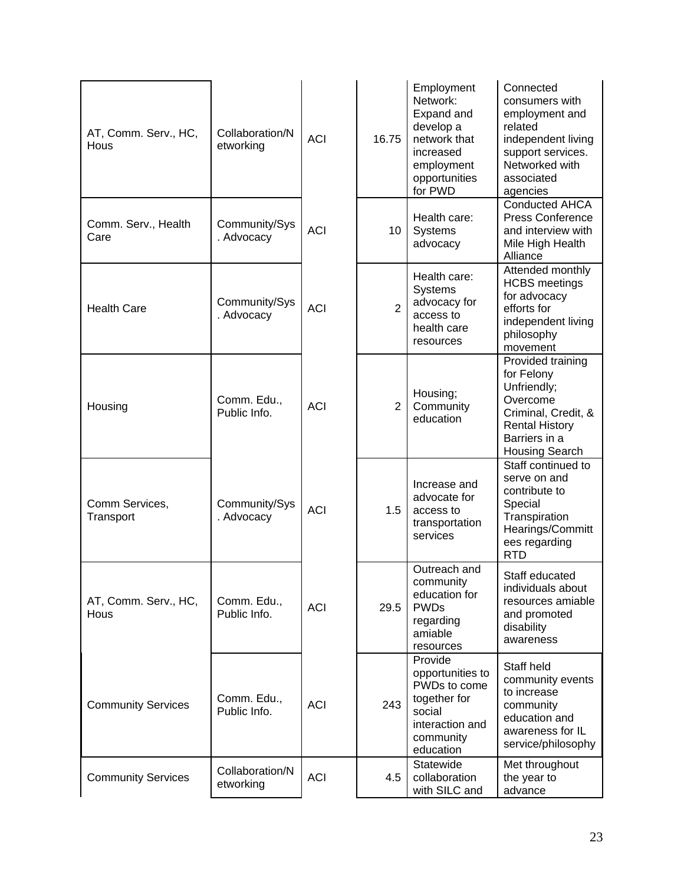| | | | | | |
|---|---|---|---|---|---|
| AT, Comm. Serv., HC, Hous | Collaboration/Networking | ACI | 16.75 | Employment Network: Expand and develop a network that increased employment opportunities for PWD | Connected consumers with employment and related independent living support services. Networked with associated agencies |
| Comm. Serv., Health Care | Community/Sys. Advocacy | ACI | 10 | Health care: Systems advocacy | Conducted AHCA Press Conference and interview with Mile High Health Alliance |
| Health Care | Community/Sys. Advocacy | ACI | 2 | Health care: Systems advocacy for access to health care resources | Attended monthly HCBS meetings for advocacy efforts for independent living philosophy movement |
| Housing | Comm. Edu., Public Info. | ACI | 2 | Housing; Community education | Provided training for Felony Unfriendly; Overcome Criminal, Credit, & Rental History Barriers in a Housing Search |
| Comm Services, Transport | Community/Sys. Advocacy | ACI | 1.5 | Increase and advocate for access to transportation services | Staff continued to serve on and contribute to Special Transpiration Hearings/Committees regarding RTD |
| AT, Comm. Serv., HC, Hous | Comm. Edu., Public Info. | ACI | 29.5 | Outreach and community education for PWDs regarding amiable resources | Staff educated individuals about resources amiable and promoted disability awareness |
| Community Services | Comm. Edu., Public Info. | ACI | 243 | Provide opportunities to PWDs to come together for social interaction and community education | Staff held community events to increase community education and awareness for IL service/philosophy |
| Community Services | Collaboration/Networking | ACI | 4.5 | Statewide collaboration with SILC and | Met throughout the year to advance |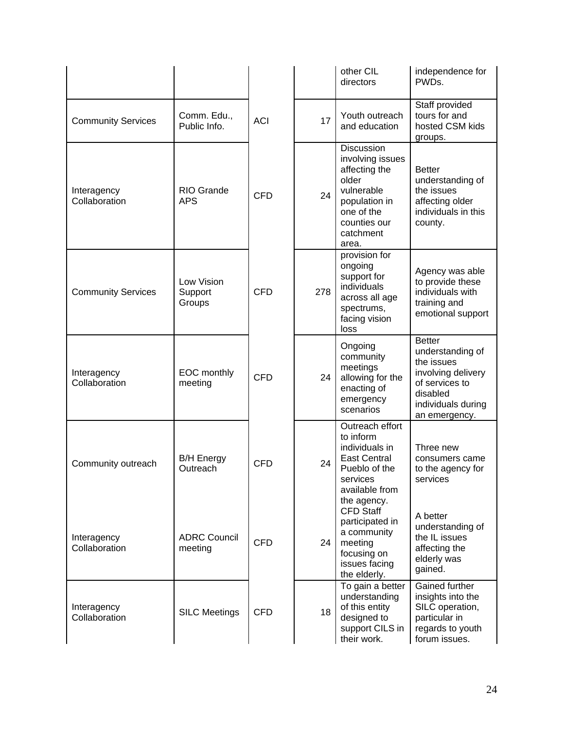| | | | | | |
|---|---|---|---|---|---|
| | | | | other CIL directors | independence for PWDs. |
| Community Services | Comm. Edu., Public Info. | ACI | 17 | Youth outreach and education | Staff provided tours for and hosted CSM kids groups. |
| Interagency Collaboration | RIO Grande APS | CFD | 24 | Discussion involving issues affecting the older vulnerable population in one of the counties our catchment area. | Better understanding of the issues affecting older individuals in this county. |
| Community Services | Low Vision Support Groups | CFD | 278 | provision for ongoing support for individuals across all age spectrums, facing vision loss | Agency was able to provide these individuals with training and emotional support |
| Interagency Collaboration | EOC monthly meeting | CFD | 24 | Ongoing community meetings allowing for the enacting of emergency scenarios | Better understanding of the issues involving delivery of services to disabled individuals during an emergency. |
| Community outreach | B/H Energy Outreach | CFD | 24 | Outreach effort to inform individuals in East Central Pueblo of the services available from the agency. | Three new consumers came to the agency for services |
| Interagency Collaboration | ADRC Council meeting | CFD | 24 | CFD Staff participated in a community meeting focusing on issues facing the elderly. | A better understanding of the IL issues affecting the elderly was gained. |
| Interagency Collaboration | SILC Meetings | CFD | 18 | To gain a better understanding of this entity designed to support CILS in their work. | Gained further insights into the SILC operation, particular in regards to youth forum issues. |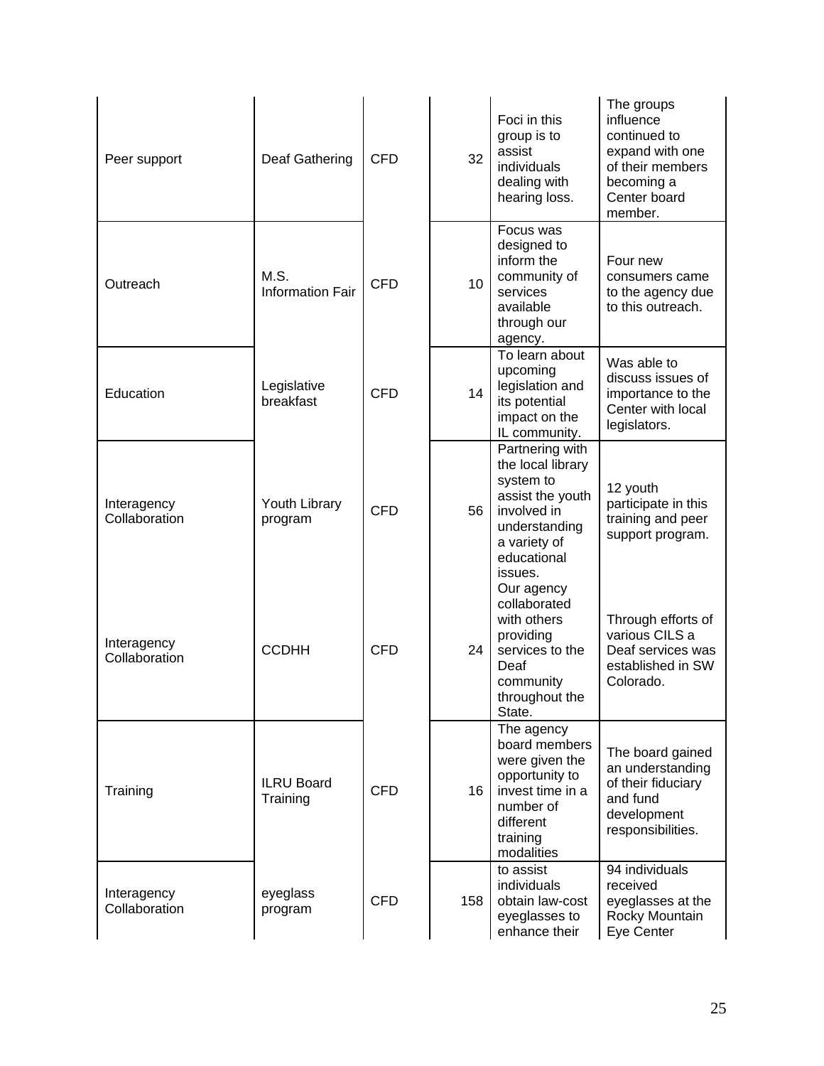| | | | | | |
|---|---|---|---|---|---|
| Peer support | Deaf Gathering | CFD | 32 | Foci in this group is to assist individuals dealing with hearing loss. | The groups influence continued to expand with one of their members becoming a Center board member. |
| Outreach | M.S. Information Fair | CFD | 10 | Focus was designed to inform the community of services available through our agency. | Four new consumers came to the agency due to this outreach. |
| Education | Legislative breakfast | CFD | 14 | To learn about upcoming legislation and its potential impact on the IL community. | Was able to discuss issues of importance to the Center with local legislators. |
| Interagency Collaboration | Youth Library program | CFD | 56 | Partnering with the local library system to assist the youth involved in understanding a variety of educational issues. | 12 youth participate in this training and peer support program. |
| Interagency Collaboration | CCDHH | CFD | 24 | Our agency collaborated with others providing services to the Deaf community throughout the State. | Through efforts of various CILS a Deaf services was established in SW Colorado. |
| Training | ILRU Board Training | CFD | 16 | The agency board members were given the opportunity to invest time in a number of different training modalities | The board gained an understanding of their fiduciary and fund development responsibilities. |
| Interagency Collaboration | eyeglass program | CFD | 158 | to assist individuals obtain law-cost eyeglasses to enhance their | 94 individuals received eyeglasses at the Rocky Mountain Eye Center |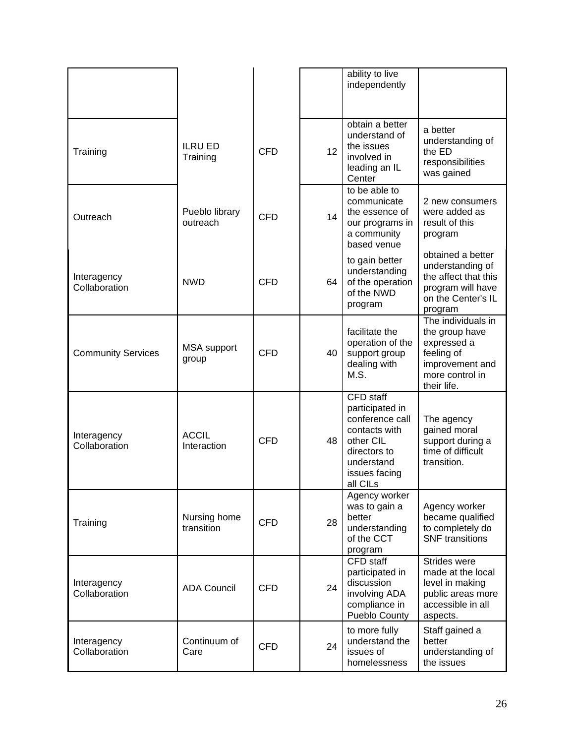| | | | | | |
|---|---|---|---|---|---|
| | | | | ability to live independently | |
| Training | ILRU ED Training | CFD | 12 | obtain a better understand of the issues involved in leading an IL Center | a better understanding of the ED responsibilities was gained |
| Outreach | Pueblo library outreach | CFD | 14 | to be able to communicate the essence of our programs in a community based venue | 2 new consumers were added as result of this program |
| Interagency Collaboration | NWD | CFD | 64 | to gain better understanding of the operation of the NWD program | obtained a better understanding of the affect that this program will have on the Center's IL program |
| Community Services | MSA support group | CFD | 40 | facilitate the operation of the support group dealing with M.S. | The individuals in the group have expressed a feeling of improvement and more control in their life. |
| Interagency Collaboration | ACCIL Interaction | CFD | 48 | CFD staff participated in conference call contacts with other CIL directors to understand issues facing all CILs | The agency gained moral support during a time of difficult transition. |
| Training | Nursing home transition | CFD | 28 | Agency worker was to gain a better understanding of the CCT program | Agency worker became qualified to completely do SNF transitions |
| Interagency Collaboration | ADA Council | CFD | 24 | CFD staff participated in discussion involving ADA compliance in Pueblo County | Strides were made at the local level in making public areas more accessible in all aspects. |
| Interagency Collaboration | Continuum of Care | CFD | 24 | to more fully understand the issues of homelessness | Staff gained a better understanding of the issues |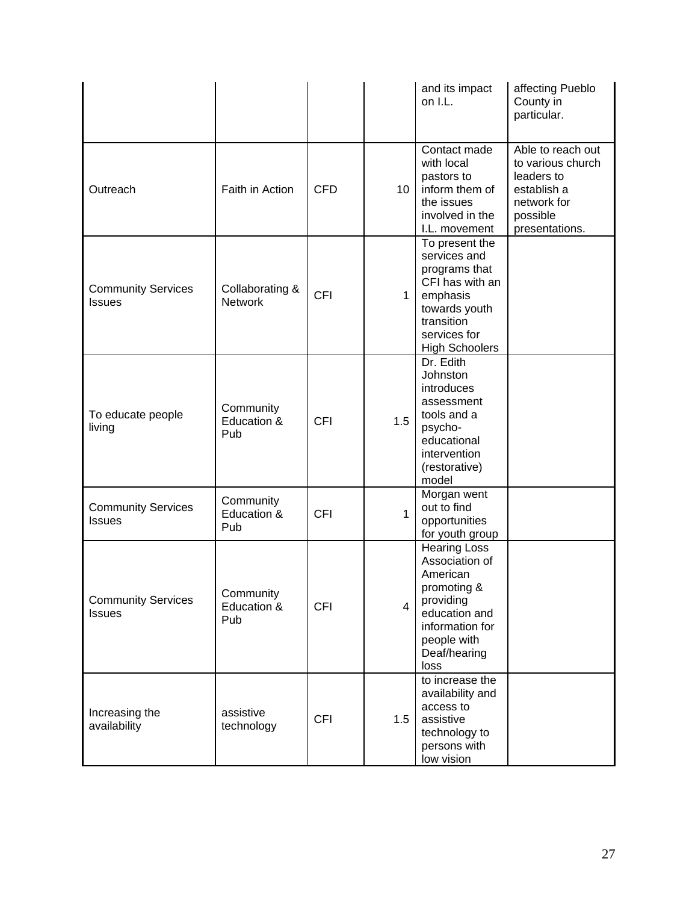| | | | | | |
|---|---|---|---|---|---|
| | | | | and its impact on I.L. | affecting Pueblo County in particular. |
| Outreach | Faith in Action | CFD | 10 | Contact made with local pastors to inform them of the issues involved in the I.L. movement | Able to reach out to various church leaders to establish a network for possible presentations. |
| Community Services Issues | Collaborating & Network | CFI | 1 | To present the services and programs that CFI has with an emphasis towards youth transition services for High Schoolers | |
| To educate people living | Community Education & Pub | CFI | 1.5 | Dr. Edith Johnston introduces assessment tools and a psycho-educational intervention (restorative) model | |
| Community Services Issues | Community Education & Pub | CFI | 1 | Morgan went out to find opportunities for youth group | |
| Community Services Issues | Community Education & Pub | CFI | 4 | Hearing Loss Association of American promoting & providing education and information for people with Deaf/hearing loss | |
| Increasing the availability | assistive technology | CFI | 1.5 | to increase the availability and access to assistive technology to persons with low vision | |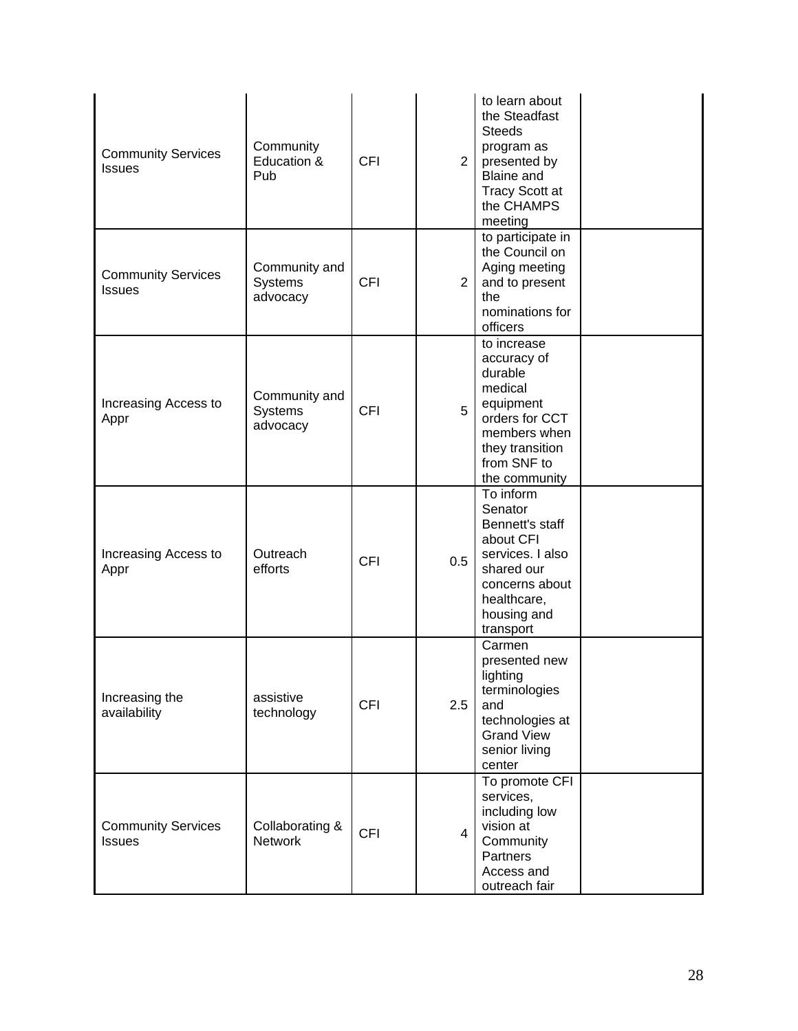| | | | | | |
|---|---|---|---|---|---|
| Community Services Issues | Community Education & Pub | CFI | 2 | to learn about the Steadfast Steeds program as presented by Blaine and Tracy Scott at the CHAMPS meeting | |
| Community Services Issues | Community and Systems advocacy | CFI | 2 | to participate in the Council on Aging meeting and to present the nominations for officers | |
| Increasing Access to Appr | Community and Systems advocacy | CFI | 5 | to increase accuracy of durable medical equipment orders for CCT members when they transition from SNF to the community | |
| Increasing Access to Appr | Outreach efforts | CFI | 0.5 | To inform Senator Bennett's staff about CFI services. I also shared our concerns about healthcare, housing and transport | |
| Increasing the availability | assistive technology | CFI | 2.5 | Carmen presented new lighting terminologies and technologies at Grand View senior living center | |
| Community Services Issues | Collaborating & Network | CFI | 4 | To promote CFI services, including low vision at Community Partners Access and outreach fair | |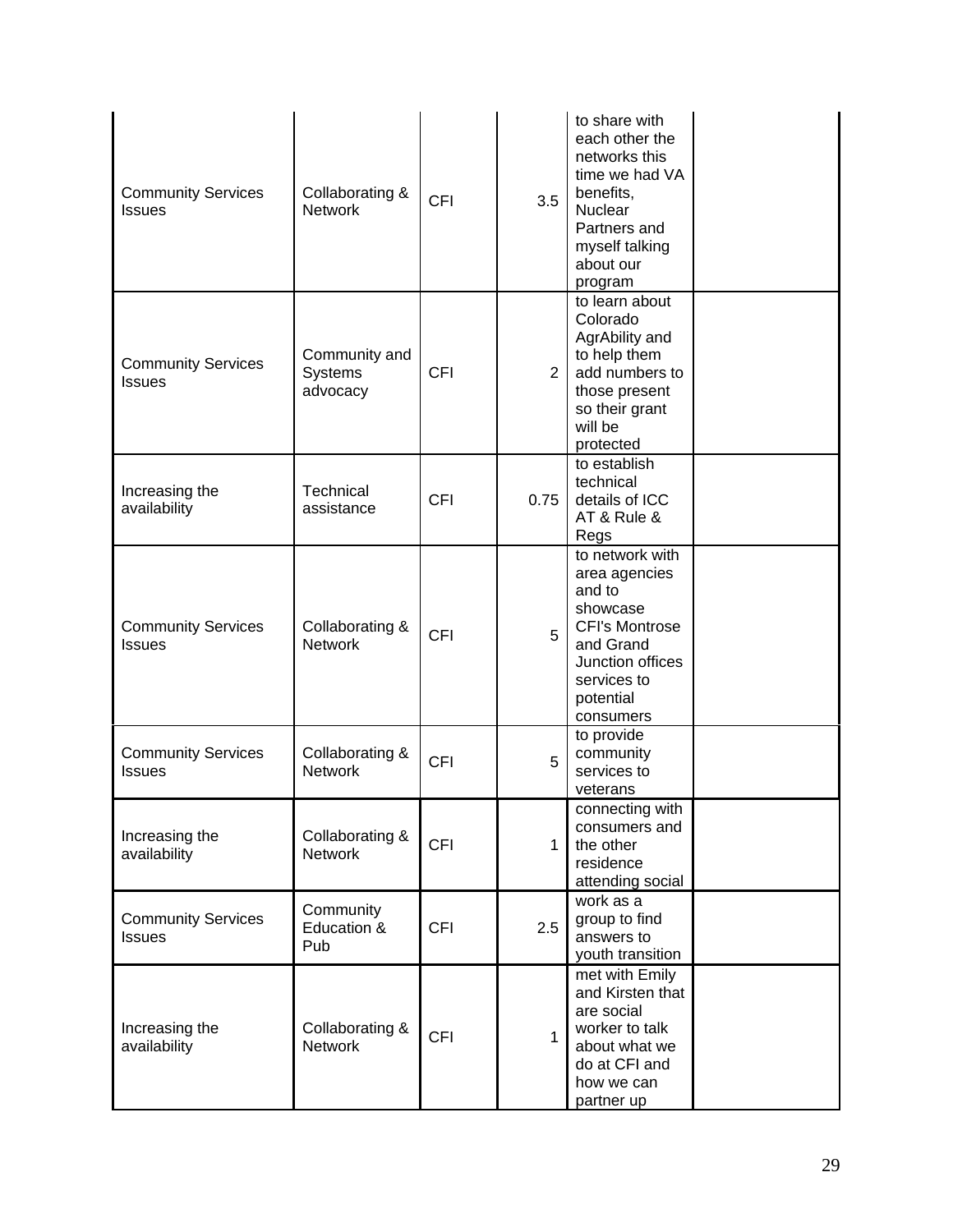| | | | | | |
|---|---|---|---|---|---|
| Community Services Issues | Collaborating & Network | CFI | 3.5 | to share with each other the networks this time we had VA benefits, Nuclear Partners and myself talking about our program | |
| Community Services Issues | Community and Systems advocacy | CFI | 2 | to learn about Colorado AgrAbility and to help them add numbers to those present so their grant will be protected | |
| Increasing the availability | Technical assistance | CFI | 0.75 | to establish technical details of ICC AT & Rule & Regs | |
| Community Services Issues | Collaborating & Network | CFI | 5 | to network with area agencies and to showcase CFI's Montrose and Grand Junction offices services to potential consumers | |
| Community Services Issues | Collaborating & Network | CFI | 5 | to provide community services to veterans | |
| Increasing the availability | Collaborating & Network | CFI | 1 | connecting with consumers and the other residence attending social | |
| Community Services Issues | Community Education & Pub | CFI | 2.5 | work as a group to find answers to youth transition | |
| Increasing the availability | Collaborating & Network | CFI | 1 | met with Emily and Kirsten that are social worker to talk about what we do at CFI and how we can partner up | |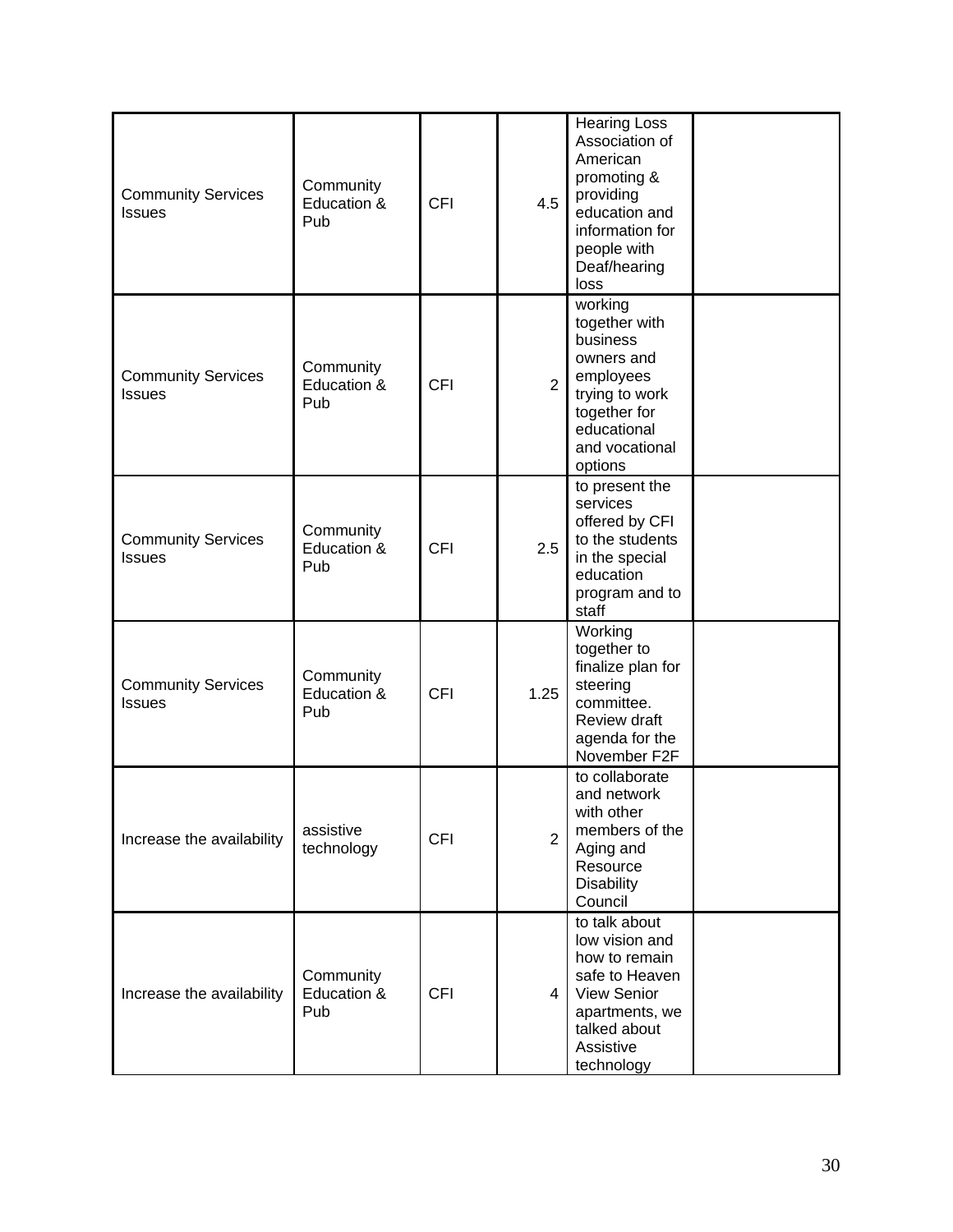| | | | | | |
|---|---|---|---|---|---|
| Community Services Issues | Community Education & Pub | CFI | 4.5 | Hearing Loss Association of American promoting & providing education and information for people with Deaf/hearing loss | |
| Community Services Issues | Community Education & Pub | CFI | 2 | working together with business owners and employees trying to work together for educational and vocational options | |
| Community Services Issues | Community Education & Pub | CFI | 2.5 | to present the services offered by CFI to the students in the special education program and to staff | |
| Community Services Issues | Community Education & Pub | CFI | 1.25 | Working together to finalize plan for steering committee. Review draft agenda for the November F2F | |
| Increase the availability | assistive technology | CFI | 2 | to collaborate and network with other members of the Aging and Resource Disability Council | |
| Increase the availability | Community Education & Pub | CFI | 4 | to talk about low vision and how to remain safe to Heaven View Senior apartments, we talked about Assistive technology | |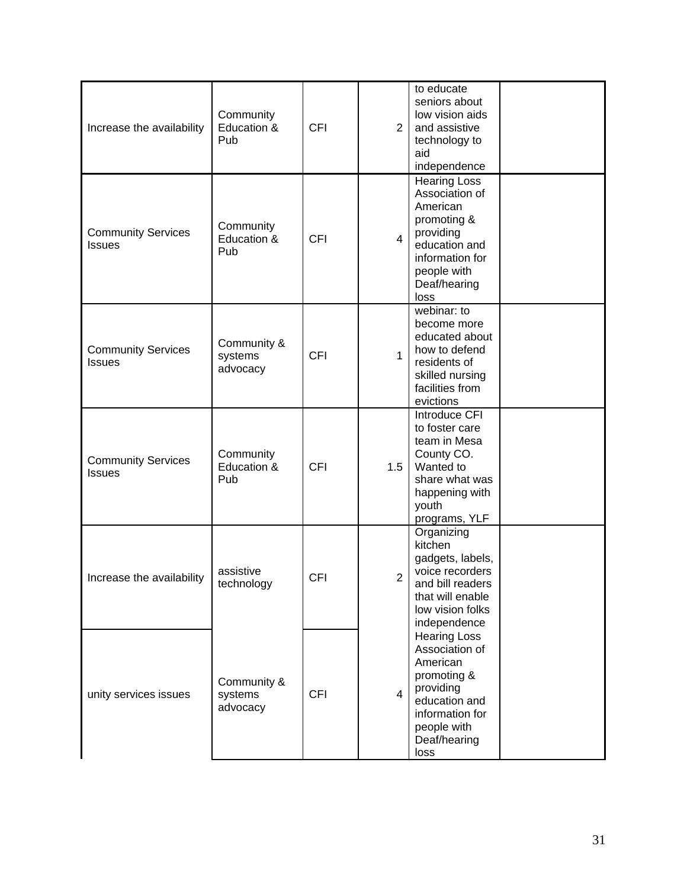| | | | | | |
|---|---|---|---|---|---|
| Increase the availability | Community Education & Pub | CFI | 2 | to educate seniors about low vision aids and assistive technology to aid independence | |
| Community Services Issues | Community Education & Pub | CFI | 4 | Hearing Loss Association of American promoting & providing education and information for people with Deaf/hearing loss | |
| Community Services Issues | Community & systems advocacy | CFI | 1 | webinar: to become more educated about how to defend residents of skilled nursing facilities from evictions | |
| Community Services Issues | Community Education & Pub | CFI | 1.5 | Introduce CFI to foster care team in Mesa County CO. Wanted to share what was happening with youth programs, YLF | |
| Increase the availability | assistive technology | CFI | 2 | Organizing kitchen gadgets, labels, voice recorders and bill readers that will enable low vision folks independence | |
| unity services issues | Community & systems advocacy | CFI | 4 | Hearing Loss Association of American promoting & providing education and information for people with Deaf/hearing loss | |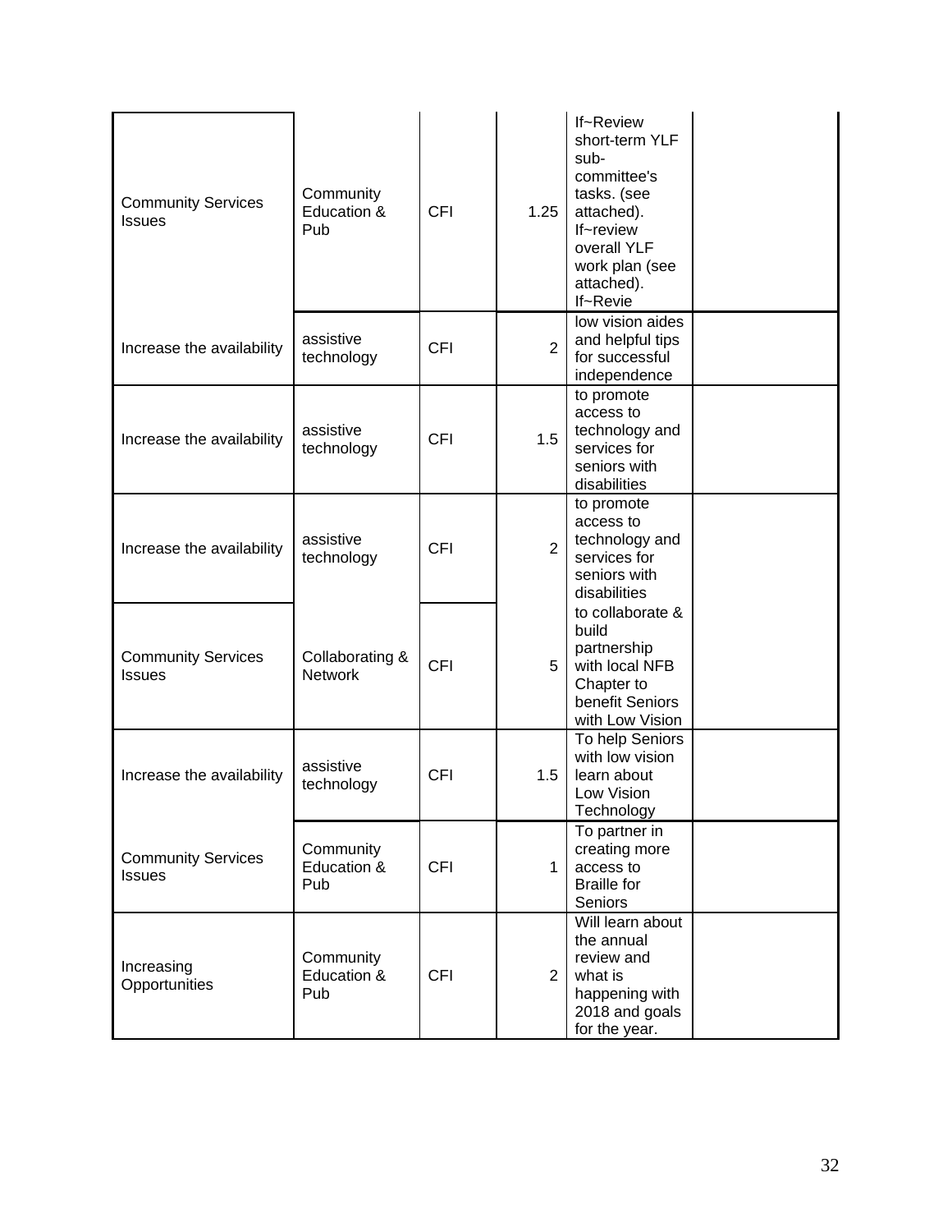| | | | | | |
|---|---|---|---|---|---|
| Community Services Issues | Community Education & Pub | CFI | 1.25 | If~Review short-term YLF sub-committee's tasks. (see attached). If~review overall YLF work plan (see attached). If~Revie | |
| Increase the availability | assistive technology | CFI | 2 | low vision aides and helpful tips for successful independence | |
| Increase the availability | assistive technology | CFI | 1.5 | to promote access to technology and services for seniors with disabilities | |
| Increase the availability | assistive technology | CFI | 2 | to promote access to technology and services for seniors with disabilities | |
| Community Services Issues | Collaborating & Network | CFI | 5 | to collaborate & build partnership with local NFB Chapter to benefit Seniors with Low Vision | |
| Increase the availability | assistive technology | CFI | 1.5 | To help Seniors with low vision learn about Low Vision Technology | |
| Community Services Issues | Community Education & Pub | CFI | 1 | To partner in creating more access to Braille for Seniors | |
| Increasing Opportunities | Community Education & Pub | CFI | 2 | Will learn about the annual review and what is happening with 2018 and goals for the year. | |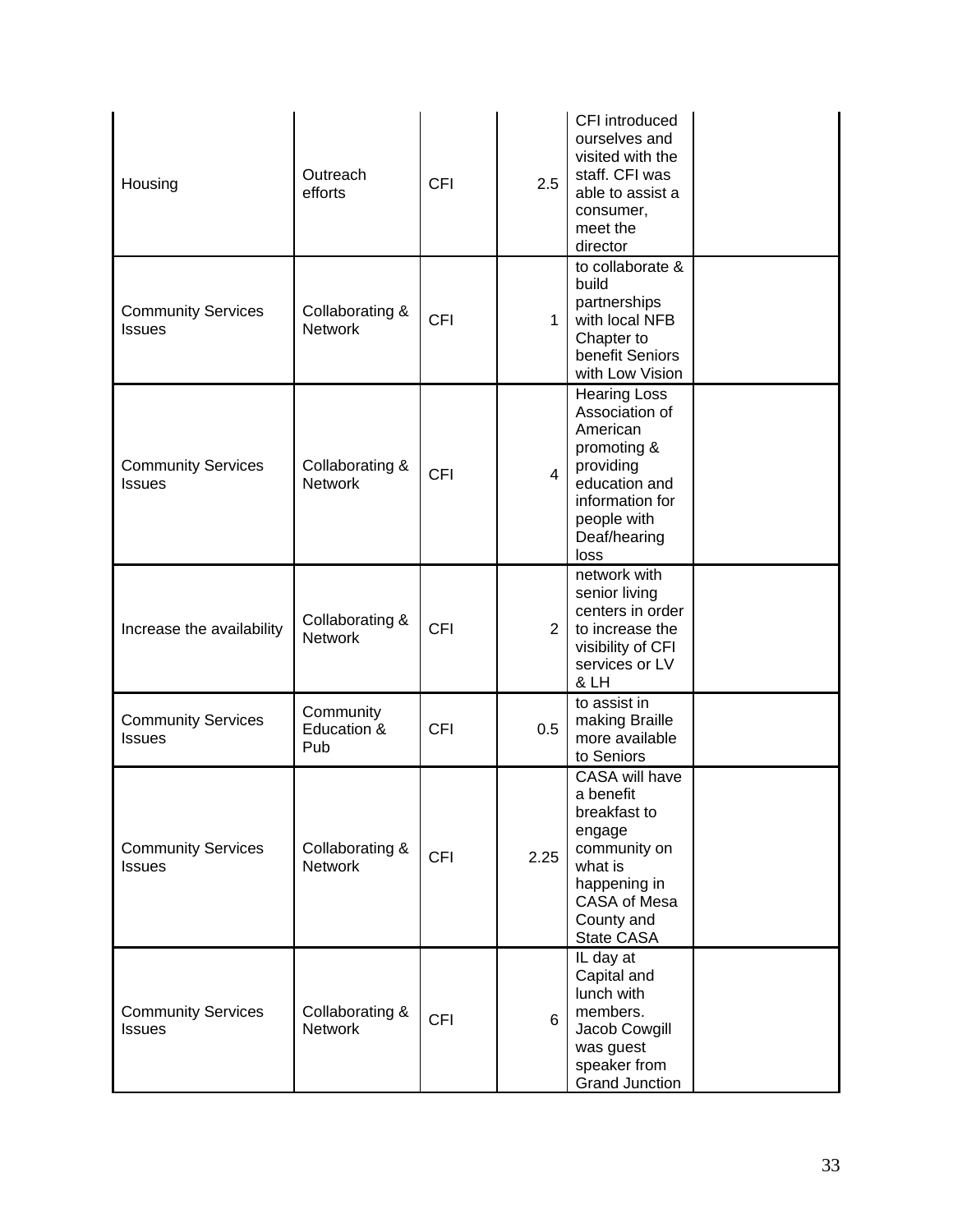| | | | | | |
|---|---|---|---|---|---|
| Housing | Outreach efforts | CFI | 2.5 | CFI introduced ourselves and visited with the staff. CFI was able to assist a consumer, meet the director | |
| Community Services Issues | Collaborating & Network | CFI | 1 | to collaborate & build partnerships with local NFB Chapter to benefit Seniors with Low Vision | |
| Community Services Issues | Collaborating & Network | CFI | 4 | Hearing Loss Association of American promoting & providing education and information for people with Deaf/hearing loss | |
| Increase the availability | Collaborating & Network | CFI | 2 | network with senior living centers in order to increase the visibility of CFI services or LV & LH | |
| Community Services Issues | Community Education & Pub | CFI | 0.5 | to assist in making Braille more available to Seniors | |
| Community Services Issues | Collaborating & Network | CFI | 2.25 | CASA will have a benefit breakfast to engage community on what is happening in CASA of Mesa County and State CASA | |
| Community Services Issues | Collaborating & Network | CFI | 6 | IL day at Capital and lunch with members. Jacob Cowgill was guest speaker from Grand Junction | |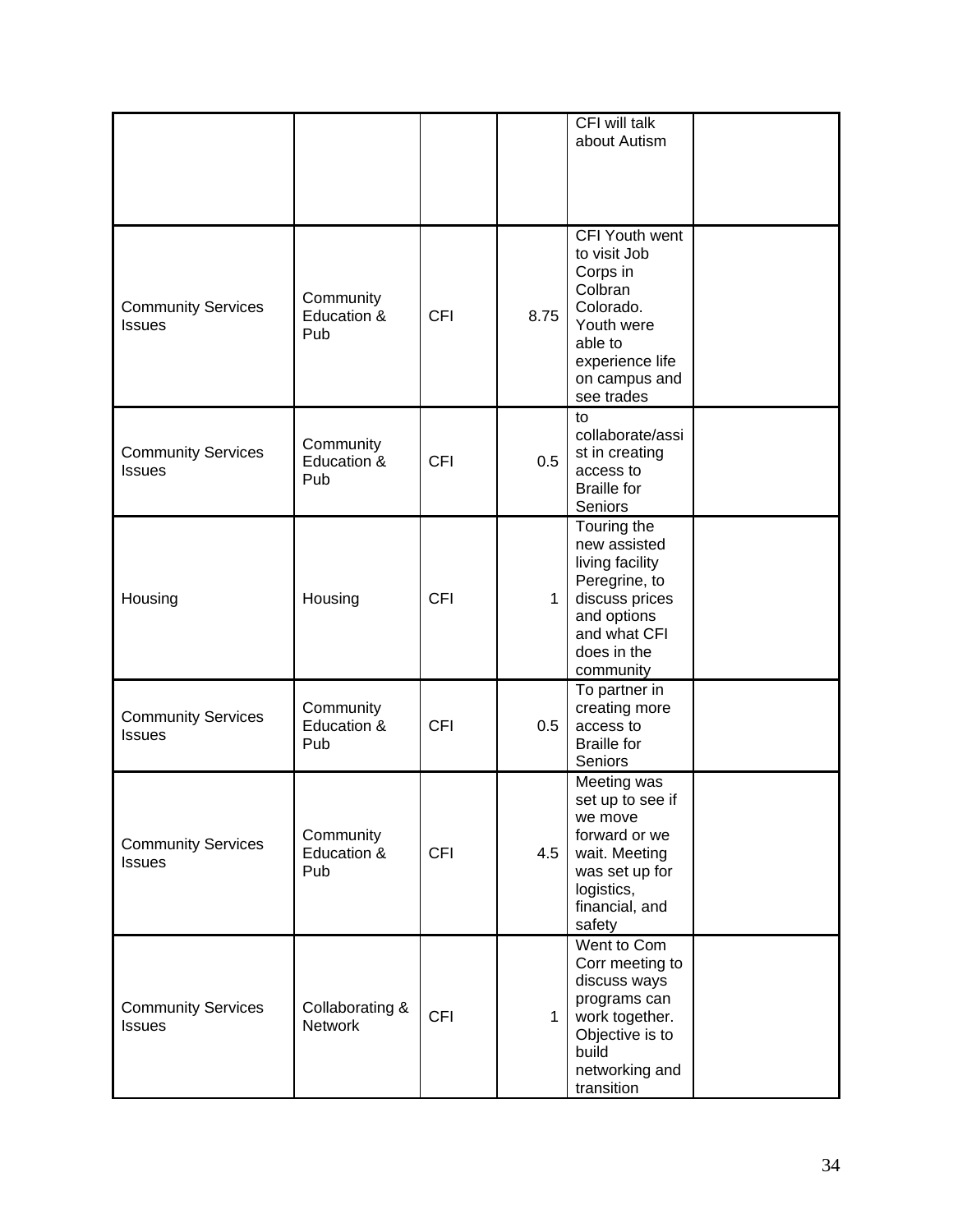| | | | | | |
|---|---|---|---|---|---|
| | | | | CFI will talk about Autism | |
| Community Services Issues | Community Education & Pub | CFI | 8.75 | CFI Youth went to visit Job Corps in Colbran Colorado. Youth were able to experience life on campus and see trades | |
| Community Services Issues | Community Education & Pub | CFI | 0.5 | to collaborate/assist in creating access to Braille for Seniors | |
| Housing | Housing | CFI | 1 | Touring the new assisted living facility Peregrine, to discuss prices and options and what CFI does in the community | |
| Community Services Issues | Community Education & Pub | CFI | 0.5 | To partner in creating more access to Braille for Seniors | |
| Community Services Issues | Community Education & Pub | CFI | 4.5 | Meeting was set up to see if we move forward or we wait. Meeting was set up for logistics, financial, and safety | |
| Community Services Issues | Collaborating & Network | CFI | 1 | Went to Com Corr meeting to discuss ways programs can work together. Objective is to build networking and transition | |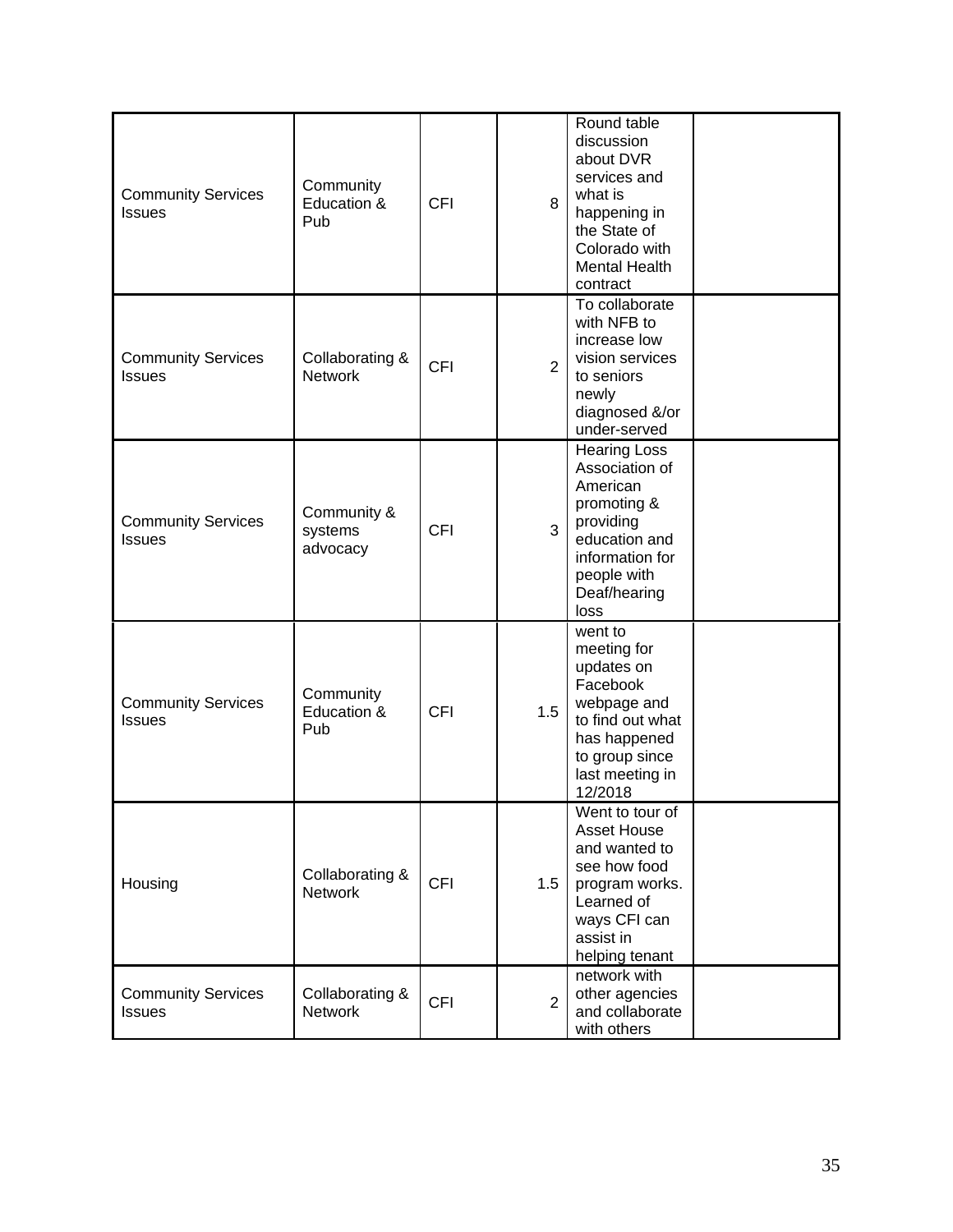| | | | | | |
|---|---|---|---|---|---|
| Community Services Issues | Community Education & Pub | CFI | 8 | Round table discussion about DVR services and what is happening in the State of Colorado with Mental Health contract | |
| Community Services Issues | Collaborating & Network | CFI | 2 | To collaborate with NFB to increase low vision services to seniors newly diagnosed &/or under-served | |
| Community Services Issues | Community & systems advocacy | CFI | 3 | Hearing Loss Association of American promoting & providing education and information for people with Deaf/hearing loss | |
| Community Services Issues | Community Education & Pub | CFI | 1.5 | went to meeting for updates on Facebook webpage and to find out what has happened to group since last meeting in 12/2018 | |
| Housing | Collaborating & Network | CFI | 1.5 | Went to tour of Asset House and wanted to see how food program works. Learned of ways CFI can assist in helping tenant | |
| Community Services Issues | Collaborating & Network | CFI | 2 | network with other agencies and collaborate with others | |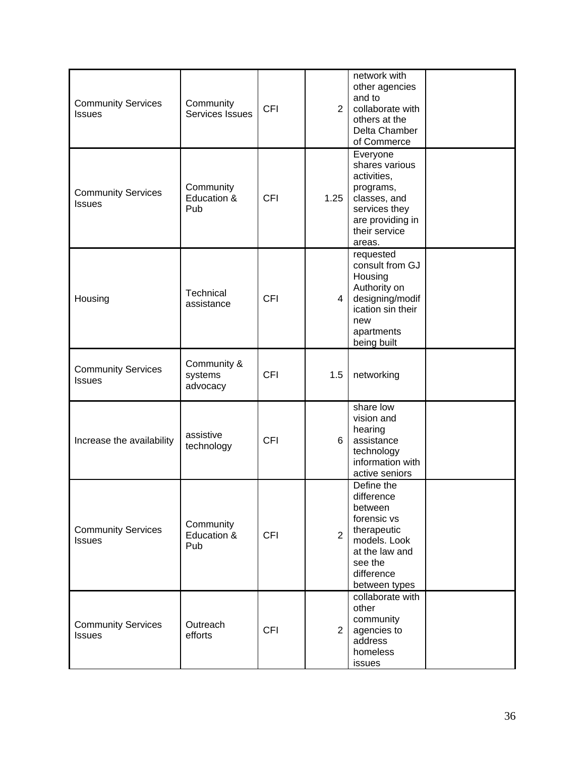| | | | | | |
|---|---|---|---|---|---|
| Community Services Issues | Community Services Issues | CFI | 2 | network with other agencies and to collaborate with others at the Delta Chamber of Commerce | |
| Community Services Issues | Community Education & Pub | CFI | 1.25 | Everyone shares various activities, programs, classes, and services they are providing in their service areas. | |
| Housing | Technical assistance | CFI | 4 | requested consult from GJ Housing Authority on designing/modif ication sin their new apartments being built | |
| Community Services Issues | Community & systems advocacy | CFI | 1.5 | networking | |
| Increase the availability | assistive technology | CFI | 6 | share low vision and hearing assistance technology information with active seniors | |
| Community Services Issues | Community Education & Pub | CFI | 2 | Define the difference between forensic vs therapeutic models. Look at the law and see the difference between types | |
| Community Services Issues | Outreach efforts | CFI | 2 | collaborate with other community agencies to address homeless issues | |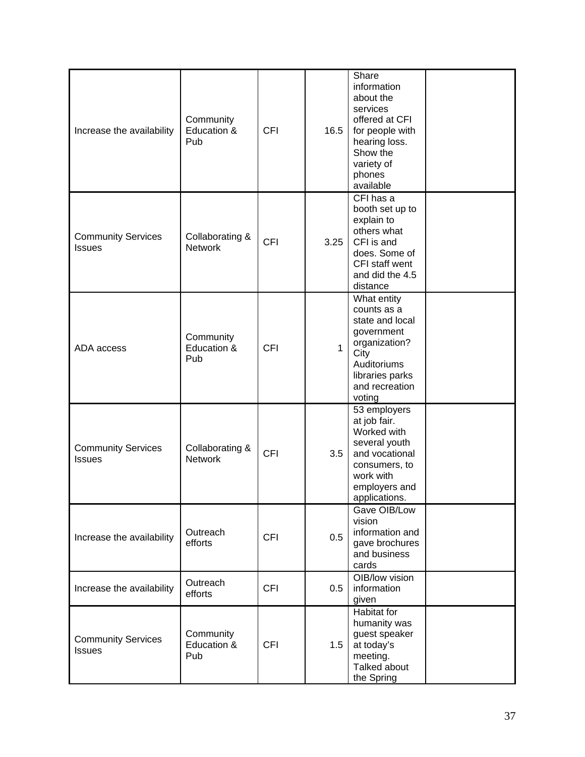| | | | | | |
|---|---|---|---|---|---|
| Increase the availability | Community Education & Pub | CFI | 16.5 | Share information about the services offered at CFI for people with hearing loss. Show the variety of phones available | |
| Community Services Issues | Collaborating & Network | CFI | 3.25 | CFI has a booth set up to explain to others what CFI is and does. Some of CFI staff went and did the 4.5 distance | |
| ADA access | Community Education & Pub | CFI | 1 | What entity counts as a state and local government organization? City Auditoriums libraries parks and recreation voting | |
| Community Services Issues | Collaborating & Network | CFI | 3.5 | 53 employers at job fair. Worked with several youth and vocational consumers, to work with employers and applications. | |
| Increase the availability | Outreach efforts | CFI | 0.5 | Gave OIB/Low vision information and gave brochures and business cards | |
| Increase the availability | Outreach efforts | CFI | 0.5 | OIB/low vision information given | |
| Community Services Issues | Community Education & Pub | CFI | 1.5 | Habitat for humanity was guest speaker at today's meeting. Talked about the Spring | |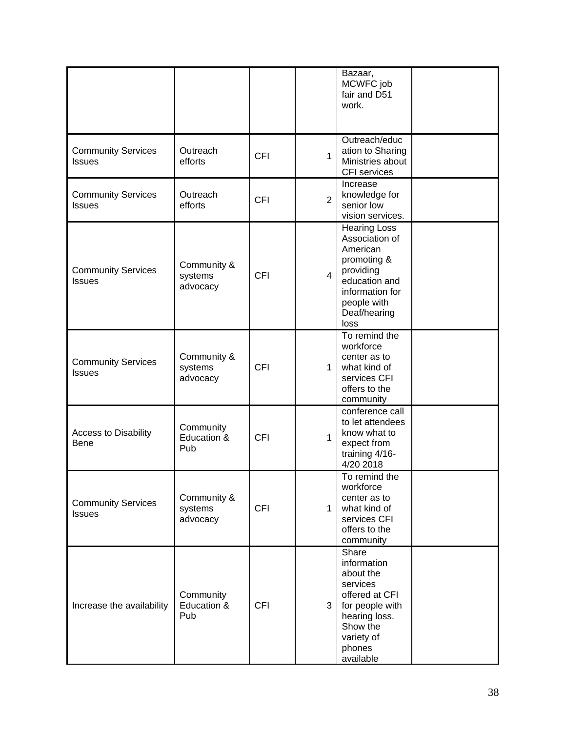| | | | | | |
|---|---|---|---|---|---|
| | | | | Bazaar, MCWFC job fair and D51 work. | |
| Community Services Issues | Outreach efforts | CFI | 1 | Outreach/education to Sharing Ministries about CFI services | |
| Community Services Issues | Outreach efforts | CFI | 2 | Increase knowledge for senior low vision services. | |
| Community Services Issues | Community & systems advocacy | CFI | 4 | Hearing Loss Association of American promoting & providing education and information for people with Deaf/hearing loss | |
| Community Services Issues | Community & systems advocacy | CFI | 1 | To remind the workforce center as to what kind of services CFI offers to the community | |
| Access to Disability Bene | Community Education & Pub | CFI | 1 | conference call to let attendees know what to expect from training 4/16-4/20 2018 | |
| Community Services Issues | Community & systems advocacy | CFI | 1 | To remind the workforce center as to what kind of services CFI offers to the community | |
| Increase the availability | Community Education & Pub | CFI | 3 | Share information about the services offered at CFI for people with hearing loss. Show the variety of phones available | |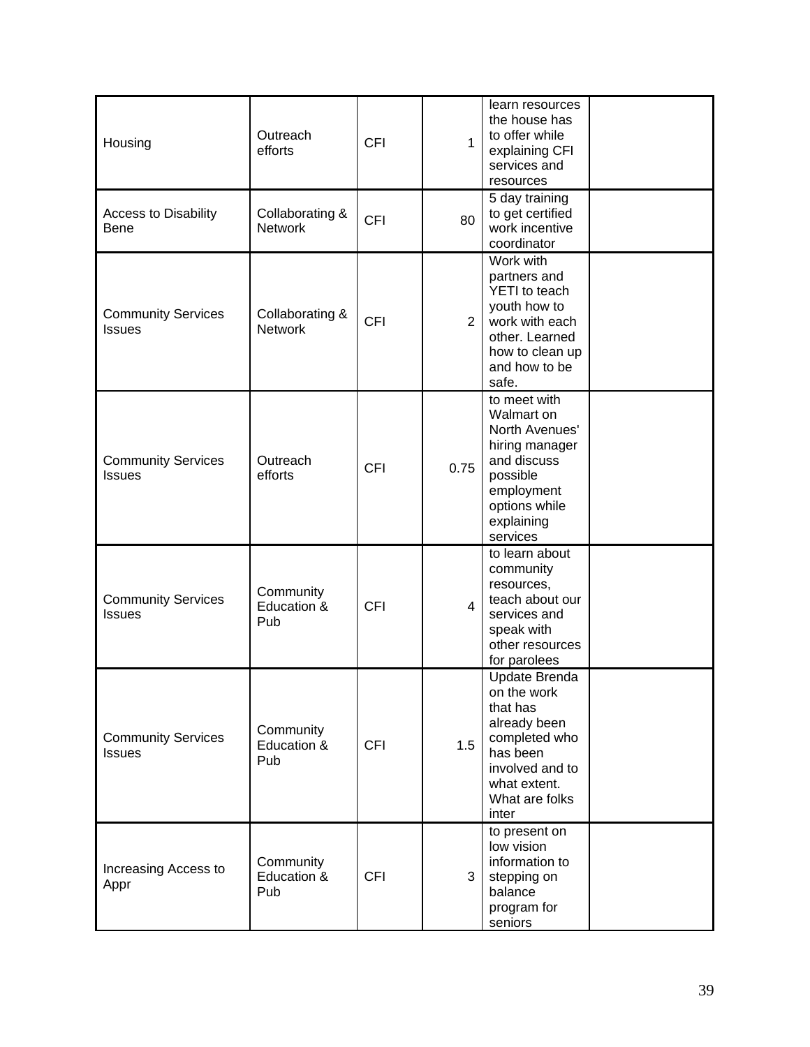| | | | | | |
|---|---|---|---|---|---|
| Housing | Outreach efforts | CFI | 1 | learn resources the house has to offer while explaining CFI services and resources | |
| Access to Disability Bene | Collaborating & Network | CFI | 80 | 5 day training to get certified work incentive coordinator | |
| Community Services Issues | Collaborating & Network | CFI | 2 | Work with partners and YETI to teach youth how to work with each other. Learned how to clean up and how to be safe. | |
| Community Services Issues | Outreach efforts | CFI | 0.75 | to meet with Walmart on North Avenues' hiring manager and discuss possible employment options while explaining services | |
| Community Services Issues | Community Education & Pub | CFI | 4 | to learn about community resources, teach about our services and speak with other resources for parolees | |
| Community Services Issues | Community Education & Pub | CFI | 1.5 | Update Brenda on the work that has already been completed who has been involved and to what extent. What are folks inter | |
| Increasing Access to Appr | Community Education & Pub | CFI | 3 | to present on low vision information to stepping on balance program for seniors | |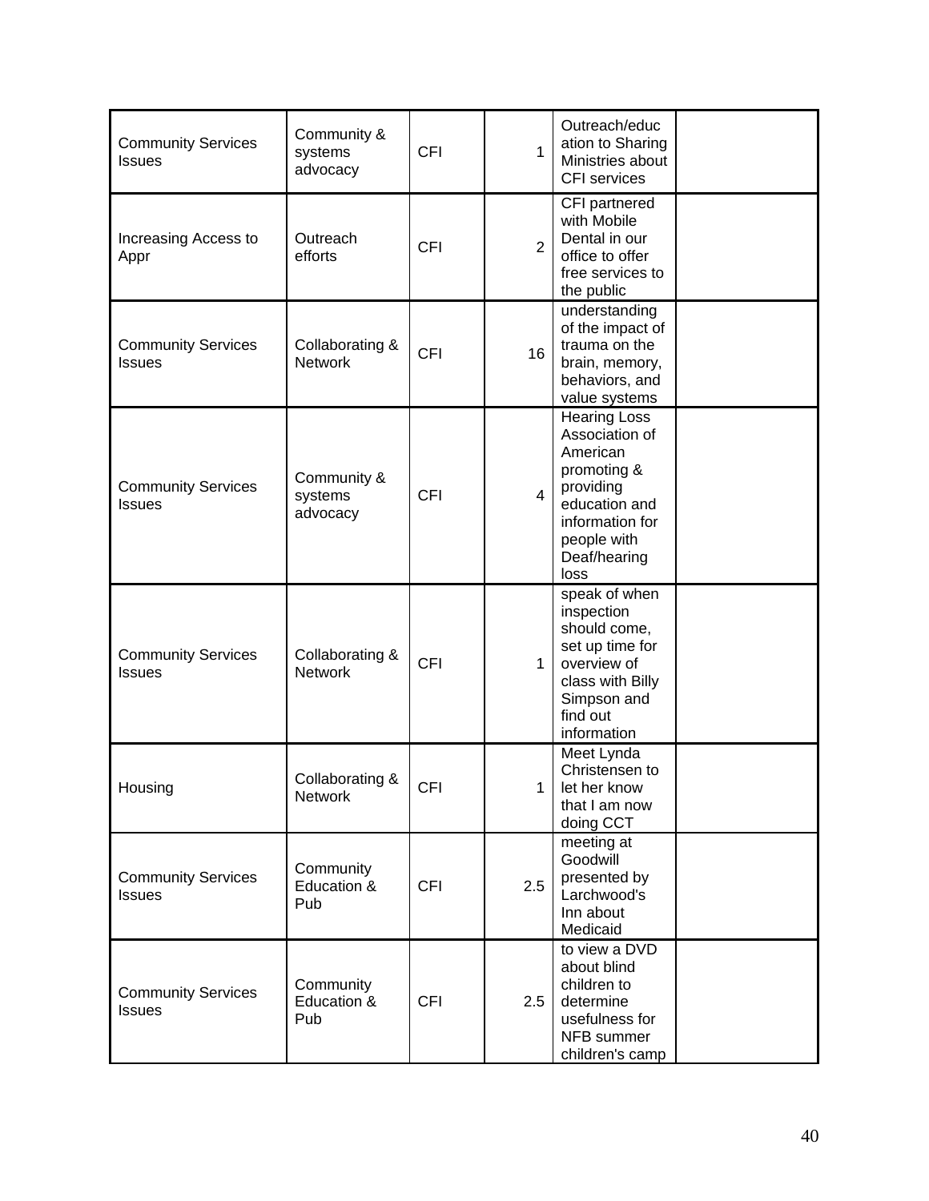| | | | | | |
|---|---|---|---|---|---|
| Community Services Issues | Community & systems advocacy | CFI | 1 | Outreach/education to Sharing Ministries about CFI services | |
| Increasing Access to Appr | Outreach efforts | CFI | 2 | CFI partnered with Mobile Dental in our office to offer free services to the public | |
| Community Services Issues | Collaborating & Network | CFI | 16 | understanding of the impact of trauma on the brain, memory, behaviors, and value systems | |
| Community Services Issues | Community & systems advocacy | CFI | 4 | Hearing Loss Association of American promoting & providing education and information for people with Deaf/hearing loss | |
| Community Services Issues | Collaborating & Network | CFI | 1 | speak of when inspection should come, set up time for overview of class with Billy Simpson and find out information | |
| Housing | Collaborating & Network | CFI | 1 | Meet Lynda Christensen to let her know that I am now doing CCT | |
| Community Services Issues | Community Education & Pub | CFI | 2.5 | meeting at Goodwill presented by Larchwood's Inn about Medicaid | |
| Community Services Issues | Community Education & Pub | CFI | 2.5 | to view a DVD about blind children to determine usefulness for NFB summer children's camp | |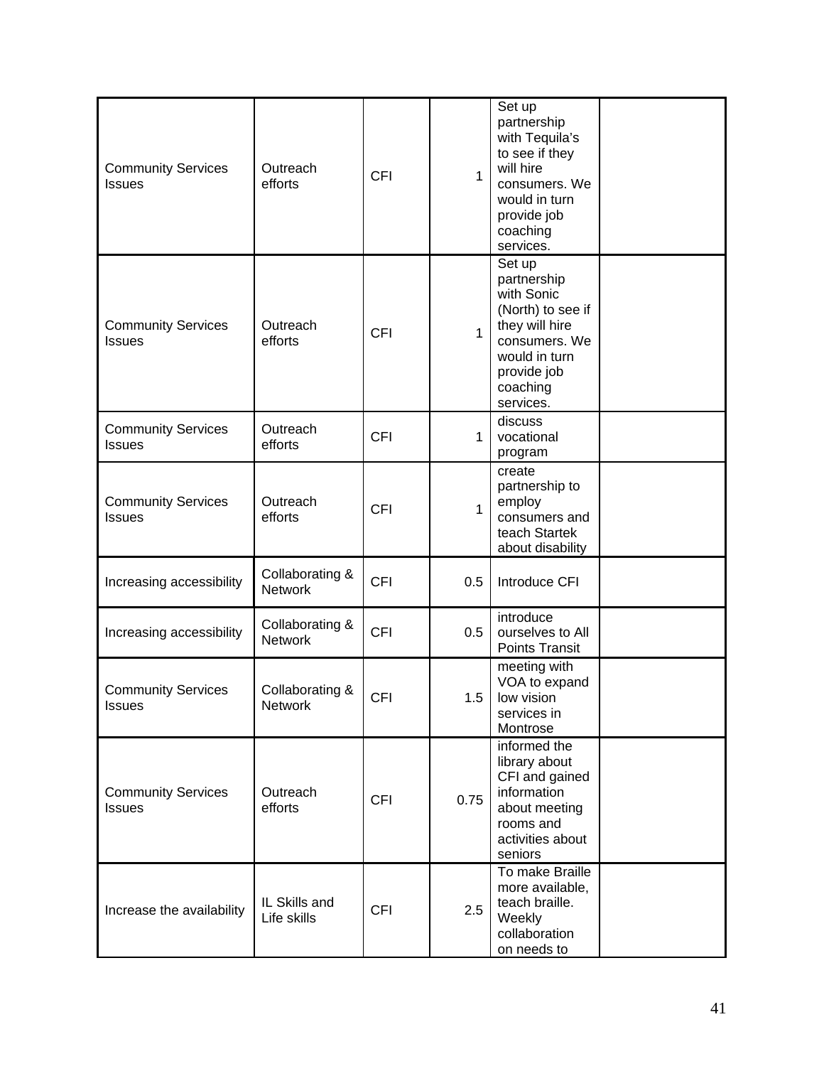| Community Services Issues | Outreach efforts | CFI | 1 | Set up partnership with Tequila's to see if they will hire consumers. We would in turn provide job coaching services. | |
|---|---|---|---|---|---|
| Community Services Issues | Outreach efforts | CFI | 1 | Set up partnership with Sonic (North) to see if they will hire consumers. We would in turn provide job coaching services. | |
| Community Services Issues | Outreach efforts | CFI | 1 | discuss vocational program | |
| Community Services Issues | Outreach efforts | CFI | 1 | create partnership to employ consumers and teach Startek about disability | |
| Increasing accessibility | Collaborating & Network | CFI | 0.5 | Introduce CFI | |
| Increasing accessibility | Collaborating & Network | CFI | 0.5 | introduce ourselves to All Points Transit | |
| Community Services Issues | Collaborating & Network | CFI | 1.5 | meeting with VOA to expand low vision services in Montrose | |
| Community Services Issues | Outreach efforts | CFI | 0.75 | informed the library about CFI and gained information about meeting rooms and activities about seniors | |
| Increase the availability | IL Skills and Life skills | CFI | 2.5 | To make Braille more available, teach braille. Weekly collaboration on needs to | |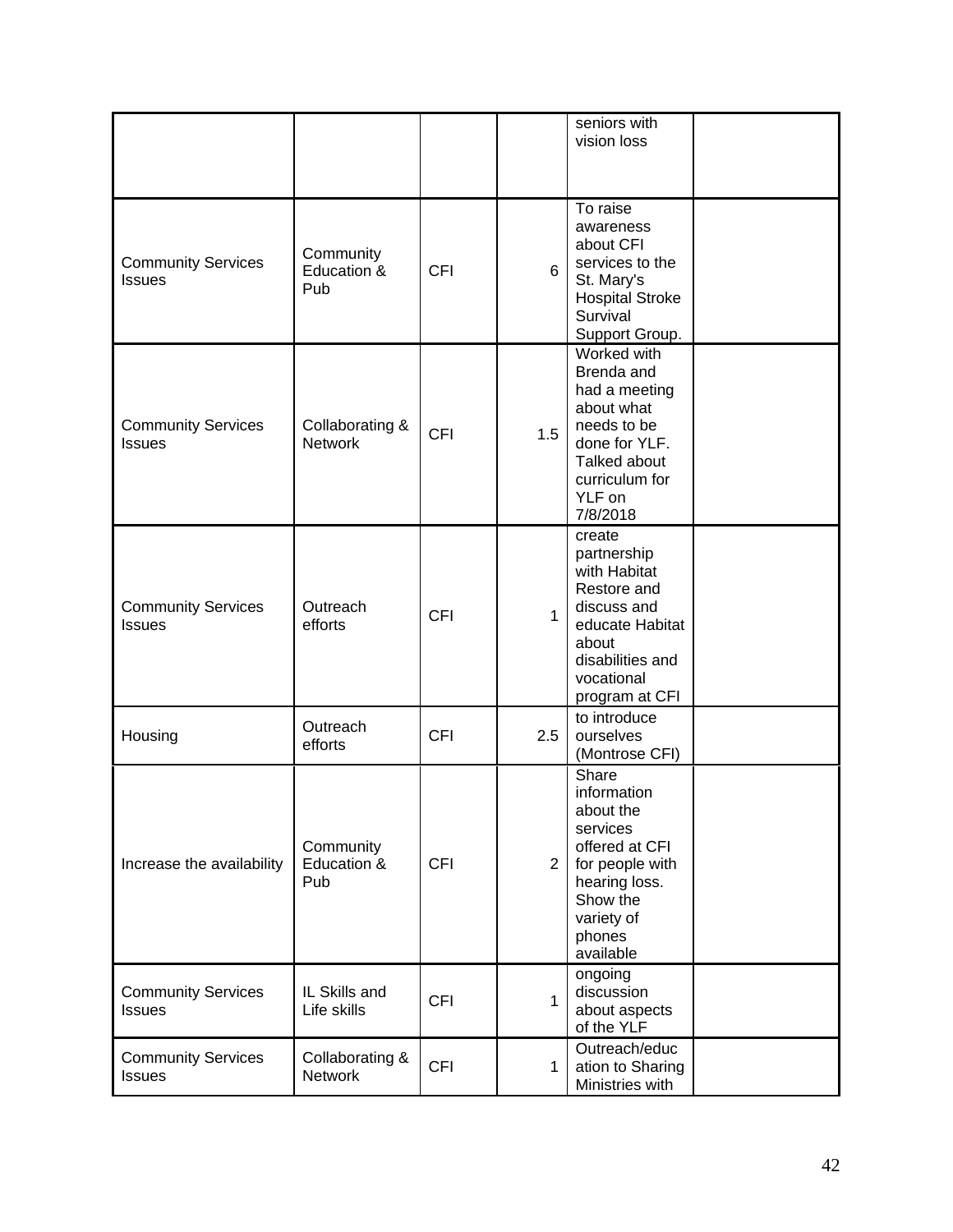| | | | | | |
|---|---|---|---|---|---|
| | | | | seniors with vision loss | |
| Community Services Issues | Community Education & Pub | CFI | 6 | To raise awareness about CFI services to the St. Mary's Hospital Stroke Survival Support Group. | |
| Community Services Issues | Collaborating & Network | CFI | 1.5 | Worked with Brenda and had a meeting about what needs to be done for YLF. Talked about curriculum for YLF on 7/8/2018 | |
| Community Services Issues | Outreach efforts | CFI | 1 | create partnership with Habitat Restore and discuss and educate Habitat about disabilities and vocational program at CFI | |
| Housing | Outreach efforts | CFI | 2.5 | to introduce ourselves (Montrose CFI) | |
| Increase the availability | Community Education & Pub | CFI | 2 | Share information about the services offered at CFI for people with hearing loss. Show the variety of phones available | |
| Community Services Issues | IL Skills and Life skills | CFI | 1 | ongoing discussion about aspects of the YLF | |
| Community Services Issues | Collaborating & Network | CFI | 1 | Outreach/education to Sharing Ministries with | |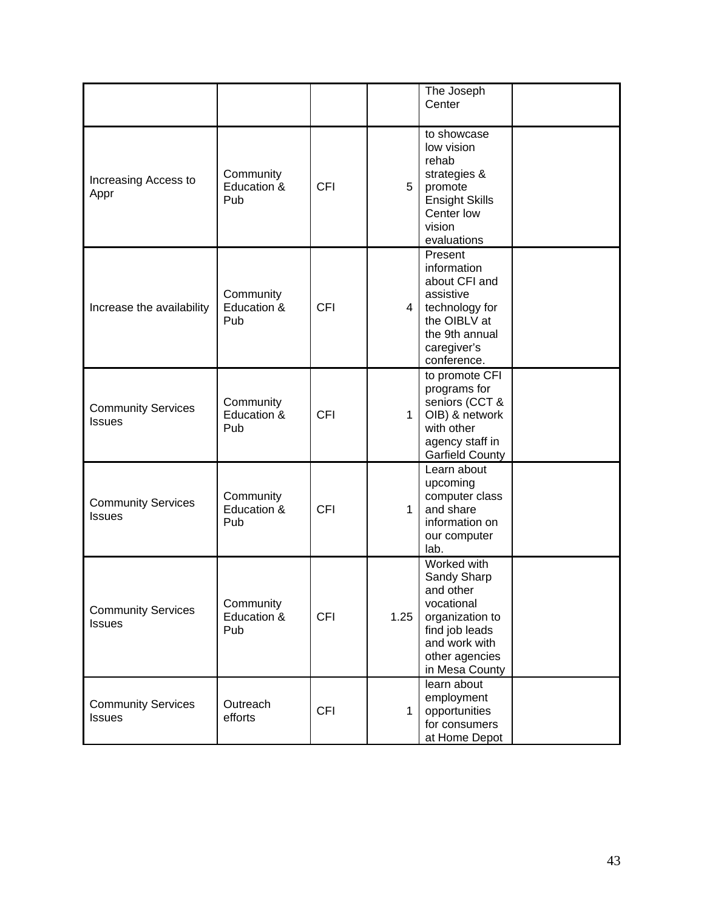| | | | | The Joseph Center | |
|---|---|---|---|---|---|
| Increasing Access to Appr | Community Education & Pub | CFI | 5 | to showcase low vision rehab strategies & promote Ensight Skills Center low vision evaluations | |
| Increase the availability | Community Education & Pub | CFI | 4 | Present information about CFI and assistive technology for the OIBLV at the 9th annual caregiver's conference. | |
| Community Services Issues | Community Education & Pub | CFI | 1 | to promote CFI programs for seniors (CCT & OIB) & network with other agency staff in Garfield County | |
| Community Services Issues | Community Education & Pub | CFI | 1 | Learn about upcoming computer class and share information on our computer lab. | |
| Community Services Issues | Community Education & Pub | CFI | 1.25 | Worked with Sandy Sharp and other vocational organization to find job leads and work with other agencies in Mesa County | |
| Community Services Issues | Outreach efforts | CFI | 1 | learn about employment opportunities for consumers at Home Depot | |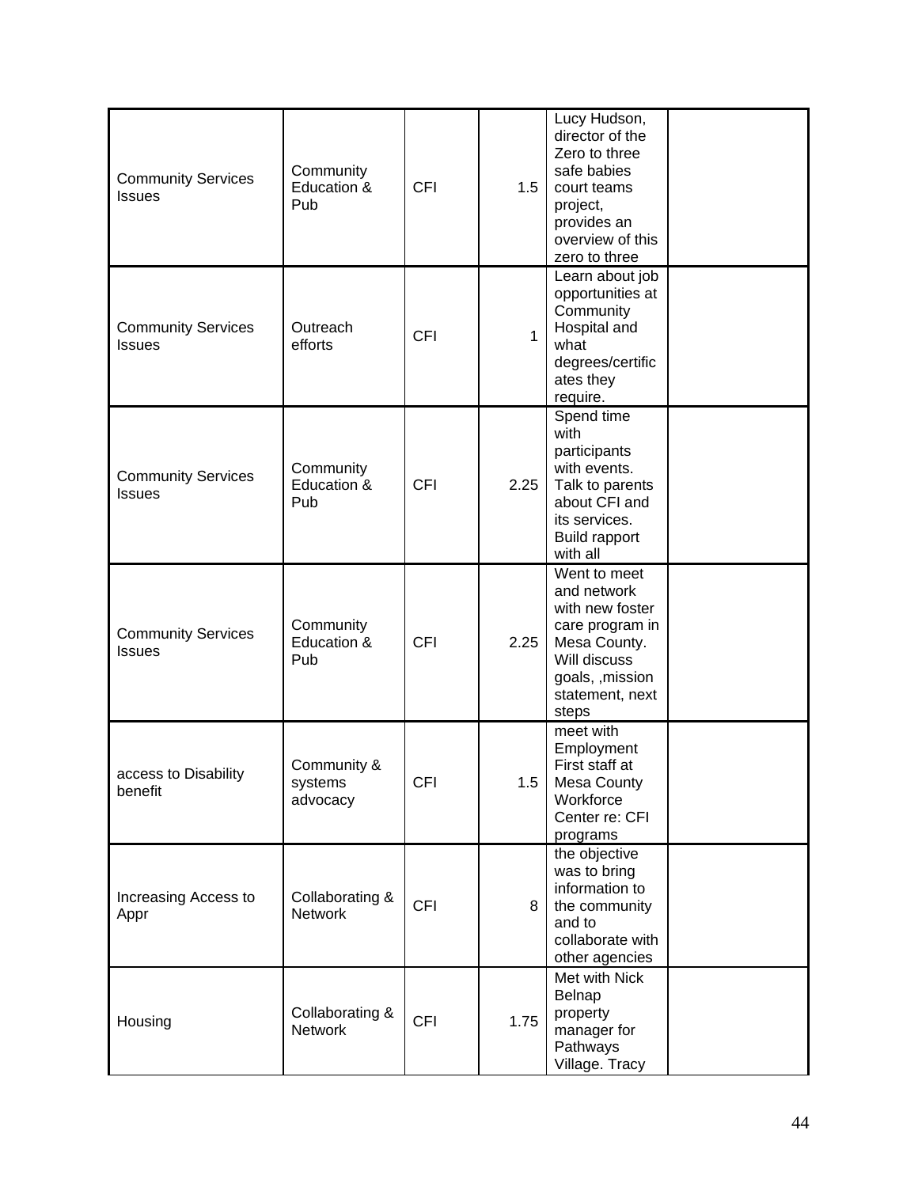| | | | | | |
|---|---|---|---|---|---|
| Community Services Issues | Community Education & Pub | CFI | 1.5 | Lucy Hudson, director of the Zero to three safe babies court teams project, provides an overview of this zero to three | |
| Community Services Issues | Outreach efforts | CFI | 1 | Learn about job opportunities at Community Hospital and what degrees/certificates they require. | |
| Community Services Issues | Community Education & Pub | CFI | 2.25 | Spend time with participants with events. Talk to parents about CFI and its services. Build rapport with all | |
| Community Services Issues | Community Education & Pub | CFI | 2.25 | Went to meet and network with new foster care program in Mesa County. Will discuss goals, ,mission statement, next steps | |
| access to Disability benefit | Community & systems advocacy | CFI | 1.5 | meet with Employment First staff at Mesa County Workforce Center re: CFI programs | |
| Increasing Access to Appr | Collaborating & Network | CFI | 8 | the objective was to bring information to the community and to collaborate with other agencies | |
| Housing | Collaborating & Network | CFI | 1.75 | Met with Nick Belnap property manager for Pathways Village. Tracy | |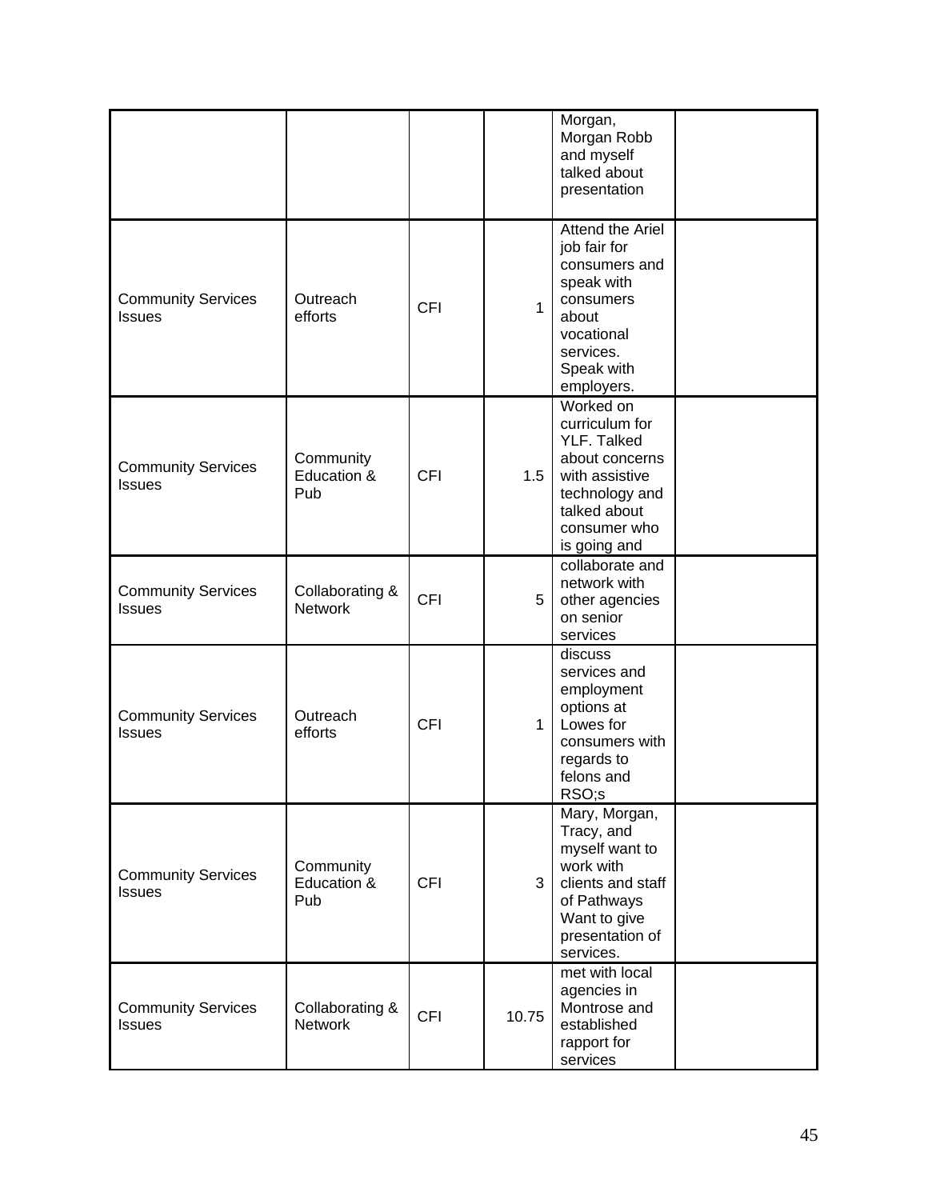| | | | | | |
|---|---|---|---|---|---|
| | | | | Morgan, Morgan Robb and myself talked about presentation | |
| Community Services Issues | Outreach efforts | CFI | 1 | Attend the Ariel job fair for consumers and speak with consumers about vocational services. Speak with employers. | |
| Community Services Issues | Community Education & Pub | CFI | 1.5 | Worked on curriculum for YLF. Talked about concerns with assistive technology and talked about consumer who is going and | |
| Community Services Issues | Collaborating & Network | CFI | 5 | collaborate and network with other agencies on senior services | |
| Community Services Issues | Outreach efforts | CFI | 1 | discuss services and employment options at Lowes for consumers with regards to felons and RSO;s | |
| Community Services Issues | Community Education & Pub | CFI | 3 | Mary, Morgan, Tracy, and myself want to work with clients and staff of Pathways Want to give presentation of services. | |
| Community Services Issues | Collaborating & Network | CFI | 10.75 | met with local agencies in Montrose and established rapport for services | |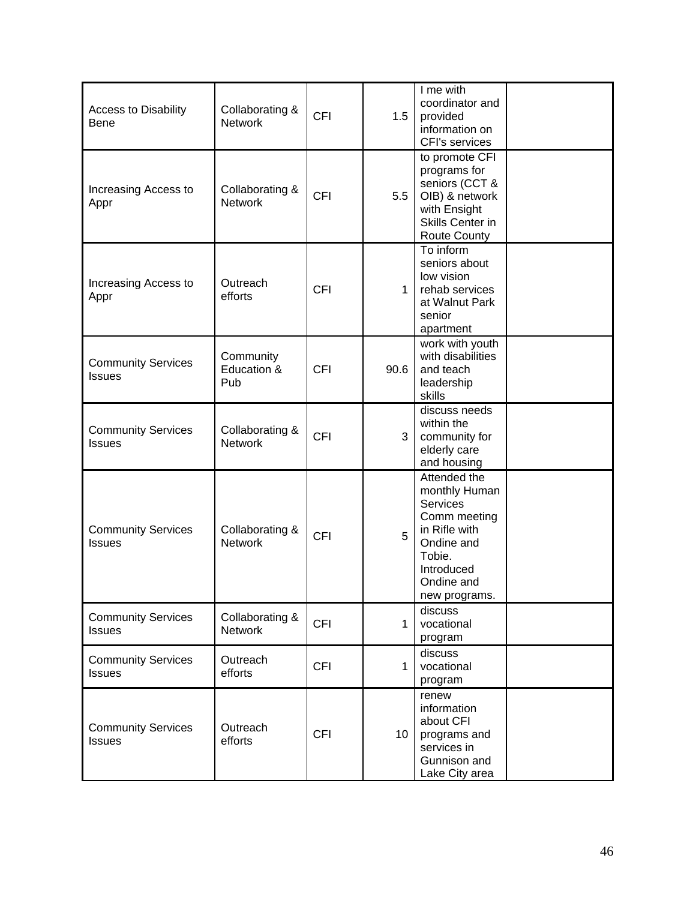| | | | | | |
|---|---|---|---|---|---|
| Access to Disability Bene | Collaborating & Network | CFI | 1.5 | I me with coordinator and provided information on CFI's services | |
| Increasing Access to Appr | Collaborating & Network | CFI | 5.5 | to promote CFI programs for seniors (CCT & OIB) & network with Ensight Skills Center in Route County | |
| Increasing Access to Appr | Outreach efforts | CFI | 1 | To inform seniors about low vision rehab services at Walnut Park senior apartment | |
| Community Services Issues | Community Education & Pub | CFI | 90.6 | work with youth with disabilities and teach leadership skills | |
| Community Services Issues | Collaborating & Network | CFI | 3 | discuss needs within the community for elderly care and housing | |
| Community Services Issues | Collaborating & Network | CFI | 5 | Attended the monthly Human Services Comm meeting in Rifle with Ondine and Tobie. Introduced Ondine and new programs. | |
| Community Services Issues | Collaborating & Network | CFI | 1 | discuss vocational program | |
| Community Services Issues | Outreach efforts | CFI | 1 | discuss vocational program | |
| Community Services Issues | Outreach efforts | CFI | 10 | renew information about CFI programs and services in Gunnison and Lake City area | |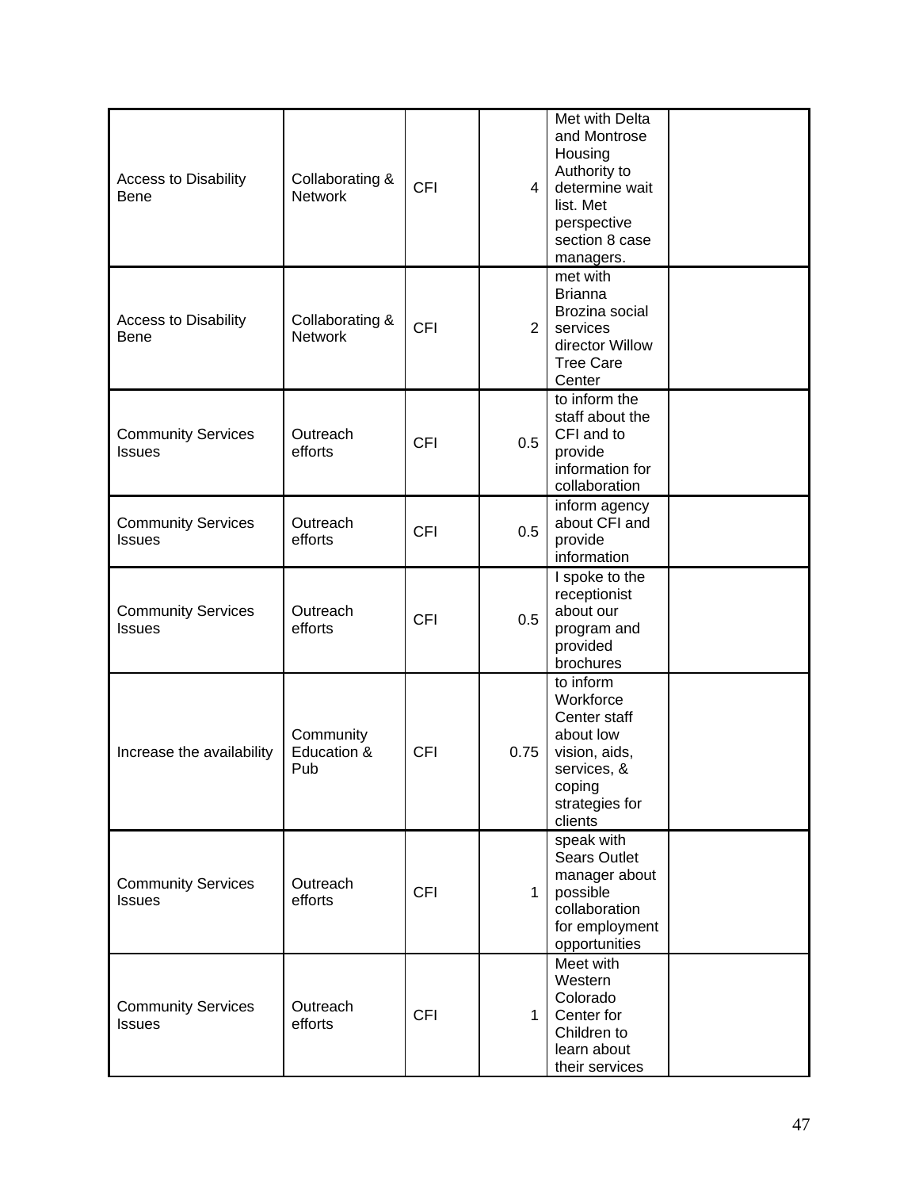| | | | | | |
|---|---|---|---|---|---|
| Access to Disability Bene | Collaborating & Network | CFI | 4 | Met with Delta and Montrose Housing Authority to determine wait list. Met perspective section 8 case managers. | |
| Access to Disability Bene | Collaborating & Network | CFI | 2 | met with Brianna Brozina social services director Willow Tree Care Center | |
| Community Services Issues | Outreach efforts | CFI | 0.5 | to inform the staff about the CFI and to provide information for collaboration | |
| Community Services Issues | Outreach efforts | CFI | 0.5 | inform agency about CFI and provide information | |
| Community Services Issues | Outreach efforts | CFI | 0.5 | I spoke to the receptionist about our program and provided brochures | |
| Increase the availability | Community Education & Pub | CFI | 0.75 | to inform Workforce Center staff about low vision, aids, services, & coping strategies for clients | |
| Community Services Issues | Outreach efforts | CFI | 1 | speak with Sears Outlet manager about possible collaboration for employment opportunities | |
| Community Services Issues | Outreach efforts | CFI | 1 | Meet with Western Colorado Center for Children to learn about their services | |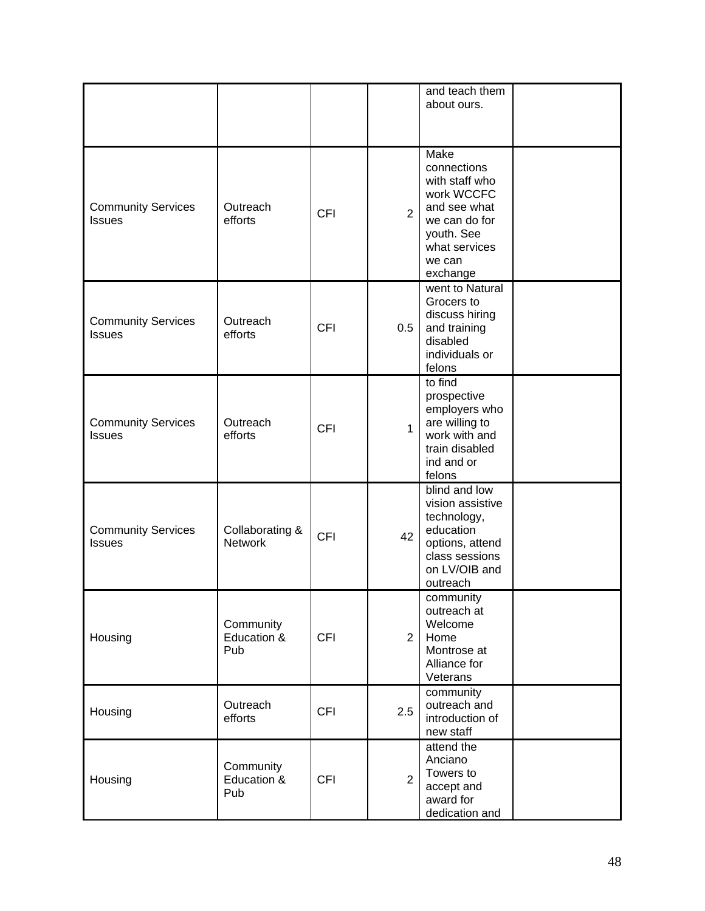| | | | | | |
|---|---|---|---|---|---|
| | | | | and teach them about ours. | |
| Community Services Issues | Outreach efforts | CFI | 2 | Make connections with staff who work WCCFC and see what we can do for youth. See what services we can exchange | |
| Community Services Issues | Outreach efforts | CFI | 0.5 | went to Natural Grocers to discuss hiring and training disabled individuals or felons | |
| Community Services Issues | Outreach efforts | CFI | 1 | to find prospective employers who are willing to work with and train disabled ind and or felons | |
| Community Services Issues | Collaborating & Network | CFI | 42 | blind and low vision assistive technology, education options, attend class sessions on LV/OIB and outreach | |
| Housing | Community Education & Pub | CFI | 2 | community outreach at Welcome Home Montrose at Alliance for Veterans | |
| Housing | Outreach efforts | CFI | 2.5 | community outreach and introduction of new staff | |
| Housing | Community Education & Pub | CFI | 2 | attend the Anciano Towers to accept and award for dedication and | |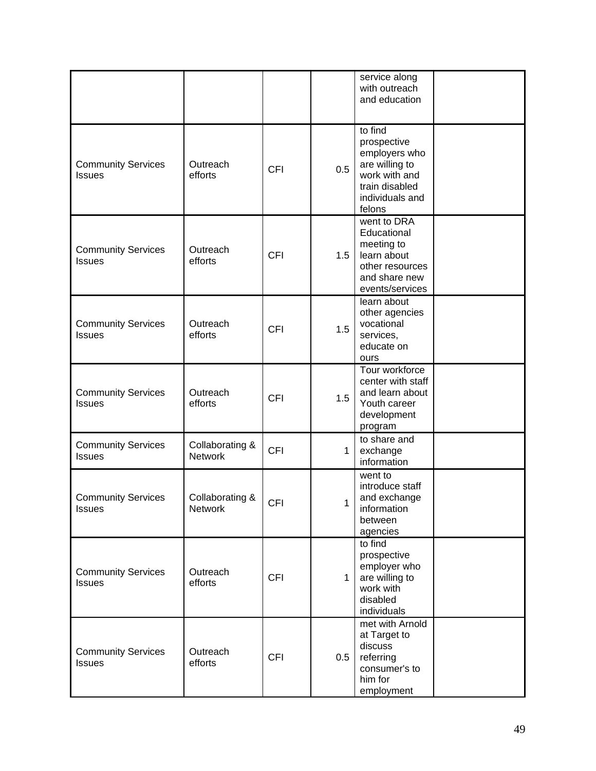| | | | | | |
|---|---|---|---|---|---|
| | | | | service along with outreach and education | |
| Community Services Issues | Outreach efforts | CFI | 0.5 | to find prospective employers who are willing to work with and train disabled individuals and felons | |
| Community Services Issues | Outreach efforts | CFI | 1.5 | went to DRA Educational meeting to learn about other resources and share new events/services | |
| Community Services Issues | Outreach efforts | CFI | 1.5 | learn about other agencies vocational services, educate on ours | |
| Community Services Issues | Outreach efforts | CFI | 1.5 | Tour workforce center with staff and learn about Youth career development program | |
| Community Services Issues | Collaborating & Network | CFI | 1 | to share and exchange information | |
| Community Services Issues | Collaborating & Network | CFI | 1 | went to introduce staff and exchange information between agencies | |
| Community Services Issues | Outreach efforts | CFI | 1 | to find prospective employer who are willing to work with disabled individuals | |
| Community Services Issues | Outreach efforts | CFI | 0.5 | met with Arnold at Target to discuss referring consumer's to him for employment | |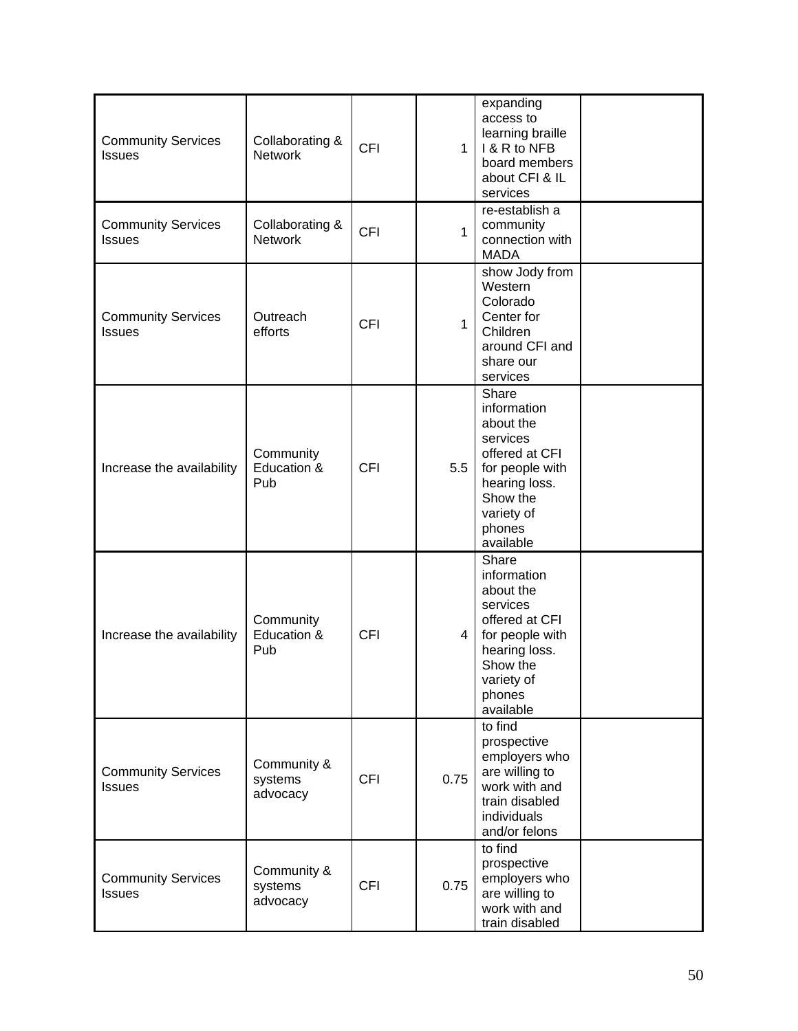| | | | | | |
|---|---|---|---|---|---|
| Community Services Issues | Collaborating & Network | CFI | 1 | expanding access to learning braille I & R to NFB board members about CFI & IL services | |
| Community Services Issues | Collaborating & Network | CFI | 1 | re-establish a community connection with MADA | |
| Community Services Issues | Outreach efforts | CFI | 1 | show Jody from Western Colorado Center for Children around CFI and share our services | |
| Increase the availability | Community Education & Pub | CFI | 5.5 | Share information about the services offered at CFI for people with hearing loss. Show the variety of phones available | |
| Increase the availability | Community Education & Pub | CFI | 4 | Share information about the services offered at CFI for people with hearing loss. Show the variety of phones available | |
| Community Services Issues | Community & systems advocacy | CFI | 0.75 | to find prospective employers who are willing to work with and train disabled individuals and/or felons | |
| Community Services Issues | Community & systems advocacy | CFI | 0.75 | to find prospective employers who are willing to work with and train disabled | |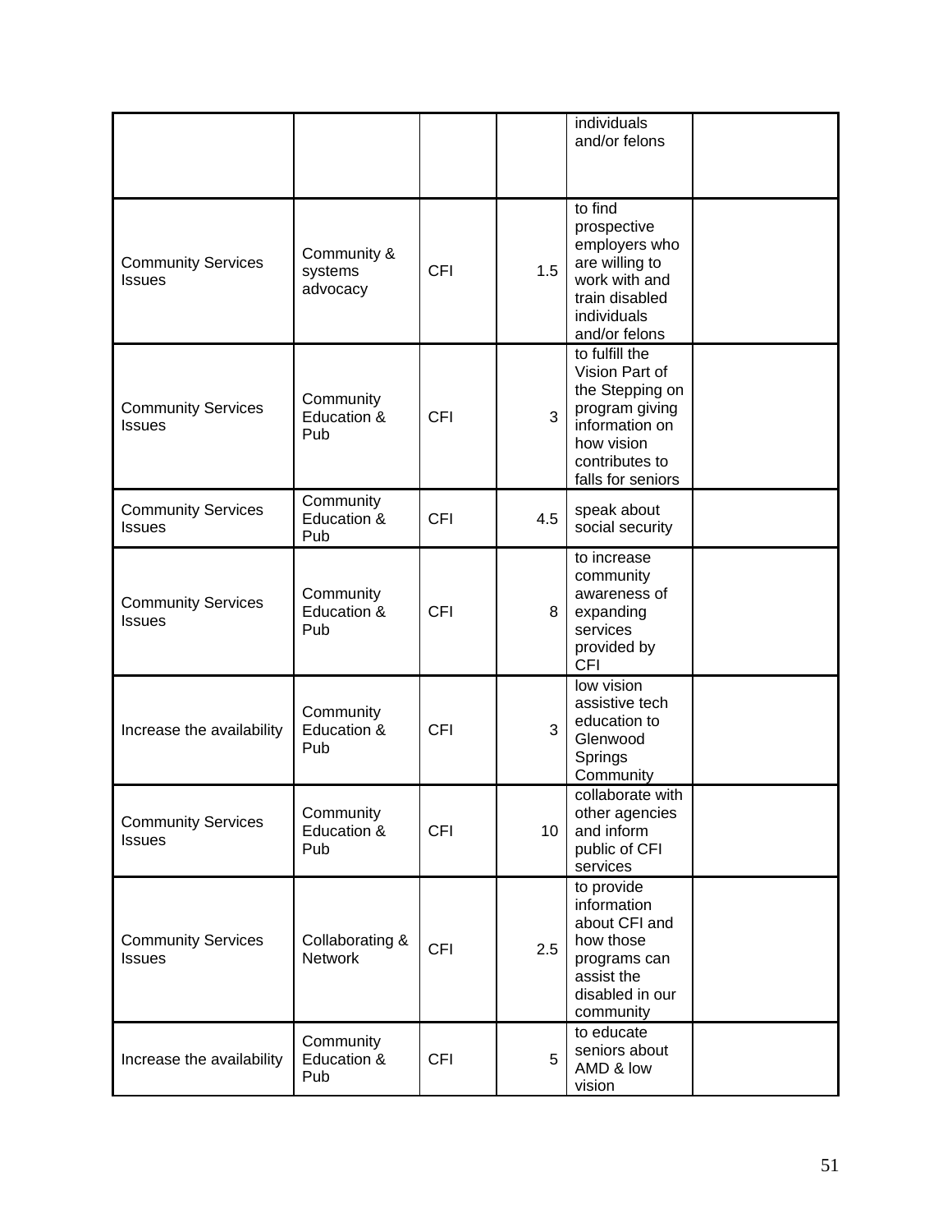| | | | | individuals and/or felons | |
|---|---|---|---|---|---|
| Community Services Issues | Community & systems advocacy | CFI | 1.5 | to find prospective employers who are willing to work with and train disabled individuals and/or felons | |
| Community Services Issues | Community Education & Pub | CFI | 3 | to fulfill the Vision Part of the Stepping on program giving information on how vision contributes to falls for seniors | |
| Community Services Issues | Community Education & Pub | CFI | 4.5 | speak about social security | |
| Community Services Issues | Community Education & Pub | CFI | 8 | to increase community awareness of expanding services provided by CFI | |
| Increase the availability | Community Education & Pub | CFI | 3 | low vision assistive tech education to Glenwood Springs Community | |
| Community Services Issues | Community Education & Pub | CFI | 10 | collaborate with other agencies and inform public of CFI services | |
| Community Services Issues | Collaborating & Network | CFI | 2.5 | to provide information about CFI and how those programs can assist the disabled in our community | |
| Increase the availability | Community Education & Pub | CFI | 5 | to educate seniors about AMD & low vision | |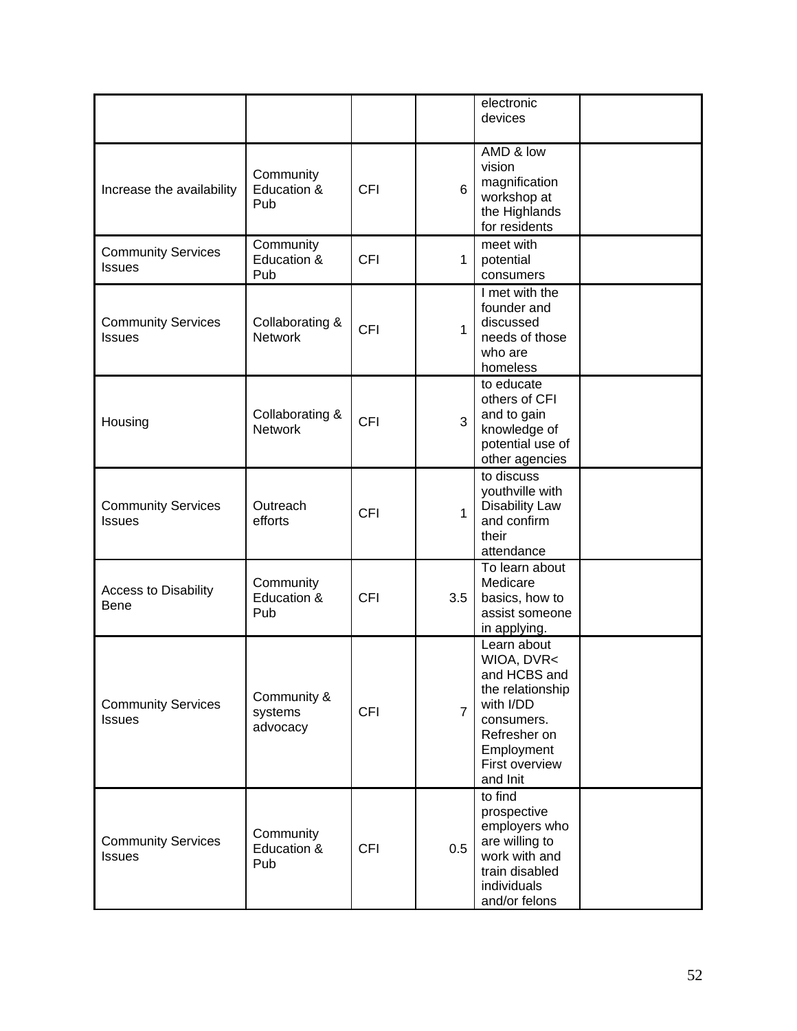| | | | | | |
|---|---|---|---|---|---|
| | | | | electronic devices | |
| Increase the availability | Community Education & Pub | CFI | 6 | AMD & low vision magnification workshop at the Highlands for residents | |
| Community Services Issues | Community Education & Pub | CFI | 1 | meet with potential consumers | |
| Community Services Issues | Collaborating & Network | CFI | 1 | I met with the founder and discussed needs of those who are homeless | |
| Housing | Collaborating & Network | CFI | 3 | to educate others of CFI and to gain knowledge of potential use of other agencies | |
| Community Services Issues | Outreach efforts | CFI | 1 | to discuss youthville with Disability Law and confirm their attendance | |
| Access to Disability Bene | Community Education & Pub | CFI | 3.5 | To learn about Medicare basics, how to assist someone in applying. | |
| Community Services Issues | Community & systems advocacy | CFI | 7 | Learn about WIOA, DVR< and HCBS and the relationship with I/DD consumers. Refresher on Employment First overview and Init | |
| Community Services Issues | Community Education & Pub | CFI | 0.5 | to find prospective employers who are willing to work with and train disabled individuals and/or felons | |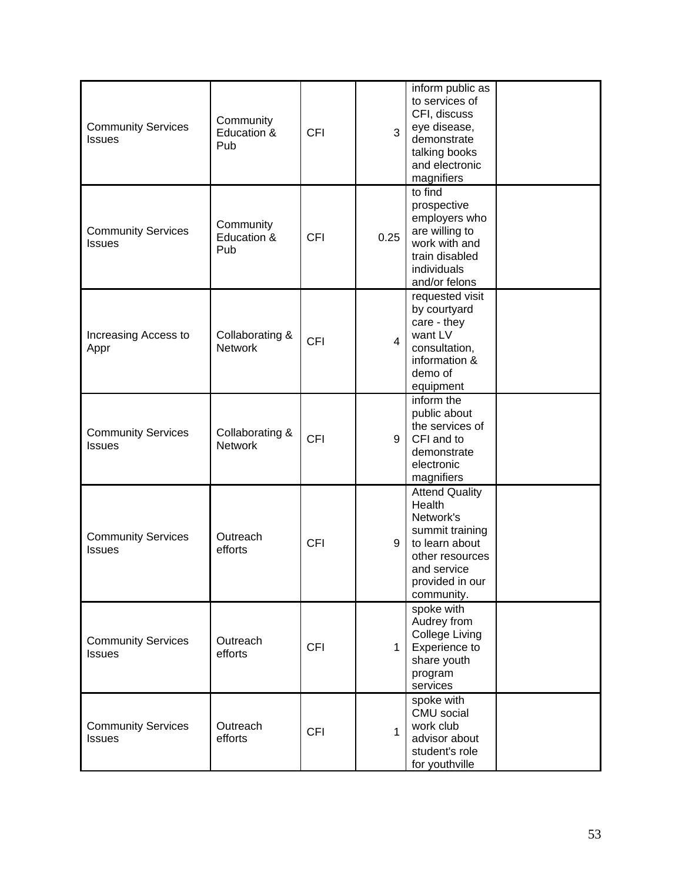| | | | | | |
|---|---|---|---|---|---|
| Community Services Issues | Community Education & Pub | CFI | 3 | inform public as to services of CFI, discuss eye disease, demonstrate talking books and electronic magnifiers | |
| Community Services Issues | Community Education & Pub | CFI | 0.25 | to find prospective employers who are willing to work with and train disabled individuals and/or felons | |
| Increasing Access to Appr | Collaborating & Network | CFI | 4 | requested visit by courtyard care - they want LV consultation, information & demo of equipment | |
| Community Services Issues | Collaborating & Network | CFI | 9 | inform the public about the services of CFI and to demonstrate electronic magnifiers | |
| Community Services Issues | Outreach efforts | CFI | 9 | Attend Quality Health Network's summit training to learn about other resources and service provided in our community. | |
| Community Services Issues | Outreach efforts | CFI | 1 | spoke with Audrey from College Living Experience to share youth program services | |
| Community Services Issues | Outreach efforts | CFI | 1 | spoke with CMU social work club advisor about student's role for youthville | |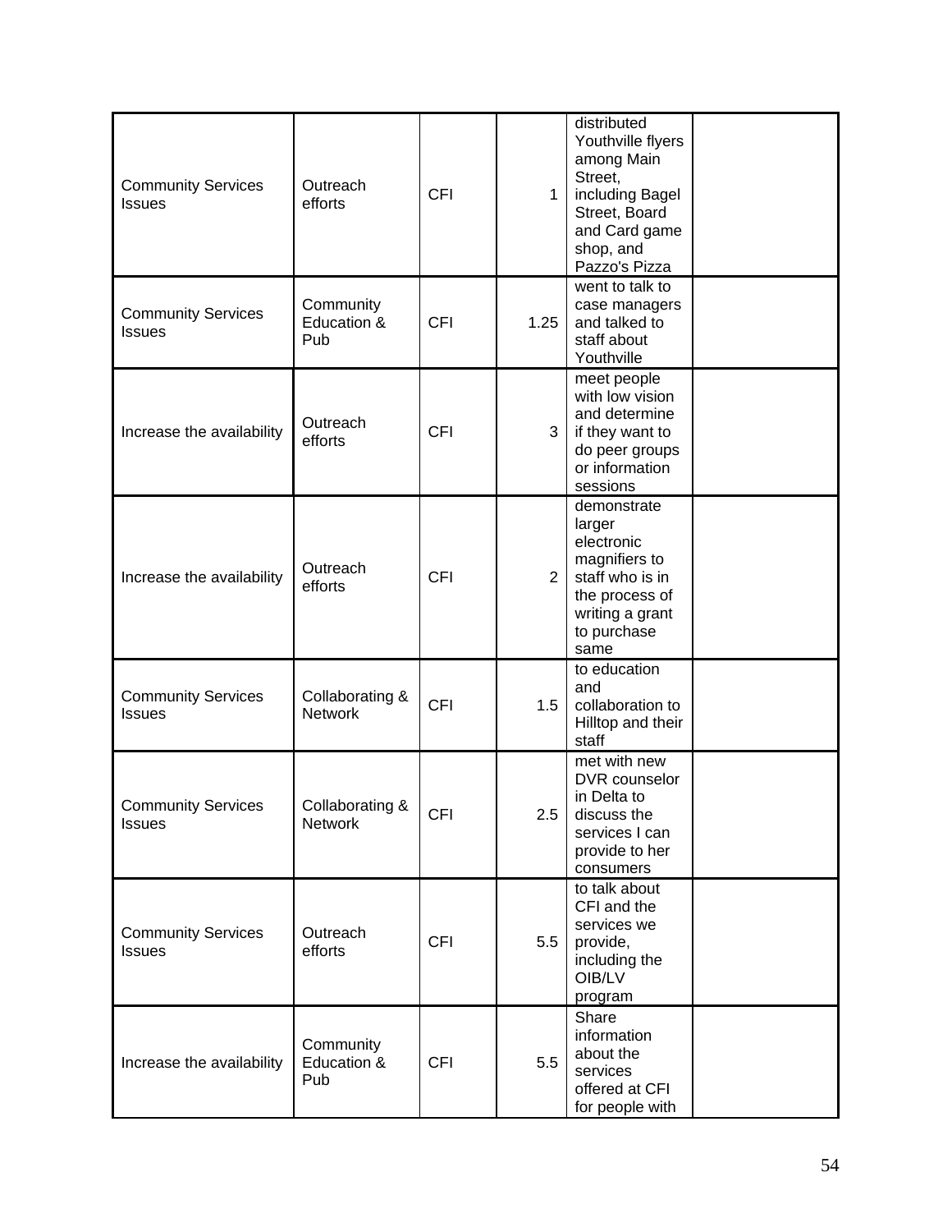| | | | | | |
|---|---|---|---|---|---|
| Community Services Issues | Outreach efforts | CFI | 1 | distributed Youthville flyers among Main Street, including Bagel Street, Board and Card game shop, and Pazzo's Pizza | |
| Community Services Issues | Community Education & Pub | CFI | 1.25 | went to talk to case managers and talked to staff about Youthville | |
| Increase the availability | Outreach efforts | CFI | 3 | meet people with low vision and determine if they want to do peer groups or information sessions | |
| Increase the availability | Outreach efforts | CFI | 2 | demonstrate larger electronic magnifiers to staff who is in the process of writing a grant to purchase same | |
| Community Services Issues | Collaborating & Network | CFI | 1.5 | to education and collaboration to Hilltop and their staff | |
| Community Services Issues | Collaborating & Network | CFI | 2.5 | met with new DVR counselor in Delta to discuss the services I can provide to her consumers | |
| Community Services Issues | Outreach efforts | CFI | 5.5 | to talk about CFI and the services we provide, including the OIB/LV program | |
| Increase the availability | Community Education & Pub | CFI | 5.5 | Share information about the services offered at CFI for people with | |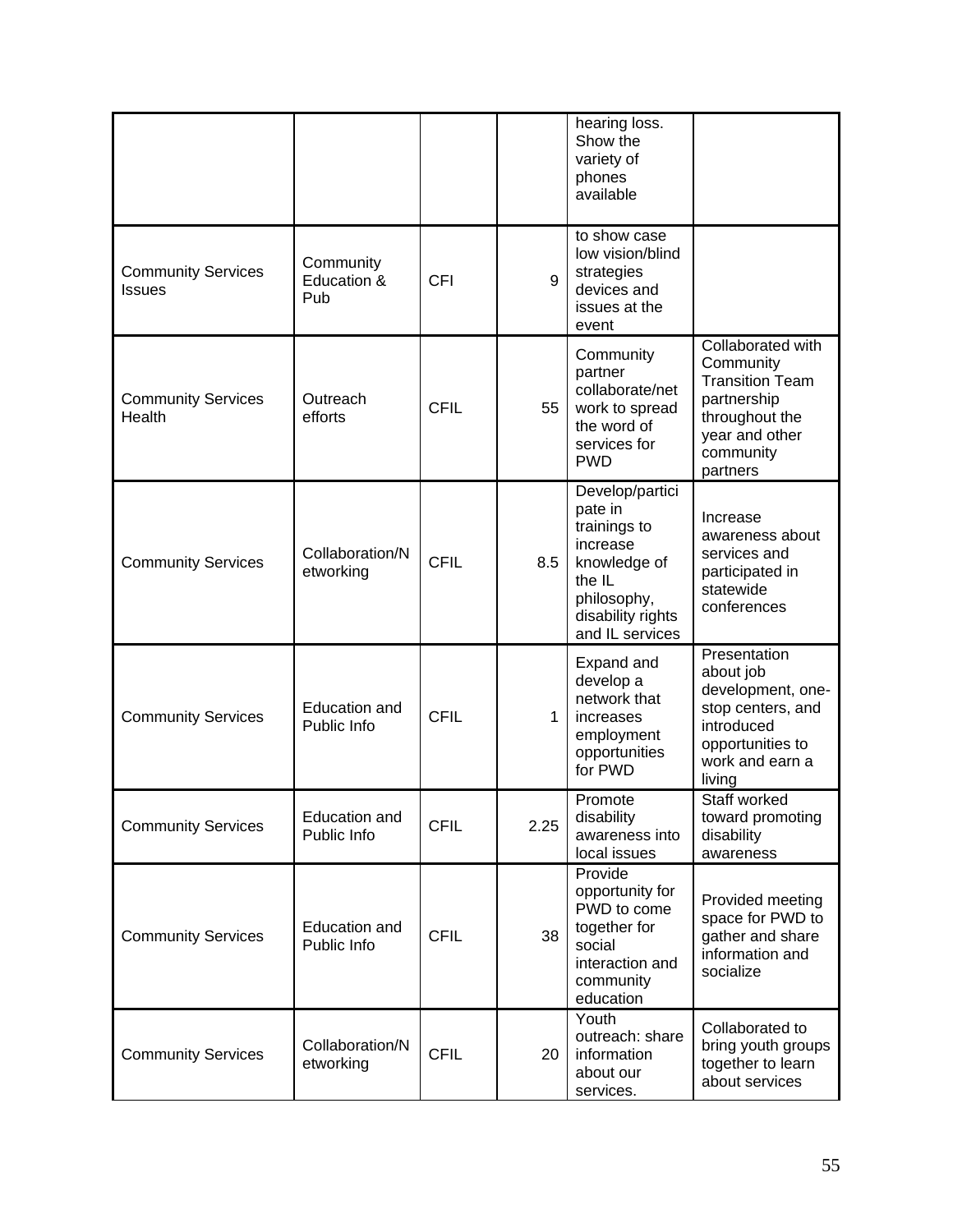| | | | | hearing loss. Show the variety of phones available | |
|---|---|---|---|---|---|
| Community Services Issues | Community Education & Pub | CFI | 9 | to show case low vision/blind strategies devices and issues at the event | |
| Community Services Health | Outreach efforts | CFIL | 55 | Community partner collaborate/network to spread the word of services for PWD | Collaborated with Community Transition Team partnership throughout the year and other community partners |
| Community Services | Collaboration/Networking | CFIL | 8.5 | Develop/participate in trainings to increase knowledge of the IL philosophy, disability rights and IL services | Increase awareness about services and participated in statewide conferences |
| Community Services | Education and Public Info | CFIL | 1 | Expand and develop a network that increases employment opportunities for PWD | Presentation about job development, one-stop centers, and introduced opportunities to work and earn a living |
| Community Services | Education and Public Info | CFIL | 2.25 | Promote disability awareness into local issues | Staff worked toward promoting disability awareness |
| Community Services | Education and Public Info | CFIL | 38 | Provide opportunity for PWD to come together for social interaction and community education | Provided meeting space for PWD to gather and share information and socialize |
| Community Services | Collaboration/Networking | CFIL | 20 | Youth outreach: share information about our services. | Collaborated to bring youth groups together to learn about services |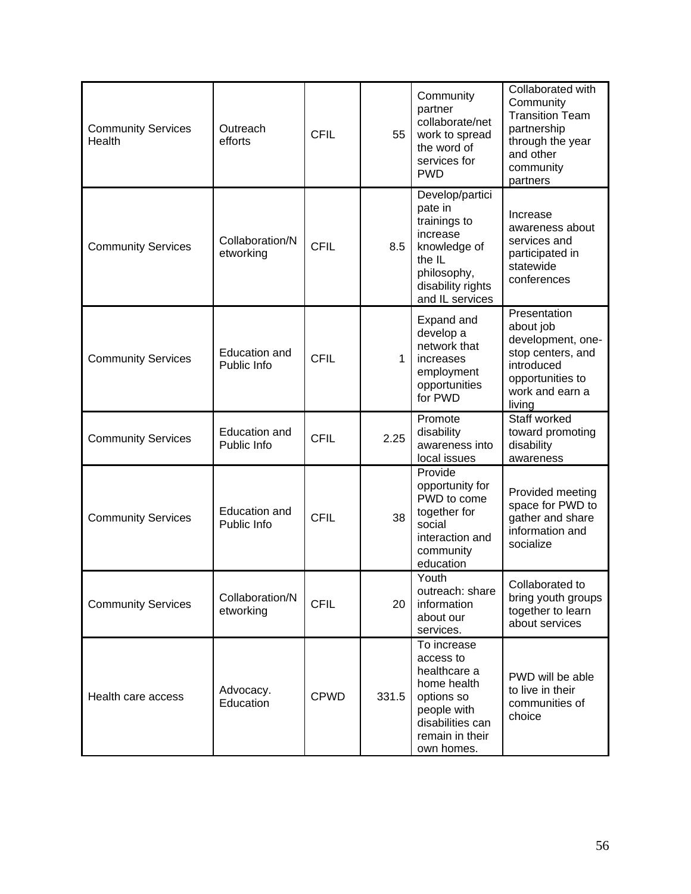| | | | | | |
|---|---|---|---|---|---|
| Community Services Health | Outreach efforts | CFIL | 55 | Community partner collaborate/network to spread the word of services for PWD | Collaborated with Community Transition Team partnership through the year and other community partners |
| Community Services | Collaboration/Networking | CFIL | 8.5 | Develop/participate in trainings to increase knowledge of the IL philosophy, disability rights and IL services | Increase awareness about services and participated in statewide conferences |
| Community Services | Education and Public Info | CFIL | 1 | Expand and develop a network that increases employment opportunities for PWD | Presentation about job development, one-stop centers, and introduced opportunities to work and earn a living |
| Community Services | Education and Public Info | CFIL | 2.25 | Promote disability awareness into local issues | Staff worked toward promoting disability awareness |
| Community Services | Education and Public Info | CFIL | 38 | Provide opportunity for PWD to come together for social interaction and community education | Provided meeting space for PWD to gather and share information and socialize |
| Community Services | Collaboration/Networking | CFIL | 20 | Youth outreach: share information about our services. | Collaborated to bring youth groups together to learn about services |
| Health care access | Advocacy. Education | CPWD | 331.5 | To increase access to healthcare a home health options so people with disabilities can remain in their own homes. | PWD will be able to live in their communities of choice |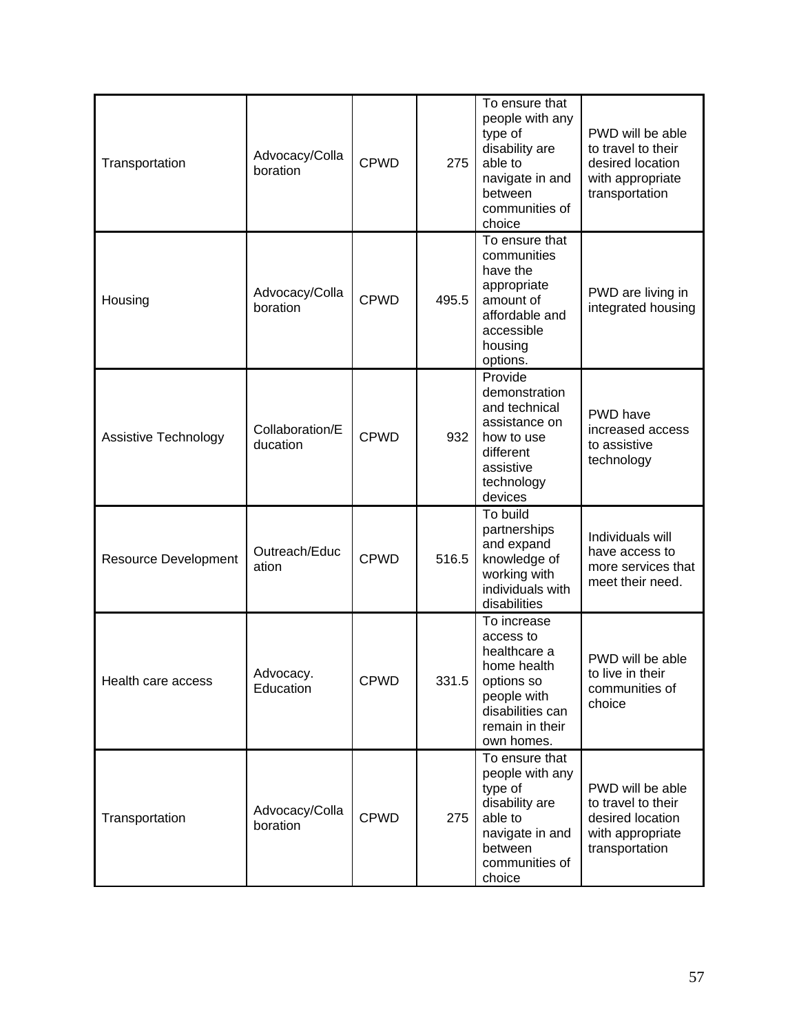| | | | | | |
|---|---|---|---|---|---|
| Transportation | Advocacy/Collaboration | CPWD | 275 | To ensure that people with any type of disability are able to navigate in and between communities of choice | PWD will be able to travel to their desired location with appropriate transportation |
| Housing | Advocacy/Collaboration | CPWD | 495.5 | To ensure that communities have the appropriate amount of affordable and accessible housing options. | PWD are living in integrated housing |
| Assistive Technology | Collaboration/Education | CPWD | 932 | Provide demonstration and technical assistance on how to use different assistive technology devices | PWD have increased access to assistive technology |
| Resource Development | Outreach/Education | CPWD | 516.5 | To build partnerships and expand knowledge of working with individuals with disabilities | Individuals will have access to more services that meet their need. |
| Health care access | Advocacy. Education | CPWD | 331.5 | To increase access to healthcare a home health options so people with disabilities can remain in their own homes. | PWD will be able to live in their communities of choice |
| Transportation | Advocacy/Collaboration | CPWD | 275 | To ensure that people with any type of disability are able to navigate in and between communities of choice | PWD will be able to travel to their desired location with appropriate transportation |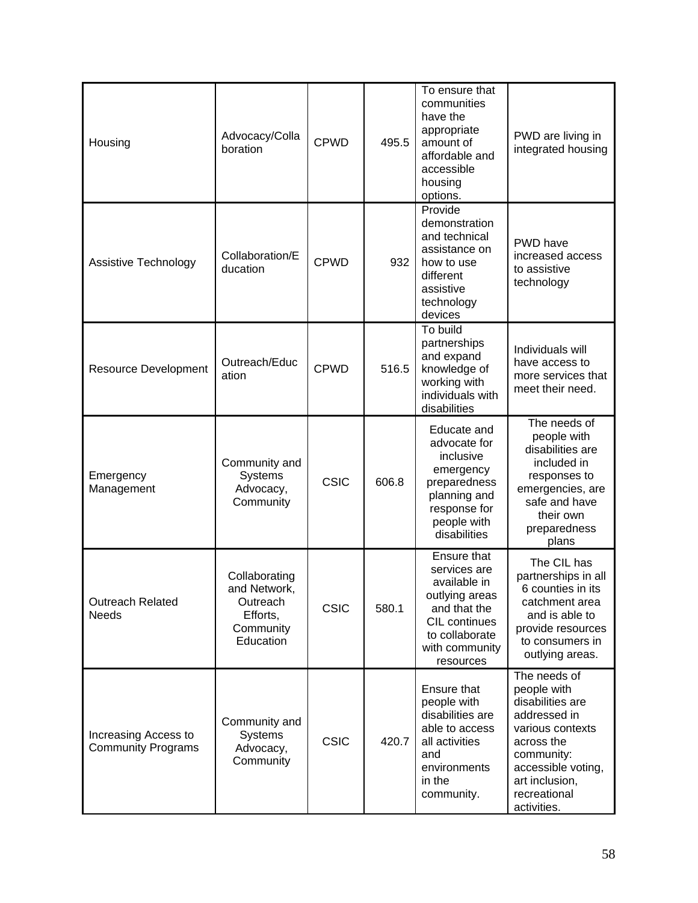| | | | | | |
|---|---|---|---|---|---|
| Housing | Advocacy/Collaboration | CPWD | 495.5 | To ensure that communities have the appropriate amount of affordable and accessible housing options. | PWD are living in integrated housing |
| Assistive Technology | Collaboration/Education | CPWD | 932 | Provide demonstration and technical assistance on how to use different assistive technology devices | PWD have increased access to assistive technology |
| Resource Development | Outreach/Education | CPWD | 516.5 | To build partnerships and expand knowledge of working with individuals with disabilities | Individuals will have access to more services that meet their need. |
| Emergency Management | Community and Systems Advocacy, Community | CSIC | 606.8 | Educate and advocate for inclusive emergency preparedness planning and response for people with disabilities | The needs of people with disabilities are included in responses to emergencies, are safe and have their own preparedness plans |
| Outreach Related Needs | Collaborating and Network, Outreach Efforts, Community Education | CSIC | 580.1 | Ensure that services are available in outlying areas and that the CIL continues to collaborate with community resources | The CIL has partnerships in all 6 counties in its catchment area and is able to provide resources to consumers in outlying areas. |
| Increasing Access to Community Programs | Community and Systems Advocacy, Community | CSIC | 420.7 | Ensure that people with disabilities are able to access all activities and environments in the community. | The needs of people with disabilities are addressed in various contexts across the community: accessible voting, art inclusion, recreational activities. |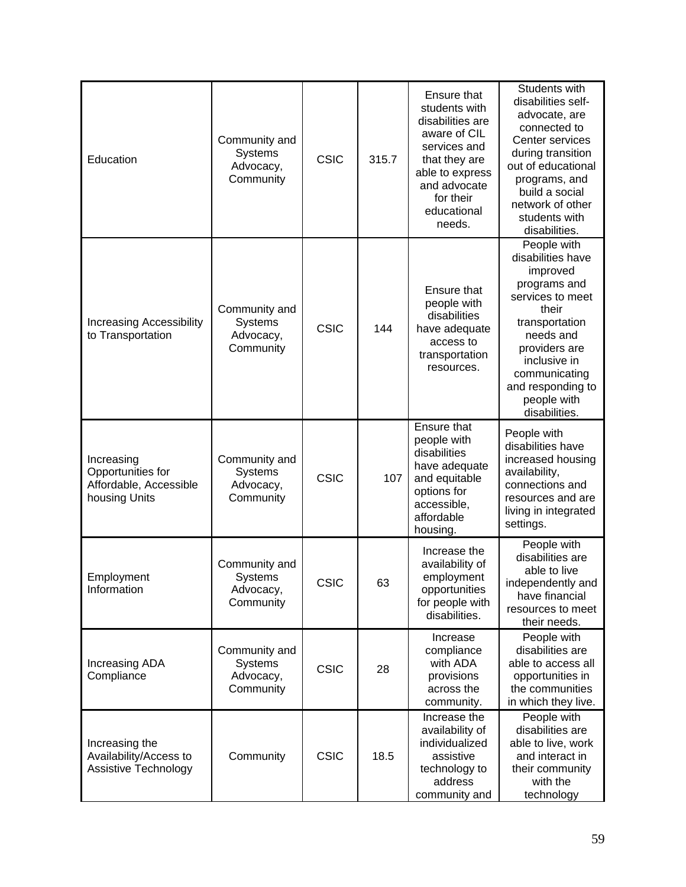| Education | Community and Systems Advocacy, Community | CSIC | 315.7 | Ensure that students with disabilities are aware of CIL services and that they are able to express and advocate for their educational needs. | Students with disabilities self-advocate, are connected to Center services during transition out of educational programs, and build a social network of other students with disabilities. |
|---|---|---|---|---|---|
| Increasing Accessibility to Transportation | Community and Systems Advocacy, Community | CSIC | 144 | Ensure that people with disabilities have adequate access to transportation resources. | People with disabilities have improved programs and services to meet their transportation needs and providers are inclusive in communicating and responding to people with disabilities. |
| Increasing Opportunities for Affordable, Accessible housing Units | Community and Systems Advocacy, Community | CSIC | 107 | Ensure that people with disabilities have adequate and equitable options for accessible, affordable housing. | People with disabilities have increased housing availability, connections and resources and are living in integrated settings. |
| Employment Information | Community and Systems Advocacy, Community | CSIC | 63 | Increase the availability of employment opportunities for people with disabilities. | People with disabilities are able to live independently and have financial resources to meet their needs. |
| Increasing ADA Compliance | Community and Systems Advocacy, Community | CSIC | 28 | Increase compliance with ADA provisions across the community. | People with disabilities are able to access all opportunities in the communities in which they live. |
| Increasing the Availability/Access to Assistive Technology | Community | CSIC | 18.5 | Increase the availability of individualized assistive technology to address community and | People with disabilities are able to live, work and interact in their community with the technology |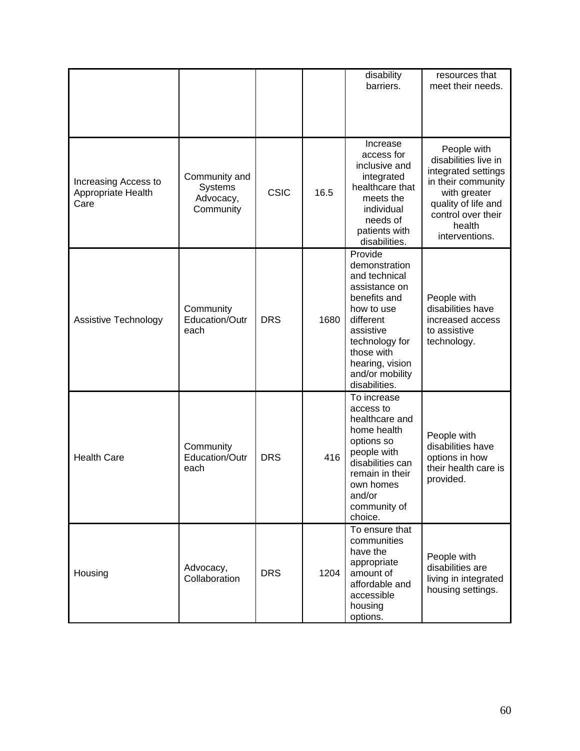| | | | | disability barriers. | resources that meet their needs. |
|---|---|---|---|---|---|
| Increasing Access to Appropriate Health Care | Community and Systems Advocacy, Community | CSIC | 16.5 | Increase access for inclusive and integrated healthcare that meets the individual needs of patients with disabilities. | People with disabilities live in integrated settings in their community with greater quality of life and control over their health interventions. |
| Assistive Technology | Community Education/Outreach | DRS | 1680 | Provide demonstration and technical assistance on benefits and how to use different assistive technology for those with hearing, vision and/or mobility disabilities. | People with disabilities have increased access to assistive technology. |
| Health Care | Community Education/Outreach | DRS | 416 | To increase access to healthcare and home health options so people with disabilities can remain in their own homes and/or community of choice. | People with disabilities have options in how their health care is provided. |
| Housing | Advocacy, Collaboration | DRS | 1204 | To ensure that communities have the appropriate amount of affordable and accessible housing options. | People with disabilities are living in integrated housing settings. |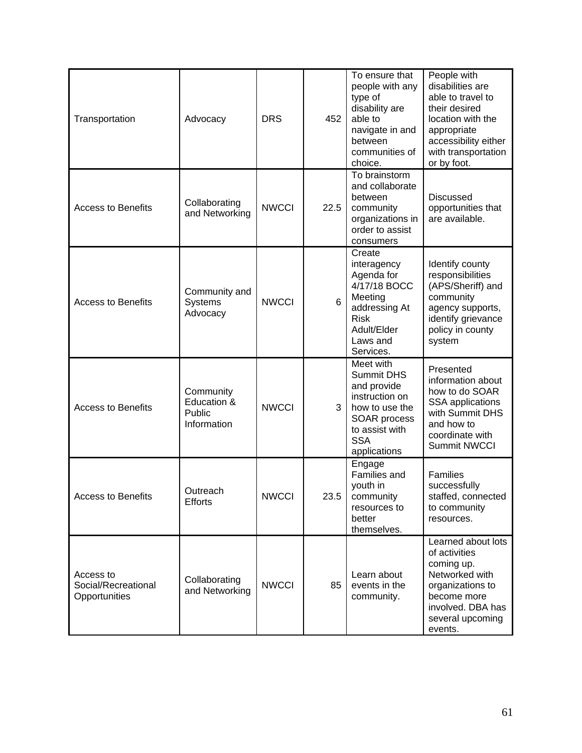| Transportation | Advocacy | DRS | 452 | To ensure that people with any type of disability are able to navigate in and between communities of choice. | People with disabilities are able to travel to their desired location with the appropriate accessibility either with transportation or by foot. |
|---|---|---|---|---|---|
| Access to Benefits | Collaborating and Networking | NWCCI | 22.5 | To brainstorm and collaborate between community organizations in order to assist consumers | Discussed opportunities that are available. |
| Access to Benefits | Community and Systems Advocacy | NWCCI | 6 | Create interagency Agenda for 4/17/18 BOCC Meeting addressing At Risk Adult/Elder Laws and Services. | Identify county responsibilities (APS/Sheriff) and community agency supports, identify grievance policy in county system |
| Access to Benefits | Community Education & Public Information | NWCCI | 3 | Meet with Summit DHS and provide instruction on how to use the SOAR process to assist with SSA applications | Presented information about how to do SOAR SSA applications with Summit DHS and how to coordinate with Summit NWCCI |
| Access to Benefits | Outreach Efforts | NWCCI | 23.5 | Engage Families and youth in community resources to better themselves. | Families successfully staffed, connected to community resources. |
| Access to Social/Recreational Opportunities | Collaborating and Networking | NWCCI | 85 | Learn about events in the community. | Learned about lots of activities coming up. Networked with organizations to become more involved. DBA has several upcoming events. |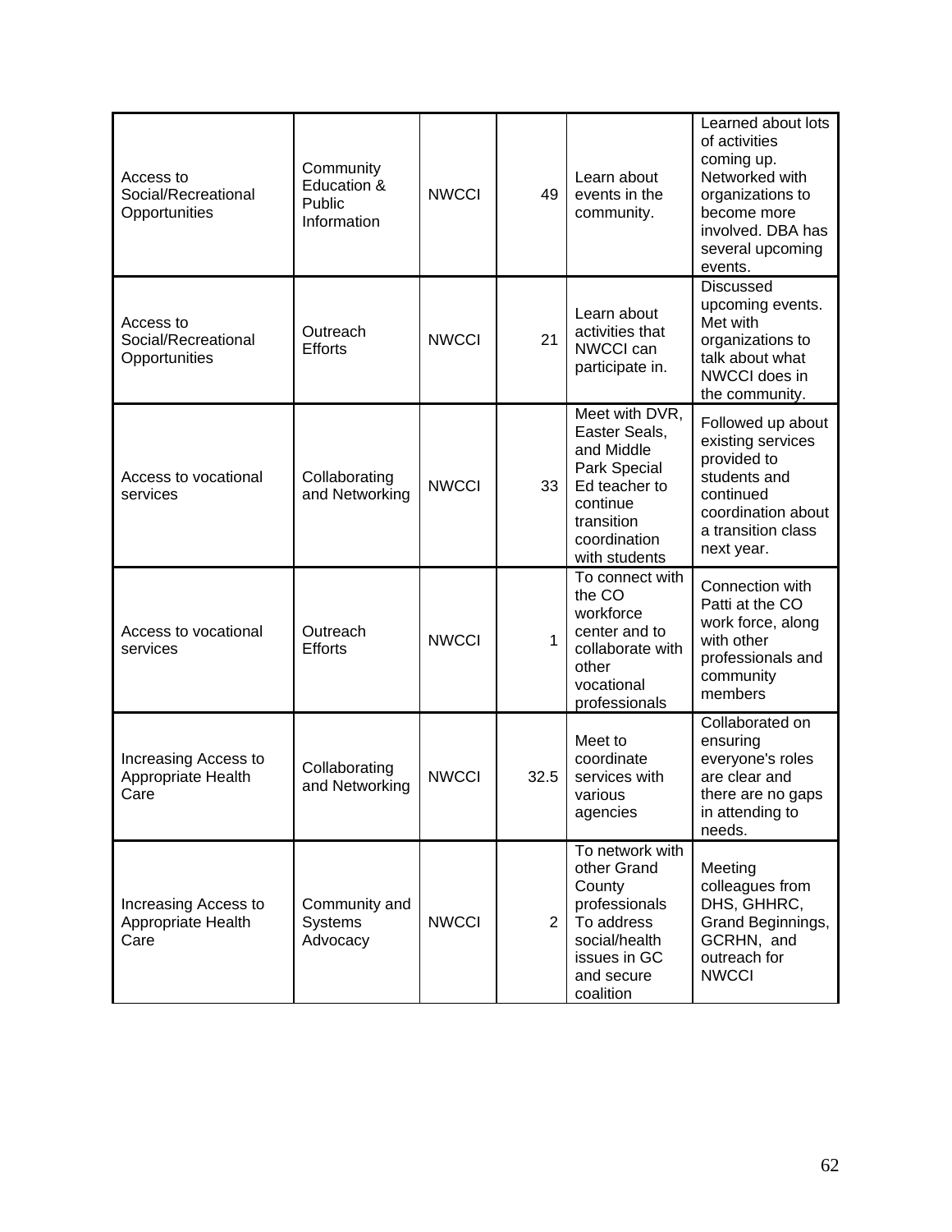| | | | | | |
|---|---|---|---|---|---|
| Access to Social/Recreational Opportunities | Community Education & Public Information | NWCCI | 49 | Learn about events in the community. | Learned about lots of activities coming up. Networked with organizations to become more involved. DBA has several upcoming events. |
| Access to Social/Recreational Opportunities | Outreach Efforts | NWCCI | 21 | Learn about activities that NWCCI can participate in. | Discussed upcoming events. Met with organizations to talk about what NWCCI does in the community. |
| Access to vocational services | Collaborating and Networking | NWCCI | 33 | Meet with DVR, Easter Seals, and Middle Park Special Ed teacher to continue transition coordination with students | Followed up about existing services provided to students and continued coordination about a transition class next year. |
| Access to vocational services | Outreach Efforts | NWCCI | 1 | To connect with the CO workforce center and to collaborate with other vocational professionals | Connection with Patti at the CO work force, along with other professionals and community members |
| Increasing Access to Appropriate Health Care | Collaborating and Networking | NWCCI | 32.5 | Meet to coordinate services with various agencies | Collaborated on ensuring everyone's roles are clear and there are no gaps in attending to needs. |
| Increasing Access to Appropriate Health Care | Community and Systems Advocacy | NWCCI | 2 | To network with other Grand County professionals To address social/health issues in GC and secure coalition | Meeting colleagues from DHS, GHHRC, Grand Beginnings, GCRHN, and outreach for NWCCI |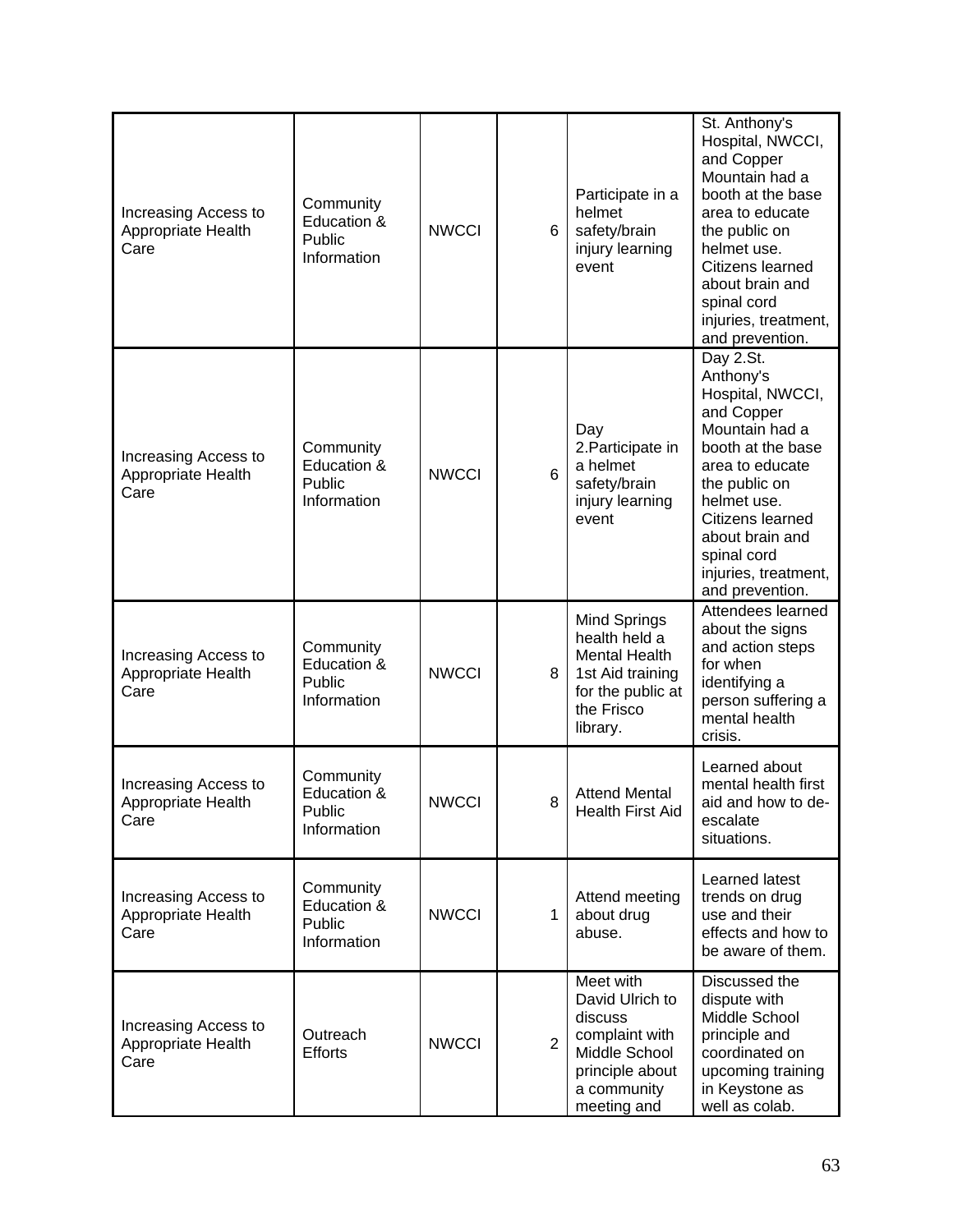| | | | | | |
|---|---|---|---|---|---|
| Increasing Access to Appropriate Health Care | Community Education & Public Information | NWCCI | 6 | Participate in a helmet safety/brain injury learning event | St. Anthony's Hospital, NWCCI, and Copper Mountain had a booth at the base area to educate the public on helmet use. Citizens learned about brain and spinal cord injuries, treatment, and prevention. |
| Increasing Access to Appropriate Health Care | Community Education & Public Information | NWCCI | 6 | Day 2.Participate in a helmet safety/brain injury learning event | Day 2.St. Anthony's Hospital, NWCCI, and Copper Mountain had a booth at the base area to educate the public on helmet use. Citizens learned about brain and spinal cord injuries, treatment, and prevention. |
| Increasing Access to Appropriate Health Care | Community Education & Public Information | NWCCI | 8 | Mind Springs health held a Mental Health 1st Aid training for the public at the Frisco library. | Attendees learned about the signs and action steps for when identifying a person suffering a mental health crisis. |
| Increasing Access to Appropriate Health Care | Community Education & Public Information | NWCCI | 8 | Attend Mental Health First Aid | Learned about mental health first aid and how to de-escalate situations. |
| Increasing Access to Appropriate Health Care | Community Education & Public Information | NWCCI | 1 | Attend meeting about drug abuse. | Learned latest trends on drug use and their effects and how to be aware of them. |
| Increasing Access to Appropriate Health Care | Outreach Efforts | NWCCI | 2 | Meet with David Ulrich to discuss complaint with Middle School principle about a community meeting and | Discussed the dispute with Middle School principle and coordinated on upcoming training in Keystone as well as colab. |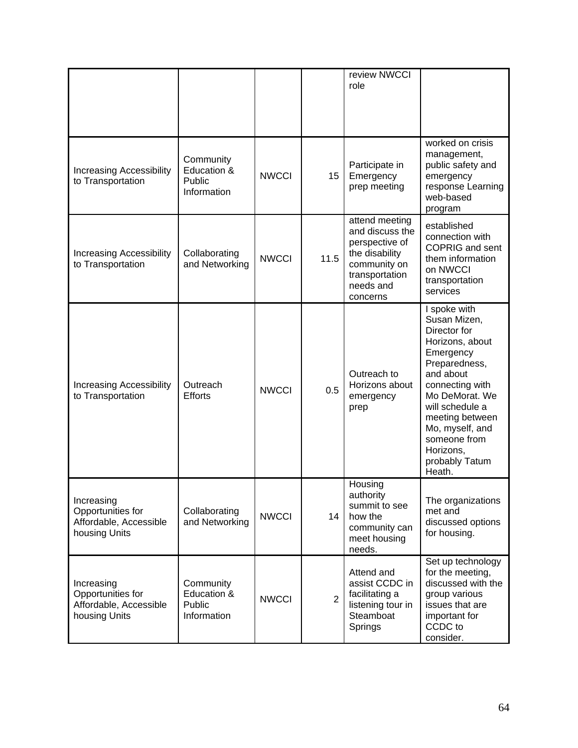| | | | | | |
|---|---|---|---|---|---|
| | | | | review NWCCI role | |
| Increasing Accessibility to Transportation | Community Education & Public Information | NWCCI | 15 | Participate in Emergency prep meeting | worked on crisis management, public safety and emergency response Learning web-based program |
| Increasing Accessibility to Transportation | Collaborating and Networking | NWCCI | 11.5 | attend meeting and discuss the perspective of the disability community on transportation needs and concerns | established connection with COPRIG and sent them information on NWCCI transportation services |
| Increasing Accessibility to Transportation | Outreach Efforts | NWCCI | 0.5 | Outreach to Horizons about emergency prep | I spoke with Susan Mizen, Director for Horizons, about Emergency Preparedness, and about connecting with Mo DeMorat. We will schedule a meeting between Mo, myself, and someone from Horizons, probably Tatum Heath. |
| Increasing Opportunities for Affordable, Accessible housing Units | Collaborating and Networking | NWCCI | 14 | Housing authority summit to see how the community can meet housing needs. | The organizations met and discussed options for housing. |
| Increasing Opportunities for Affordable, Accessible housing Units | Community Education & Public Information | NWCCI | 2 | Attend and assist CCDC in facilitating a listening tour in Steamboat Springs | Set up technology for the meeting, discussed with the group various issues that are important for CCDC to consider. |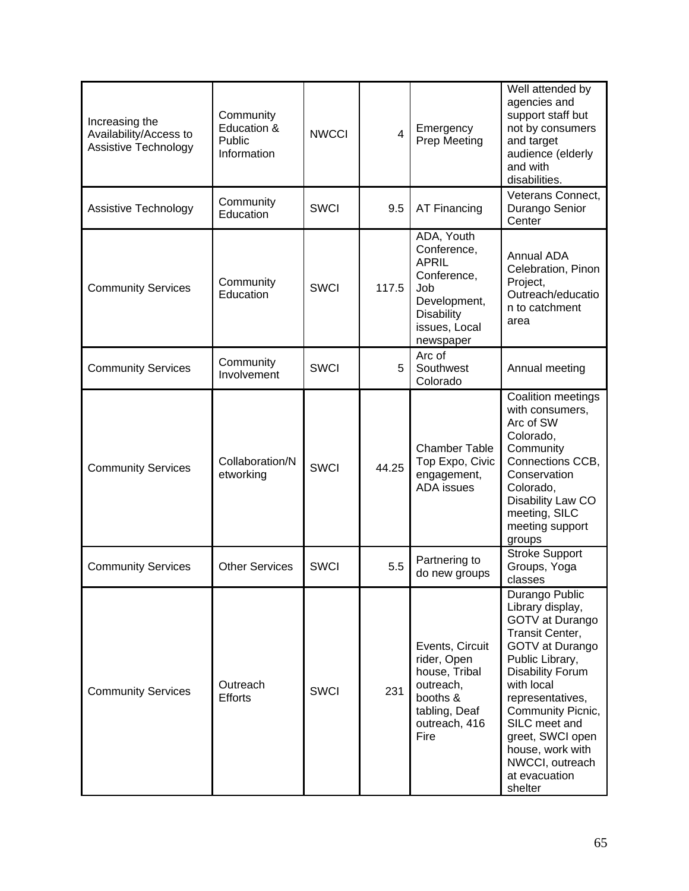| | | | | | |
|---|---|---|---|---|---|
| Increasing the Availability/Access to Assistive Technology | Community Education & Public Information | NWCCI | 4 | Emergency Prep Meeting | Well attended by agencies and support staff but not by consumers and target audience (elderly and with disabilities. |
| Assistive Technology | Community Education | SWCI | 9.5 | AT Financing | Veterans Connect, Durango Senior Center |
| Community Services | Community Education | SWCI | 117.5 | ADA, Youth Conference, APRIL Conference, Job Development, Disability issues, Local newspaper | Annual ADA Celebration, Pinon Project, Outreach/education to catchment area |
| Community Services | Community Involvement | SWCI | 5 | Arc of Southwest Colorado | Annual meeting |
| Community Services | Collaboration/Networking | SWCI | 44.25 | Chamber Table Top Expo, Civic engagement, ADA issues | Coalition meetings with consumers, Arc of SW Colorado, Community Connections CCB, Conservation Colorado, Disability Law CO meeting, SILC meeting support groups |
| Community Services | Other Services | SWCI | 5.5 | Partnering to do new groups | Stroke Support Groups, Yoga classes |
| Community Services | Outreach Efforts | SWCI | 231 | Events, Circuit rider, Open house, Tribal outreach, booths & tabling, Deaf outreach, 416 Fire | Durango Public Library display, GOTV at Durango Transit Center, GOTV at Durango Public Library, Disability Forum with local representatives, Community Picnic, SILC meet and greet, SWCI open house, work with NWCCI, outreach at evacuation shelter |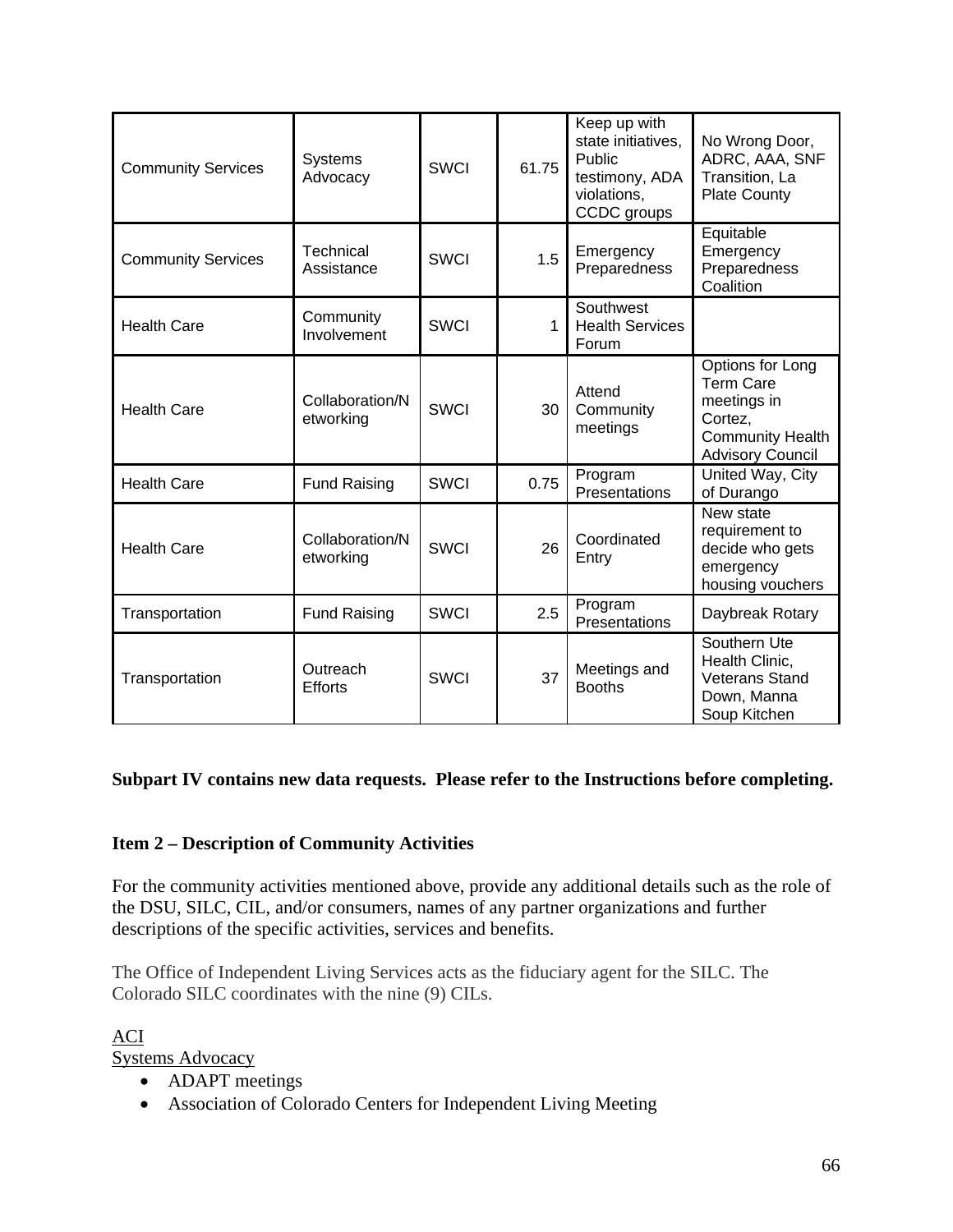| | | | | | |
|---|---|---|---|---|---|
| Community Services | Systems Advocacy | SWCI | 61.75 | Keep up with state initiatives, Public testimony, ADA violations, CCDC groups | No Wrong Door, ADRC, AAA, SNF Transition, La Plate County |
| Community Services | Technical Assistance | SWCI | 1.5 | Emergency Preparedness | Equitable Emergency Preparedness Coalition |
| Health Care | Community Involvement | SWCI | 1 | Southwest Health Services Forum | |
| Health Care | Collaboration/Networking | SWCI | 30 | Attend Community meetings | Options for Long Term Care meetings in Cortez, Community Health Advisory Council |
| Health Care | Fund Raising | SWCI | 0.75 | Program Presentations | United Way, City of Durango |
| Health Care | Collaboration/Networking | SWCI | 26 | Coordinated Entry | New state requirement to decide who gets emergency housing vouchers |
| Transportation | Fund Raising | SWCI | 2.5 | Program Presentations | Daybreak Rotary |
| Transportation | Outreach Efforts | SWCI | 37 | Meetings and Booths | Southern Ute Health Clinic, Veterans Stand Down, Manna Soup Kitchen |

**Subpart IV contains new data requests. Please refer to the Instructions before completing.**

### Item 2 – Description of Community Activities

For the community activities mentioned above, provide any additional details such as the role of the DSU, SILC, CIL, and/or consumers, names of any partner organizations and further descriptions of the specific activities, services and benefits.

The Office of Independent Living Services acts as the fiduciary agent for the SILC. The Colorado SILC coordinates with the nine (9) CILs.

ACI

Systems Advocacy

- ADAPT meetings
- Association of Colorado Centers for Independent Living Meeting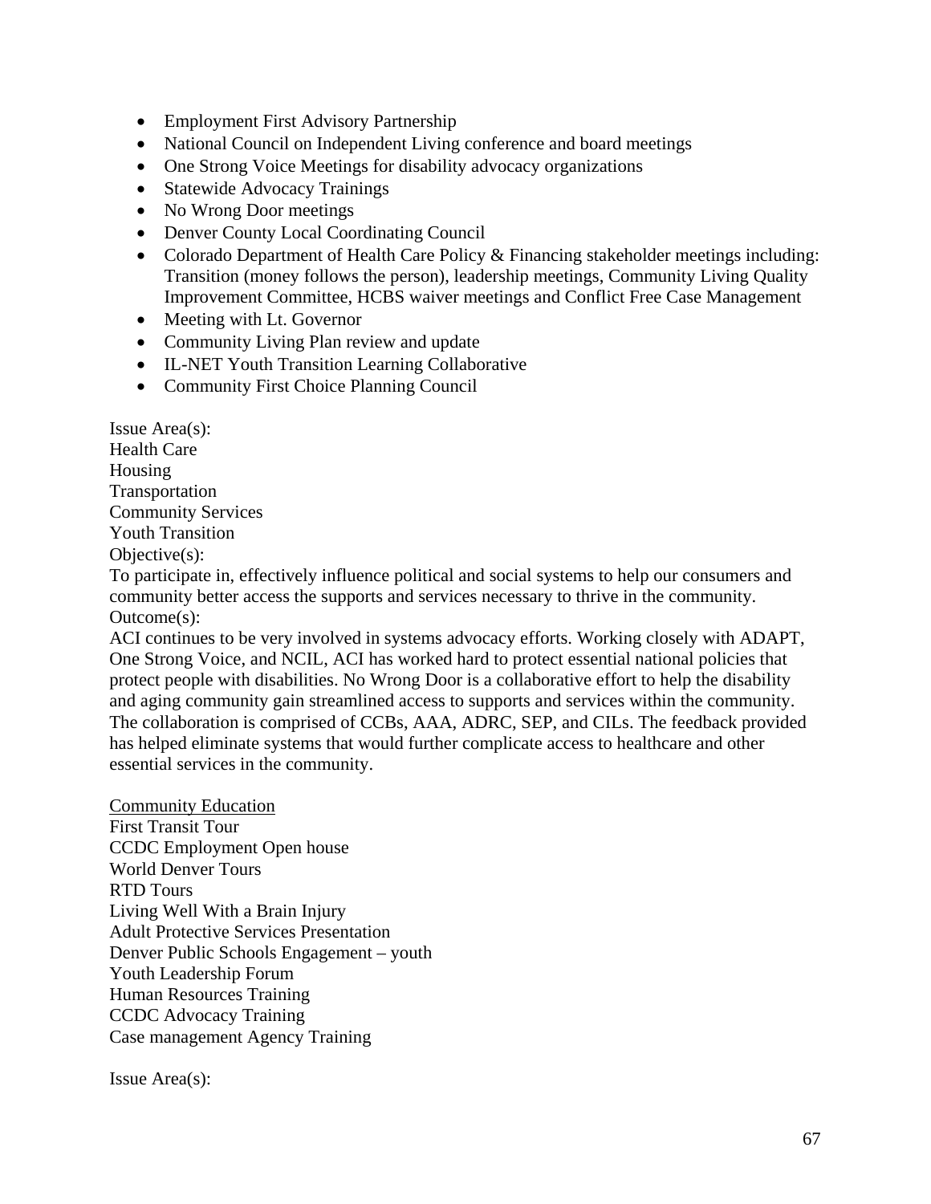- Employment First Advisory Partnership
- National Council on Independent Living conference and board meetings
- One Strong Voice Meetings for disability advocacy organizations
- Statewide Advocacy Trainings
- No Wrong Door meetings
- Denver County Local Coordinating Council
- Colorado Department of Health Care Policy & Financing stakeholder meetings including: Transition (money follows the person), leadership meetings, Community Living Quality Improvement Committee, HCBS waiver meetings and Conflict Free Case Management
- Meeting with Lt. Governor
- Community Living Plan review and update
- IL-NET Youth Transition Learning Collaborative
- Community First Choice Planning Council

Issue Area(s):
Health Care
Housing
Transportation
Community Services
Youth Transition
Objective(s):
To participate in, effectively influence political and social systems to help our consumers and community better access the supports and services necessary to thrive in the community.
Outcome(s):
ACI continues to be very involved in systems advocacy efforts. Working closely with ADAPT, One Strong Voice, and NCIL, ACI has worked hard to protect essential national policies that protect people with disabilities. No Wrong Door is a collaborative effort to help the disability and aging community gain streamlined access to supports and services within the community. The collaboration is comprised of CCBs, AAA, ADRC, SEP, and CILs. The feedback provided has helped eliminate systems that would further complicate access to healthcare and other essential services in the community.

<u>Community Education</u>
First Transit Tour
CCDC Employment Open house
World Denver Tours
RTD Tours
Living Well With a Brain Injury
Adult Protective Services Presentation
Denver Public Schools Engagement – youth
Youth Leadership Forum
Human Resources Training
CCDC Advocacy Training
Case management Agency Training

Issue Area(s):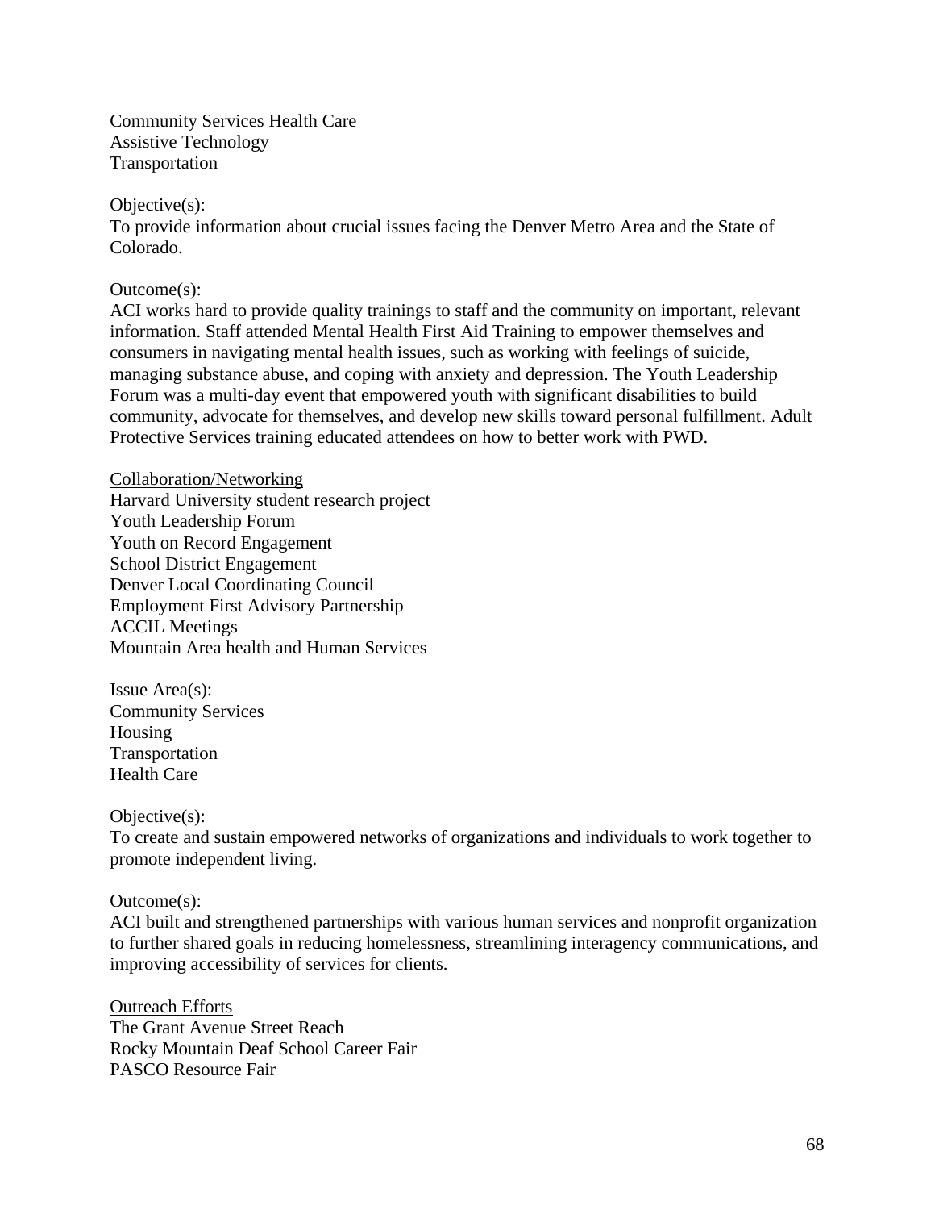Community Services Health Care
Assistive Technology
Transportation

Objective(s):
To provide information about crucial issues facing the Denver Metro Area and the State of Colorado.

Outcome(s):
ACI works hard to provide quality trainings to staff and the community on important, relevant information. Staff attended Mental Health First Aid Training to empower themselves and consumers in navigating mental health issues, such as working with feelings of suicide, managing substance abuse, and coping with anxiety and depression. The Youth Leadership Forum was a multi-day event that empowered youth with significant disabilities to build community, advocate for themselves, and develop new skills toward personal fulfillment. Adult Protective Services training educated attendees on how to better work with PWD.

<u>Collaboration/Networking</u>
Harvard University student research project
Youth Leadership Forum
Youth on Record Engagement
School District Engagement
Denver Local Coordinating Council
Employment First Advisory Partnership
ACCIL Meetings
Mountain Area health and Human Services

Issue Area(s):
Community Services
Housing
Transportation
Health Care

Objective(s):
To create and sustain empowered networks of organizations and individuals to work together to promote independent living.

Outcome(s):
ACI built and strengthened partnerships with various human services and nonprofit organization to further shared goals in reducing homelessness, streamlining interagency communications, and improving accessibility of services for clients.

<u>Outreach Efforts</u>
The Grant Avenue Street Reach
Rocky Mountain Deaf School Career Fair
PASCO Resource Fair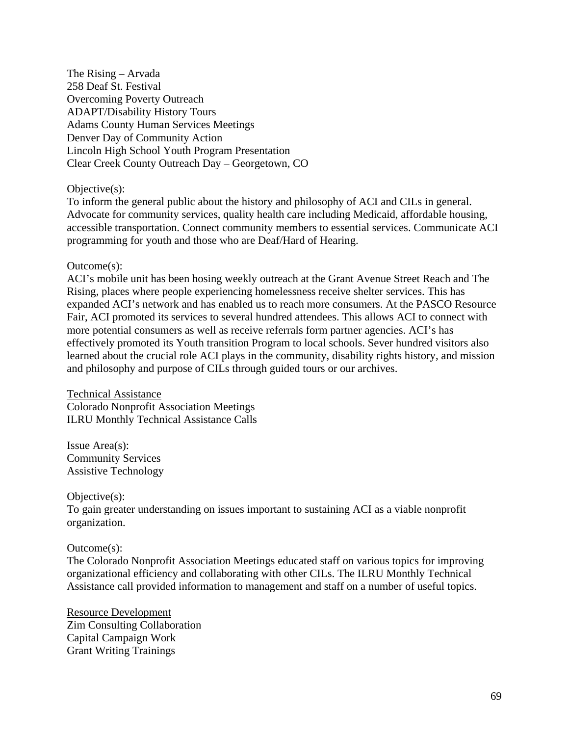The Rising – Arvada
258 Deaf St. Festival
Overcoming Poverty Outreach
ADAPT/Disability History Tours
Adams County Human Services Meetings
Denver Day of Community Action
Lincoln High School Youth Program Presentation
Clear Creek County Outreach Day – Georgetown, CO

Objective(s):
To inform the general public about the history and philosophy of ACI and CILs in general. Advocate for community services, quality health care including Medicaid, affordable housing, accessible transportation. Connect community members to essential services. Communicate ACI programming for youth and those who are Deaf/Hard of Hearing.

Outcome(s):
ACI's mobile unit has been hosing weekly outreach at the Grant Avenue Street Reach and The Rising, places where people experiencing homelessness receive shelter services. This has expanded ACI's network and has enabled us to reach more consumers. At the PASCO Resource Fair, ACI promoted its services to several hundred attendees. This allows ACI to connect with more potential consumers as well as receive referrals form partner agencies. ACI's has effectively promoted its Youth transition Program to local schools. Sever hundred visitors also learned about the crucial role ACI plays in the community, disability rights history, and mission and philosophy and purpose of CILs through guided tours or our archives.

<u>Technical Assistance</u>
Colorado Nonprofit Association Meetings
ILRU Monthly Technical Assistance Calls

Issue Area(s):
Community Services
Assistive Technology

Objective(s):
To gain greater understanding on issues important to sustaining ACI as a viable nonprofit organization.

Outcome(s):
The Colorado Nonprofit Association Meetings educated staff on various topics for improving organizational efficiency and collaborating with other CILs. The ILRU Monthly Technical Assistance call provided information to management and staff on a number of useful topics.

<u>Resource Development</u>
Zim Consulting Collaboration
Capital Campaign Work
Grant Writing Trainings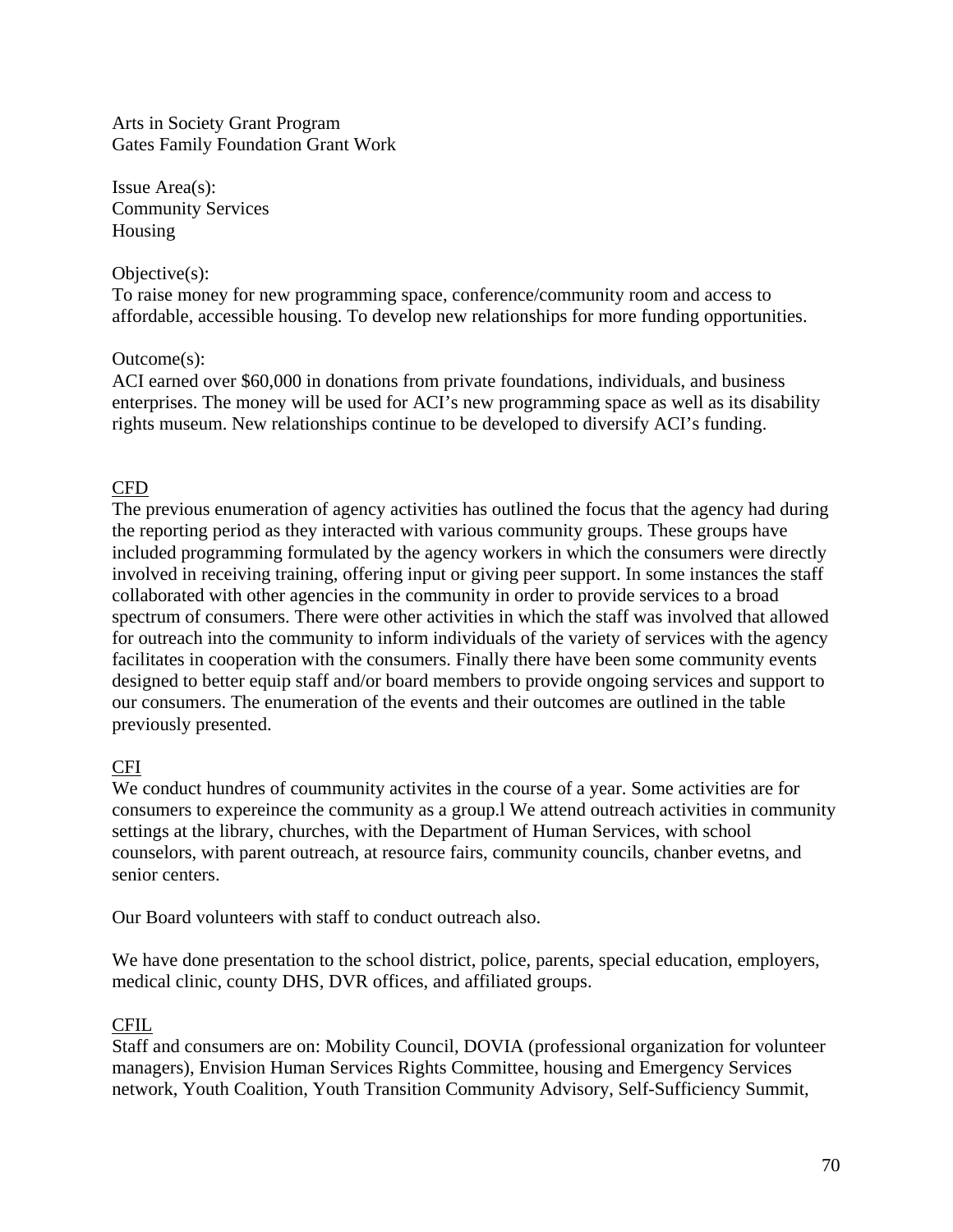Arts in Society Grant Program
Gates Family Foundation Grant Work

Issue Area(s):
Community Services
Housing

Objective(s):
To raise money for new programming space, conference/community room and access to affordable, accessible housing. To develop new relationships for more funding opportunities.

Outcome(s):
ACI earned over $60,000 in donations from private foundations, individuals, and business enterprises. The money will be used for ACI's new programming space as well as its disability rights museum. New relationships continue to be developed to diversify ACI's funding.

<u>CFD</u>
The previous enumeration of agency activities has outlined the focus that the agency had during the reporting period as they interacted with various community groups. These groups have included programming formulated by the agency workers in which the consumers were directly involved in receiving training, offering input or giving peer support. In some instances the staff collaborated with other agencies in the community in order to provide services to a broad spectrum of consumers. There were other activities in which the staff was involved that allowed for outreach into the community to inform individuals of the variety of services with the agency facilitates in cooperation with the consumers. Finally there have been some community events designed to better equip staff and/or board members to provide ongoing services and support to our consumers. The enumeration of the events and their outcomes are outlined in the table previously presented.

<u>CFI</u>
We conduct hundres of coummunity activites in the course of a year. Some activities are for consumers to expereince the community as a group.l We attend outreach activities in community settings at the library, churches, with the Department of Human Services, with school counselors, with parent outreach, at resource fairs, community councils, chanber evetns, and senior centers.

Our Board volunteers with staff to conduct outreach also.

We have done presentation to the school district, police, parents, special education, employers, medical clinic, county DHS, DVR offices, and affiliated groups.

<u>CFIL</u>
Staff and consumers are on: Mobility Council, DOVIA (professional organization for volunteer managers), Envision Human Services Rights Committee, housing and Emergency Services network, Youth Coalition, Youth Transition Community Advisory, Self-Sufficiency Summit,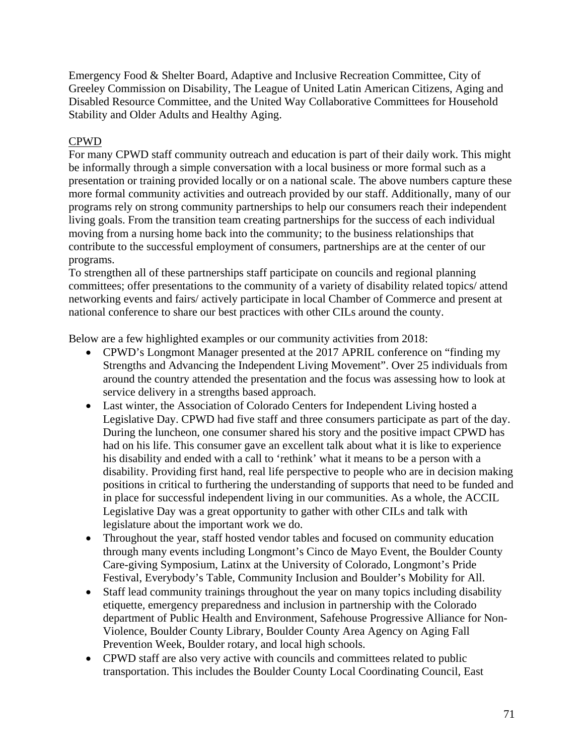Emergency Food & Shelter Board, Adaptive and Inclusive Recreation Committee, City of Greeley Commission on Disability, The League of United Latin American Citizens, Aging and Disabled Resource Committee, and the United Way Collaborative Committees for Household Stability and Older Adults and Healthy Aging.

CPWD

For many CPWD staff community outreach and education is part of their daily work. This might be informally through a simple conversation with a local business or more formal such as a presentation or training provided locally or on a national scale. The above numbers capture these more formal community activities and outreach provided by our staff. Additionally, many of our programs rely on strong community partnerships to help our consumers reach their independent living goals. From the transition team creating partnerships for the success of each individual moving from a nursing home back into the community; to the business relationships that contribute to the successful employment of consumers, partnerships are at the center of our programs.

To strengthen all of these partnerships staff participate on councils and regional planning committees; offer presentations to the community of a variety of disability related topics/ attend networking events and fairs/ actively participate in local Chamber of Commerce and present at national conference to share our best practices with other CILs around the county.

Below are a few highlighted examples or our community activities from 2018:

- CPWD's Longmont Manager presented at the 2017 APRIL conference on "finding my Strengths and Advancing the Independent Living Movement". Over 25 individuals from around the country attended the presentation and the focus was assessing how to look at service delivery in a strengths based approach.
- Last winter, the Association of Colorado Centers for Independent Living hosted a Legislative Day. CPWD had five staff and three consumers participate as part of the day. During the luncheon, one consumer shared his story and the positive impact CPWD has had on his life. This consumer gave an excellent talk about what it is like to experience his disability and ended with a call to 'rethink' what it means to be a person with a disability. Providing first hand, real life perspective to people who are in decision making positions in critical to furthering the understanding of supports that need to be funded and in place for successful independent living in our communities. As a whole, the ACCIL Legislative Day was a great opportunity to gather with other CILs and talk with legislature about the important work we do.
- Throughout the year, staff hosted vendor tables and focused on community education through many events including Longmont's Cinco de Mayo Event, the Boulder County Care-giving Symposium, Latinx at the University of Colorado, Longmont's Pride Festival, Everybody's Table, Community Inclusion and Boulder's Mobility for All.
- Staff lead community trainings throughout the year on many topics including disability etiquette, emergency preparedness and inclusion in partnership with the Colorado department of Public Health and Environment, Safehouse Progressive Alliance for Non-Violence, Boulder County Library, Boulder County Area Agency on Aging Fall Prevention Week, Boulder rotary, and local high schools.
- CPWD staff are also very active with councils and committees related to public transportation. This includes the Boulder County Local Coordinating Council, East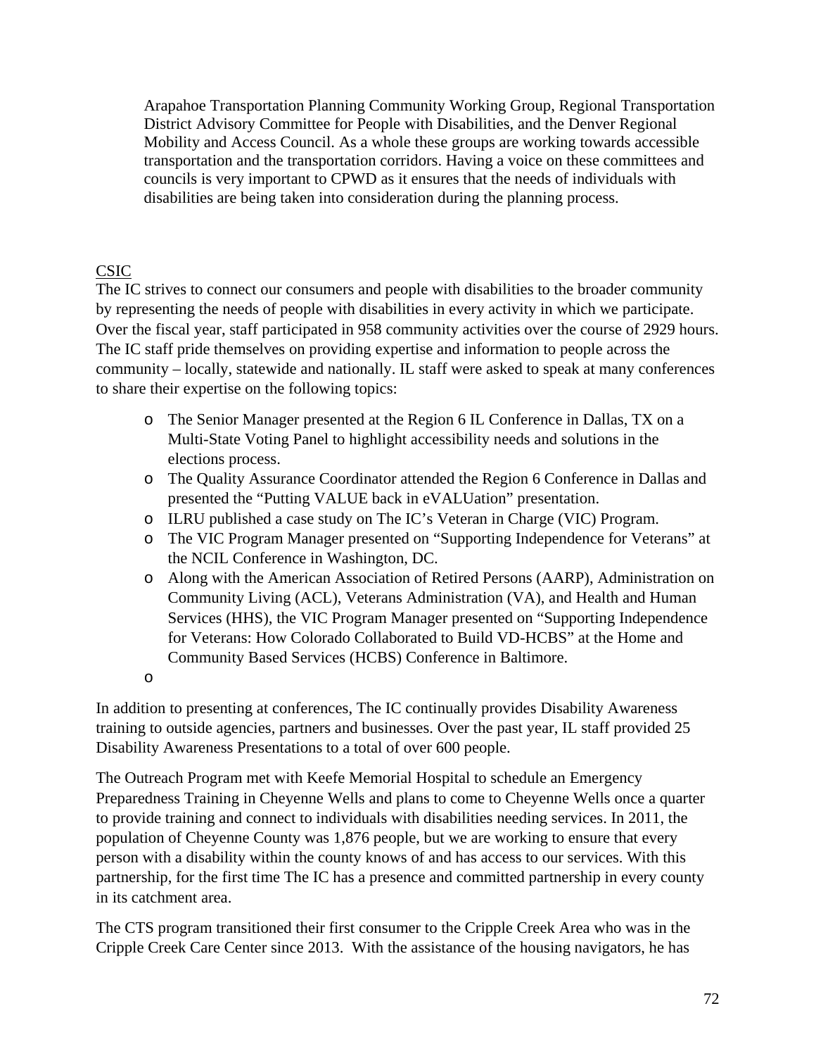Arapahoe Transportation Planning Community Working Group, Regional Transportation District Advisory Committee for People with Disabilities, and the Denver Regional Mobility and Access Council. As a whole these groups are working towards accessible transportation and the transportation corridors. Having a voice on these committees and councils is very important to CPWD as it ensures that the needs of individuals with disabilities are being taken into consideration during the planning process.

<u>CSIC</u>

The IC strives to connect our consumers and people with disabilities to the broader community by representing the needs of people with disabilities in every activity in which we participate. Over the fiscal year, staff participated in 958 community activities over the course of 2929 hours. The IC staff pride themselves on providing expertise and information to people across the community – locally, statewide and nationally. IL staff were asked to speak at many conferences to share their expertise on the following topics:

- The Senior Manager presented at the Region 6 IL Conference in Dallas, TX on a Multi-State Voting Panel to highlight accessibility needs and solutions in the elections process.
- The Quality Assurance Coordinator attended the Region 6 Conference in Dallas and presented the "Putting VALUE back in eVALUation" presentation.
- ILRU published a case study on The IC's Veteran in Charge (VIC) Program.
- The VIC Program Manager presented on "Supporting Independence for Veterans" at the NCIL Conference in Washington, DC.
- Along with the American Association of Retired Persons (AARP), Administration on Community Living (ACL), Veterans Administration (VA), and Health and Human Services (HHS), the VIC Program Manager presented on "Supporting Independence for Veterans: How Colorado Collaborated to Build VD-HCBS" at the Home and Community Based Services (HCBS) Conference in Baltimore.
- 

In addition to presenting at conferences, The IC continually provides Disability Awareness training to outside agencies, partners and businesses. Over the past year, IL staff provided 25 Disability Awareness Presentations to a total of over 600 people.

The Outreach Program met with Keefe Memorial Hospital to schedule an Emergency Preparedness Training in Cheyenne Wells and plans to come to Cheyenne Wells once a quarter to provide training and connect to individuals with disabilities needing services. In 2011, the population of Cheyenne County was 1,876 people, but we are working to ensure that every person with a disability within the county knows of and has access to our services. With this partnership, for the first time The IC has a presence and committed partnership in every county in its catchment area.

The CTS program transitioned their first consumer to the Cripple Creek Area who was in the Cripple Creek Care Center since 2013. With the assistance of the housing navigators, he has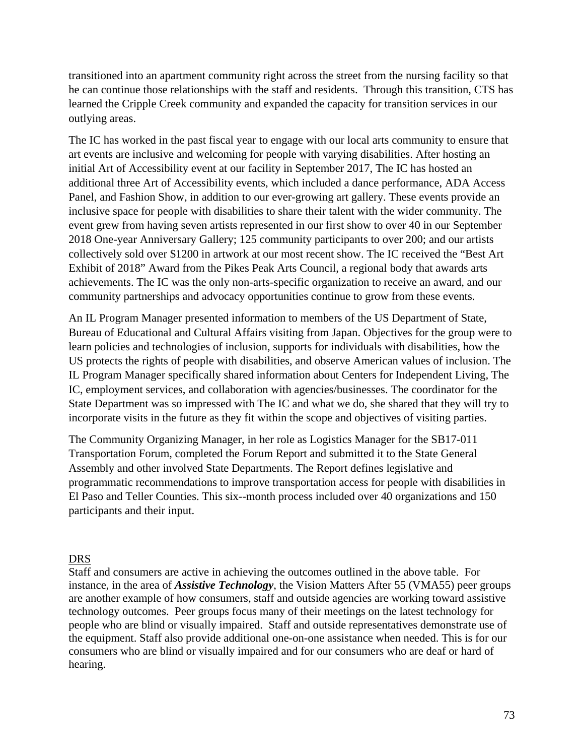transitioned into an apartment community right across the street from the nursing facility so that he can continue those relationships with the staff and residents. Through this transition, CTS has learned the Cripple Creek community and expanded the capacity for transition services in our outlying areas.

The IC has worked in the past fiscal year to engage with our local arts community to ensure that art events are inclusive and welcoming for people with varying disabilities. After hosting an initial Art of Accessibility event at our facility in September 2017, The IC has hosted an additional three Art of Accessibility events, which included a dance performance, ADA Access Panel, and Fashion Show, in addition to our ever-growing art gallery. These events provide an inclusive space for people with disabilities to share their talent with the wider community. The event grew from having seven artists represented in our first show to over 40 in our September 2018 One-year Anniversary Gallery; 125 community participants to over 200; and our artists collectively sold over $1200 in artwork at our most recent show. The IC received the "Best Art Exhibit of 2018" Award from the Pikes Peak Arts Council, a regional body that awards arts achievements. The IC was the only non-arts-specific organization to receive an award, and our community partnerships and advocacy opportunities continue to grow from these events.

An IL Program Manager presented information to members of the US Department of State, Bureau of Educational and Cultural Affairs visiting from Japan. Objectives for the group were to learn policies and technologies of inclusion, supports for individuals with disabilities, how the US protects the rights of people with disabilities, and observe American values of inclusion. The IL Program Manager specifically shared information about Centers for Independent Living, The IC, employment services, and collaboration with agencies/businesses. The coordinator for the State Department was so impressed with The IC and what we do, she shared that they will try to incorporate visits in the future as they fit within the scope and objectives of visiting parties.

The Community Organizing Manager, in her role as Logistics Manager for the SB17-011 Transportation Forum, completed the Forum Report and submitted it to the State General Assembly and other involved State Departments. The Report defines legislative and programmatic recommendations to improve transportation access for people with disabilities in El Paso and Teller Counties. This six--month process included over 40 organizations and 150 participants and their input.

<u>DRS</u>

Staff and consumers are active in achieving the outcomes outlined in the above table. For instance, in the area of ***Assistive Technology***, the Vision Matters After 55 (VMA55) peer groups are another example of how consumers, staff and outside agencies are working toward assistive technology outcomes. Peer groups focus many of their meetings on the latest technology for people who are blind or visually impaired. Staff and outside representatives demonstrate use of the equipment. Staff also provide additional one-on-one assistance when needed. This is for our consumers who are blind or visually impaired and for our consumers who are deaf or hard of hearing.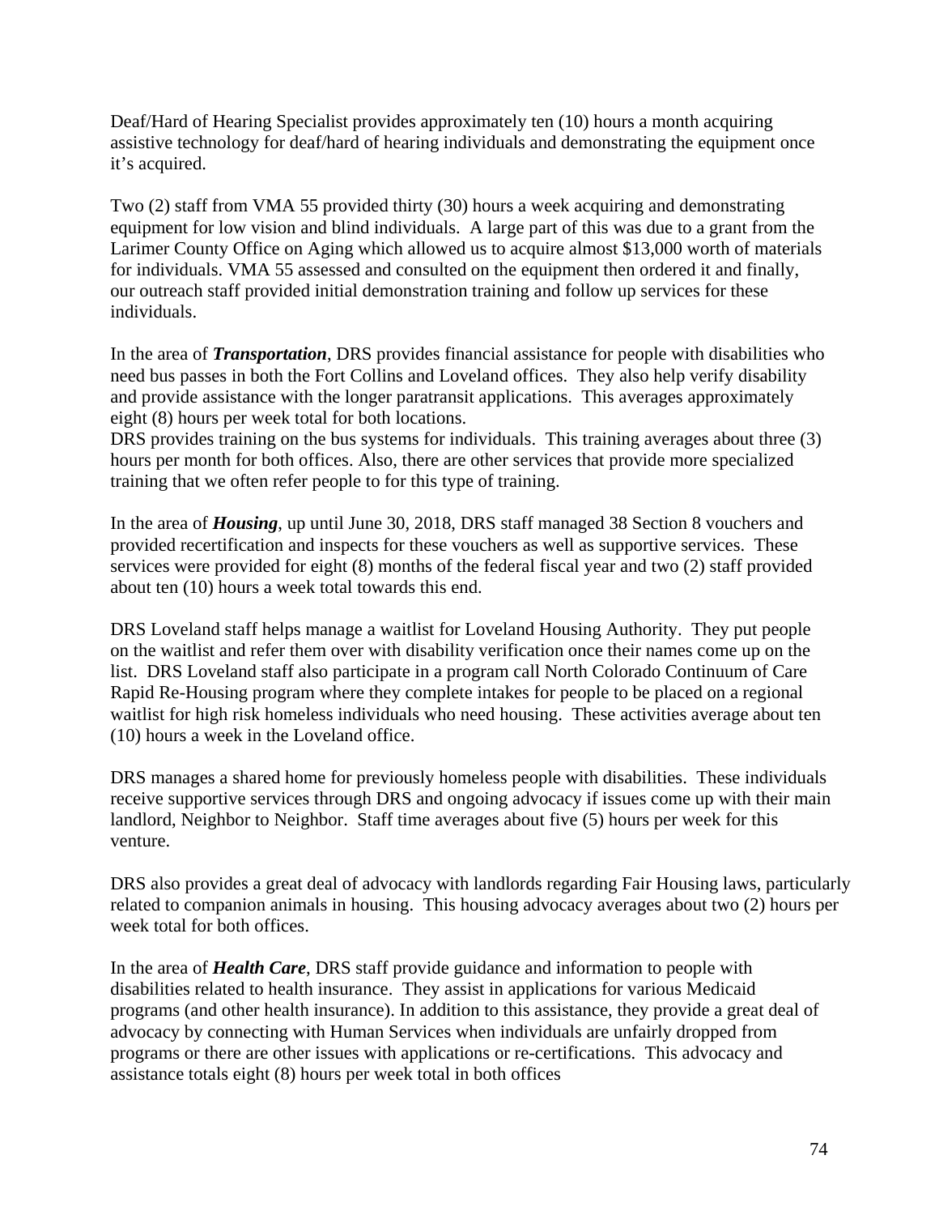Deaf/Hard of Hearing Specialist provides approximately ten (10) hours a month acquiring assistive technology for deaf/hard of hearing individuals and demonstrating the equipment once it's acquired.

Two (2) staff from VMA 55 provided thirty (30) hours a week acquiring and demonstrating equipment for low vision and blind individuals. A large part of this was due to a grant from the Larimer County Office on Aging which allowed us to acquire almost $13,000 worth of materials for individuals. VMA 55 assessed and consulted on the equipment then ordered it and finally, our outreach staff provided initial demonstration training and follow up services for these individuals.

In the area of ***Transportation***, DRS provides financial assistance for people with disabilities who need bus passes in both the Fort Collins and Loveland offices. They also help verify disability and provide assistance with the longer paratransit applications. This averages approximately eight (8) hours per week total for both locations.
DRS provides training on the bus systems for individuals. This training averages about three (3) hours per month for both offices. Also, there are other services that provide more specialized training that we often refer people to for this type of training.

In the area of ***Housing***, up until June 30, 2018, DRS staff managed 38 Section 8 vouchers and provided recertification and inspects for these vouchers as well as supportive services. These services were provided for eight (8) months of the federal fiscal year and two (2) staff provided about ten (10) hours a week total towards this end.

DRS Loveland staff helps manage a waitlist for Loveland Housing Authority. They put people on the waitlist and refer them over with disability verification once their names come up on the list. DRS Loveland staff also participate in a program call North Colorado Continuum of Care Rapid Re-Housing program where they complete intakes for people to be placed on a regional waitlist for high risk homeless individuals who need housing. These activities average about ten (10) hours a week in the Loveland office.

DRS manages a shared home for previously homeless people with disabilities. These individuals receive supportive services through DRS and ongoing advocacy if issues come up with their main landlord, Neighbor to Neighbor. Staff time averages about five (5) hours per week for this venture.

DRS also provides a great deal of advocacy with landlords regarding Fair Housing laws, particularly related to companion animals in housing. This housing advocacy averages about two (2) hours per week total for both offices.

In the area of ***Health Care***, DRS staff provide guidance and information to people with disabilities related to health insurance. They assist in applications for various Medicaid programs (and other health insurance). In addition to this assistance, they provide a great deal of advocacy by connecting with Human Services when individuals are unfairly dropped from programs or there are other issues with applications or re-certifications. This advocacy and assistance totals eight (8) hours per week total in both offices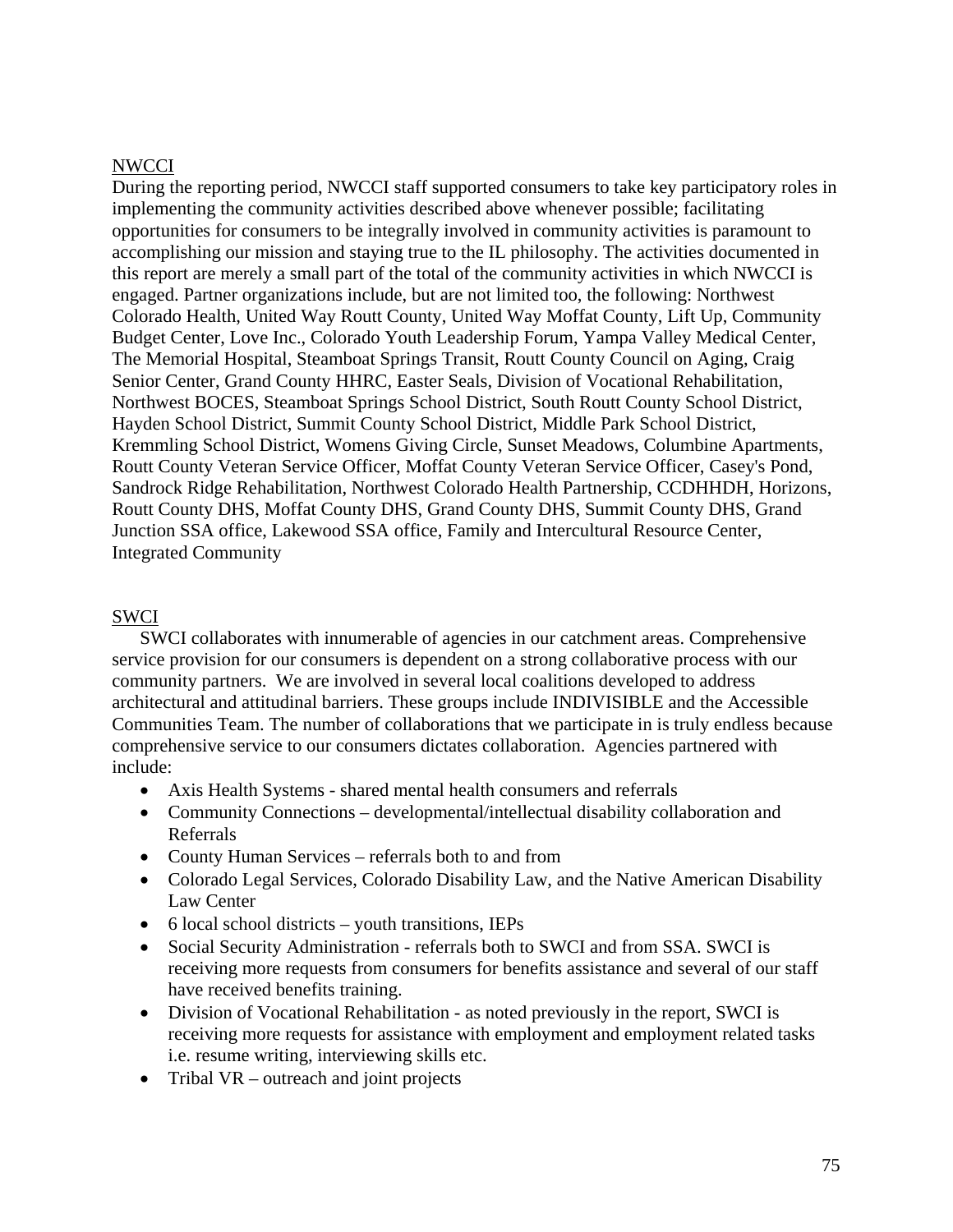<u>NWCCI</u>

During the reporting period, NWCCI staff supported consumers to take key participatory roles in implementing the community activities described above whenever possible; facilitating opportunities for consumers to be integrally involved in community activities is paramount to accomplishing our mission and staying true to the IL philosophy. The activities documented in this report are merely a small part of the total of the community activities in which NWCCI is engaged. Partner organizations include, but are not limited too, the following: Northwest Colorado Health, United Way Routt County, United Way Moffat County, Lift Up, Community Budget Center, Love Inc., Colorado Youth Leadership Forum, Yampa Valley Medical Center, The Memorial Hospital, Steamboat Springs Transit, Routt County Council on Aging, Craig Senior Center, Grand County HHRC, Easter Seals, Division of Vocational Rehabilitation, Northwest BOCES, Steamboat Springs School District, South Routt County School District, Hayden School District, Summit County School District, Middle Park School District, Kremmling School District, Womens Giving Circle, Sunset Meadows, Columbine Apartments, Routt County Veteran Service Officer, Moffat County Veteran Service Officer, Casey's Pond, Sandrock Ridge Rehabilitation, Northwest Colorado Health Partnership, CCDHHDH, Horizons, Routt County DHS, Moffat County DHS, Grand County DHS, Summit County DHS, Grand Junction SSA office, Lakewood SSA office, Family and Intercultural Resource Center, Integrated Community

<u>SWCI</u>

SWCI collaborates with innumerable of agencies in our catchment areas. Comprehensive service provision for our consumers is dependent on a strong collaborative process with our community partners. We are involved in several local coalitions developed to address architectural and attitudinal barriers. These groups include INDIVISIBLE and the Accessible Communities Team. The number of collaborations that we participate in is truly endless because comprehensive service to our consumers dictates collaboration. Agencies partnered with include:

- Axis Health Systems - shared mental health consumers and referrals
- Community Connections – developmental/intellectual disability collaboration and Referrals
- County Human Services – referrals both to and from
- Colorado Legal Services, Colorado Disability Law, and the Native American Disability Law Center
- 6 local school districts – youth transitions, IEPs
- Social Security Administration - referrals both to SWCI and from SSA. SWCI is receiving more requests from consumers for benefits assistance and several of our staff have received benefits training.
- Division of Vocational Rehabilitation - as noted previously in the report, SWCI is receiving more requests for assistance with employment and employment related tasks i.e. resume writing, interviewing skills etc.
- Tribal VR – outreach and joint projects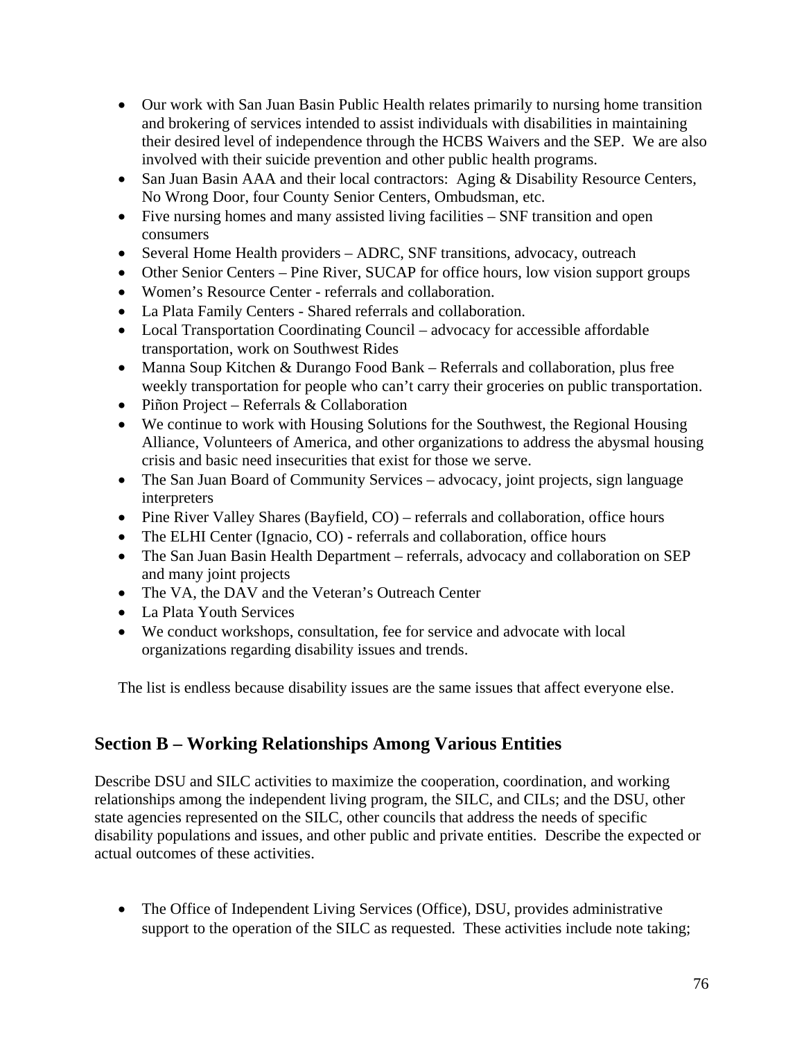- Our work with San Juan Basin Public Health relates primarily to nursing home transition and brokering of services intended to assist individuals with disabilities in maintaining their desired level of independence through the HCBS Waivers and the SEP. We are also involved with their suicide prevention and other public health programs.
- San Juan Basin AAA and their local contractors: Aging & Disability Resource Centers, No Wrong Door, four County Senior Centers, Ombudsman, etc.
- Five nursing homes and many assisted living facilities – SNF transition and open consumers
- Several Home Health providers – ADRC, SNF transitions, advocacy, outreach
- Other Senior Centers – Pine River, SUCAP for office hours, low vision support groups
- Women's Resource Center - referrals and collaboration.
- La Plata Family Centers - Shared referrals and collaboration.
- Local Transportation Coordinating Council – advocacy for accessible affordable transportation, work on Southwest Rides
- Manna Soup Kitchen & Durango Food Bank – Referrals and collaboration, plus free weekly transportation for people who can't carry their groceries on public transportation.
- Piñon Project – Referrals & Collaboration
- We continue to work with Housing Solutions for the Southwest, the Regional Housing Alliance, Volunteers of America, and other organizations to address the abysmal housing crisis and basic need insecurities that exist for those we serve.
- The San Juan Board of Community Services – advocacy, joint projects, sign language interpreters
- Pine River Valley Shares (Bayfield, CO) – referrals and collaboration, office hours
- The ELHI Center (Ignacio, CO) - referrals and collaboration, office hours
- The San Juan Basin Health Department – referrals, advocacy and collaboration on SEP and many joint projects
- The VA, the DAV and the Veteran's Outreach Center
- La Plata Youth Services
- We conduct workshops, consultation, fee for service and advocate with local organizations regarding disability issues and trends.

The list is endless because disability issues are the same issues that affect everyone else.

## Section B – Working Relationships Among Various Entities

Describe DSU and SILC activities to maximize the cooperation, coordination, and working relationships among the independent living program, the SILC, and CILs; and the DSU, other state agencies represented on the SILC, other councils that address the needs of specific disability populations and issues, and other public and private entities. Describe the expected or actual outcomes of these activities.

- The Office of Independent Living Services (Office), DSU, provides administrative support to the operation of the SILC as requested. These activities include note taking;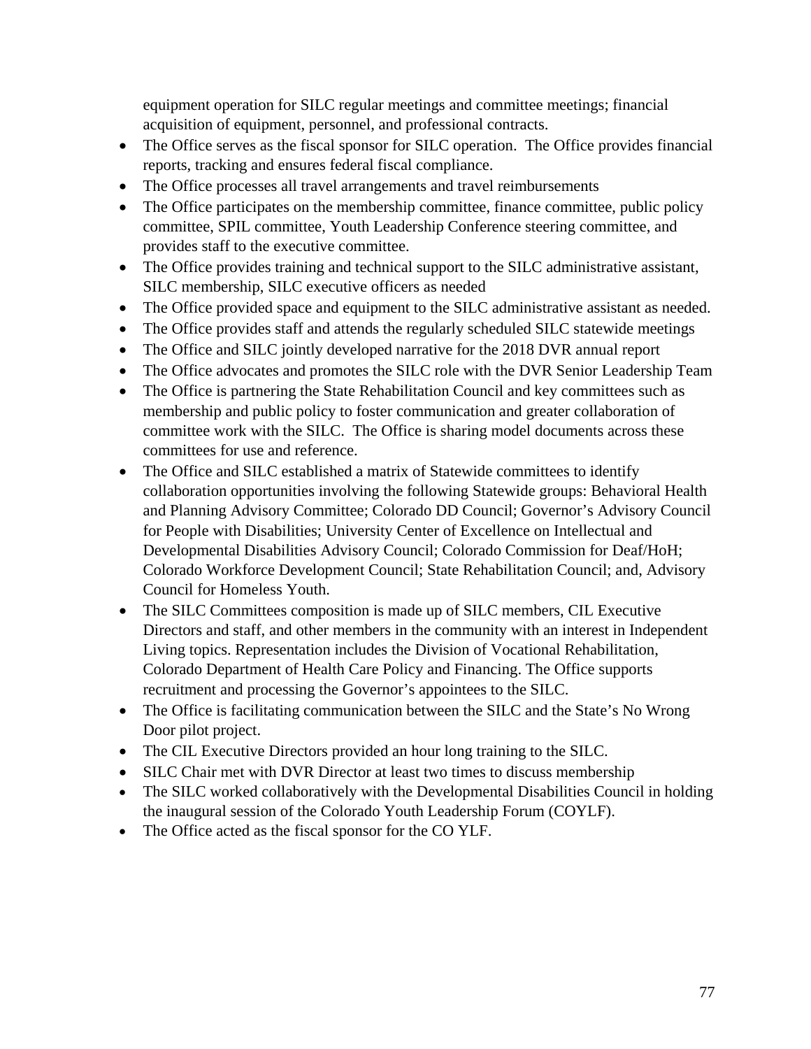equipment operation for SILC regular meetings and committee meetings; financial acquisition of equipment, personnel, and professional contracts.

- The Office serves as the fiscal sponsor for SILC operation. The Office provides financial reports, tracking and ensures federal fiscal compliance.
- The Office processes all travel arrangements and travel reimbursements
- The Office participates on the membership committee, finance committee, public policy committee, SPIL committee, Youth Leadership Conference steering committee, and provides staff to the executive committee.
- The Office provides training and technical support to the SILC administrative assistant, SILC membership, SILC executive officers as needed
- The Office provided space and equipment to the SILC administrative assistant as needed.
- The Office provides staff and attends the regularly scheduled SILC statewide meetings
- The Office and SILC jointly developed narrative for the 2018 DVR annual report
- The Office advocates and promotes the SILC role with the DVR Senior Leadership Team
- The Office is partnering the State Rehabilitation Council and key committees such as membership and public policy to foster communication and greater collaboration of committee work with the SILC. The Office is sharing model documents across these committees for use and reference.
- The Office and SILC established a matrix of Statewide committees to identify collaboration opportunities involving the following Statewide groups: Behavioral Health and Planning Advisory Committee; Colorado DD Council; Governor's Advisory Council for People with Disabilities; University Center of Excellence on Intellectual and Developmental Disabilities Advisory Council; Colorado Commission for Deaf/HoH; Colorado Workforce Development Council; State Rehabilitation Council; and, Advisory Council for Homeless Youth.
- The SILC Committees composition is made up of SILC members, CIL Executive Directors and staff, and other members in the community with an interest in Independent Living topics. Representation includes the Division of Vocational Rehabilitation, Colorado Department of Health Care Policy and Financing. The Office supports recruitment and processing the Governor's appointees to the SILC.
- The Office is facilitating communication between the SILC and the State's No Wrong Door pilot project.
- The CIL Executive Directors provided an hour long training to the SILC.
- SILC Chair met with DVR Director at least two times to discuss membership
- The SILC worked collaboratively with the Developmental Disabilities Council in holding the inaugural session of the Colorado Youth Leadership Forum (COYLF).
- The Office acted as the fiscal sponsor for the CO YLF.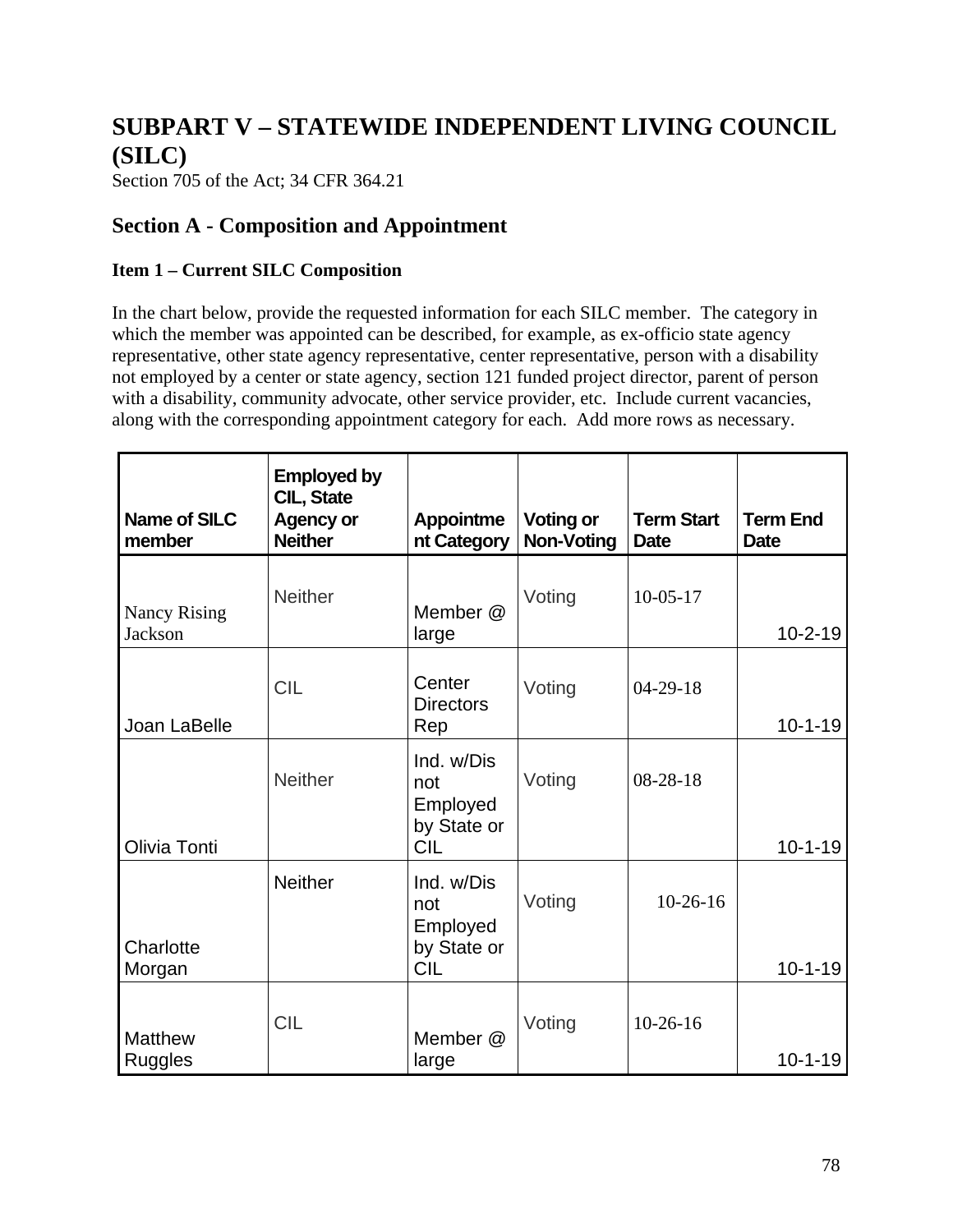# SUBPART V – STATEWIDE INDEPENDENT LIVING COUNCIL (SILC)

Section 705 of the Act; 34 CFR 364.21

## Section A - Composition and Appointment

### Item 1 – Current SILC Composition

In the chart below, provide the requested information for each SILC member. The category in which the member was appointed can be described, for example, as ex-officio state agency representative, other state agency representative, center representative, person with a disability not employed by a center or state agency, section 121 funded project director, parent of person with a disability, community advocate, other service provider, etc. Include current vacancies, along with the corresponding appointment category for each. Add more rows as necessary.

| Name of SILC member | Employed by CIL, State Agency or Neither | Appointment Category | Voting or Non-Voting | Term Start Date | Term End Date |
|---|---|---|---|---|---|
| Nancy Rising Jackson | Neither | Member @ large | Voting | 10-05-17 | 10-2-19 |
| Joan LaBelle | CIL | Center Directors Rep | Voting | 04-29-18 | 10-1-19 |
| Olivia Tonti | Neither | Ind. w/Dis not Employed by State or CIL | Voting | 08-28-18 | 10-1-19 |
| Charlotte Morgan | Neither | Ind. w/Dis not Employed by State or CIL | Voting | 10-26-16 | 10-1-19 |
| Matthew Ruggles | CIL | Member @ large | Voting | 10-26-16 | 10-1-19 |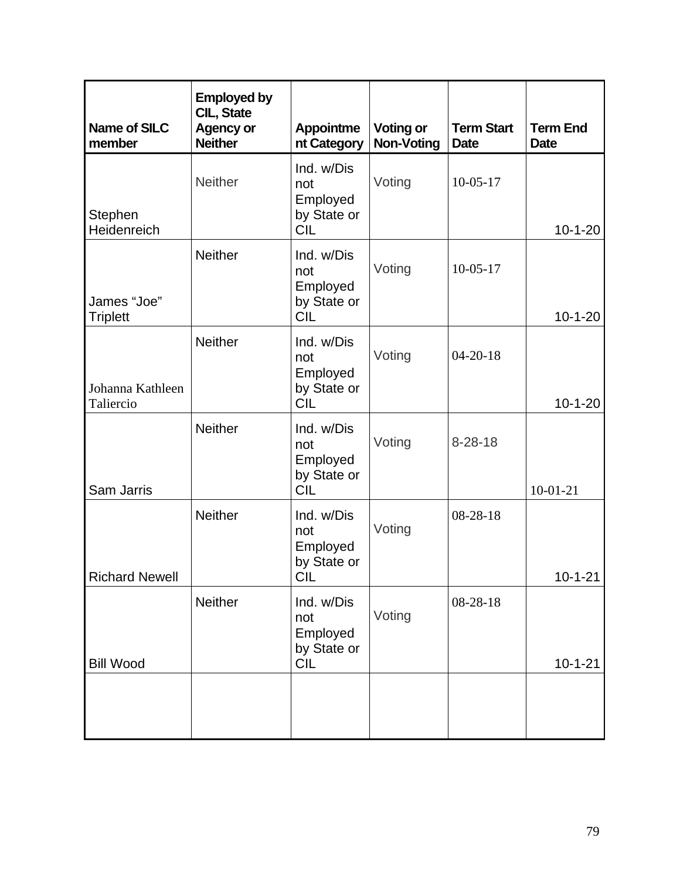| Name of SILC member | Employed by CIL, State Agency or Neither | Appointment Category | Voting or Non-Voting | Term Start Date | Term End Date |
|---|---|---|---|---|---|
| Stephen Heidenreich | Neither | Ind. w/Dis not Employed by State or CIL | Voting | 10-05-17 | 10-1-20 |
| James “Joe” Triplett | Neither | Ind. w/Dis not Employed by State or CIL | Voting | 10-05-17 | 10-1-20 |
| Johanna Kathleen Taliercio | Neither | Ind. w/Dis not Employed by State or CIL | Voting | 04-20-18 | 10-1-20 |
| Sam Jarris | Neither | Ind. w/Dis not Employed by State or CIL | Voting | 8-28-18 | 10-01-21 |
| Richard Newell | Neither | Ind. w/Dis not Employed by State or CIL | Voting | 08-28-18 | 10-1-21 |
| Bill Wood | Neither | Ind. w/Dis not Employed by State or CIL | Voting | 08-28-18 | 10-1-21 |
| | | | | | |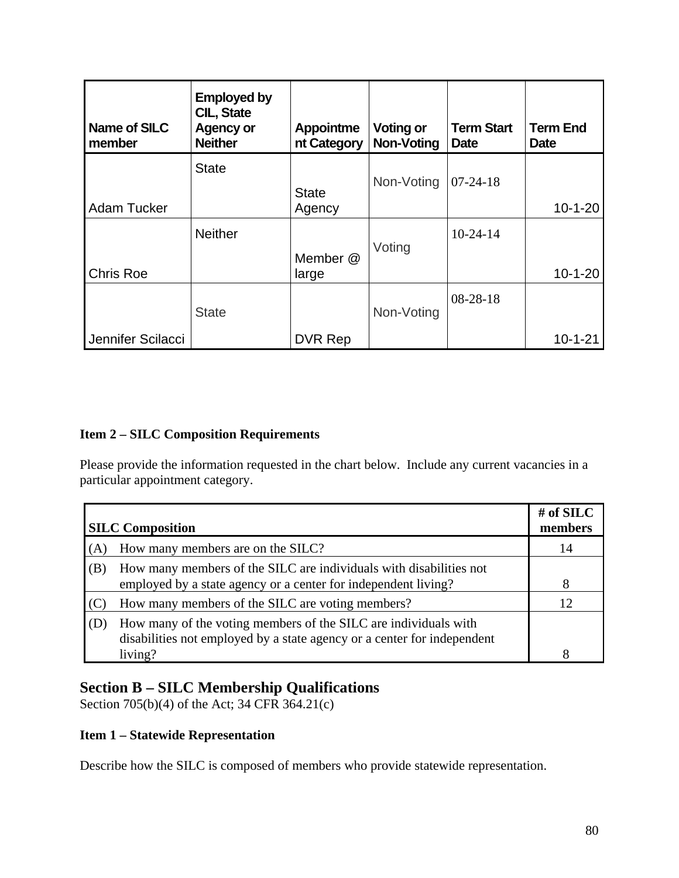| Name of SILC member | Employed by CIL, State Agency or Neither | Appointment Category | Voting or Non-Voting | Term Start Date | Term End Date |
|---|---|---|---|---|---|
| Adam Tucker | State | State Agency | Non-Voting | 07-24-18 | 10-1-20 |
| Chris Roe | Neither | Member @ large | Voting | 10-24-14 | 10-1-20 |
| Jennifer Scilacci | State | DVR Rep | Non-Voting | 08-28-18 | 10-1-21 |

**Item 2 – SILC Composition Requirements**

Please provide the information requested in the chart below. Include any current vacancies in a particular appointment category.

| SILC Composition | | # of SILC members |
|---|---|---|
| (A) | How many members are on the SILC? | 14 |
| (B) | How many members of the SILC are individuals with disabilities not employed by a state agency or a center for independent living? | 8 |
| (C) | How many members of the SILC are voting members? | 12 |
| (D) | How many of the voting members of the SILC are individuals with disabilities not employed by a state agency or a center for independent living? | 8 |

## Section B – SILC Membership Qualifications

Section 705(b)(4) of the Act; 34 CFR 364.21(c)

**Item 1 – Statewide Representation**

Describe how the SILC is composed of members who provide statewide representation.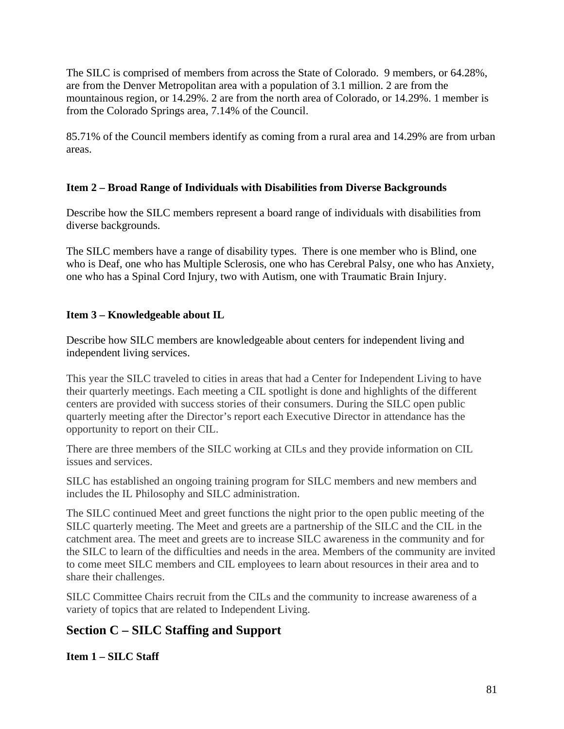The SILC is comprised of members from across the State of Colorado. 9 members, or 64.28%, are from the Denver Metropolitan area with a population of 3.1 million. 2 are from the mountainous region, or 14.29%. 2 are from the north area of Colorado, or 14.29%. 1 member is from the Colorado Springs area, 7.14% of the Council.

85.71% of the Council members identify as coming from a rural area and 14.29% are from urban areas.

**Item 2 – Broad Range of Individuals with Disabilities from Diverse Backgrounds**

Describe how the SILC members represent a board range of individuals with disabilities from diverse backgrounds.

The SILC members have a range of disability types. There is one member who is Blind, one who is Deaf, one who has Multiple Sclerosis, one who has Cerebral Palsy, one who has Anxiety, one who has a Spinal Cord Injury, two with Autism, one with Traumatic Brain Injury.

**Item 3 – Knowledgeable about IL**

Describe how SILC members are knowledgeable about centers for independent living and independent living services.

This year the SILC traveled to cities in areas that had a Center for Independent Living to have their quarterly meetings. Each meeting a CIL spotlight is done and highlights of the different centers are provided with success stories of their consumers. During the SILC open public quarterly meeting after the Director's report each Executive Director in attendance has the opportunity to report on their CIL.

There are three members of the SILC working at CILs and they provide information on CIL issues and services.

SILC has established an ongoing training program for SILC members and new members and includes the IL Philosophy and SILC administration.

The SILC continued Meet and greet functions the night prior to the open public meeting of the SILC quarterly meeting. The Meet and greets are a partnership of the SILC and the CIL in the catchment area. The meet and greets are to increase SILC awareness in the community and for the SILC to learn of the difficulties and needs in the area. Members of the community are invited to come meet SILC members and CIL employees to learn about resources in their area and to share their challenges.

SILC Committee Chairs recruit from the CILs and the community to increase awareness of a variety of topics that are related to Independent Living.

## Section C – SILC Staffing and Support

**Item 1 – SILC Staff**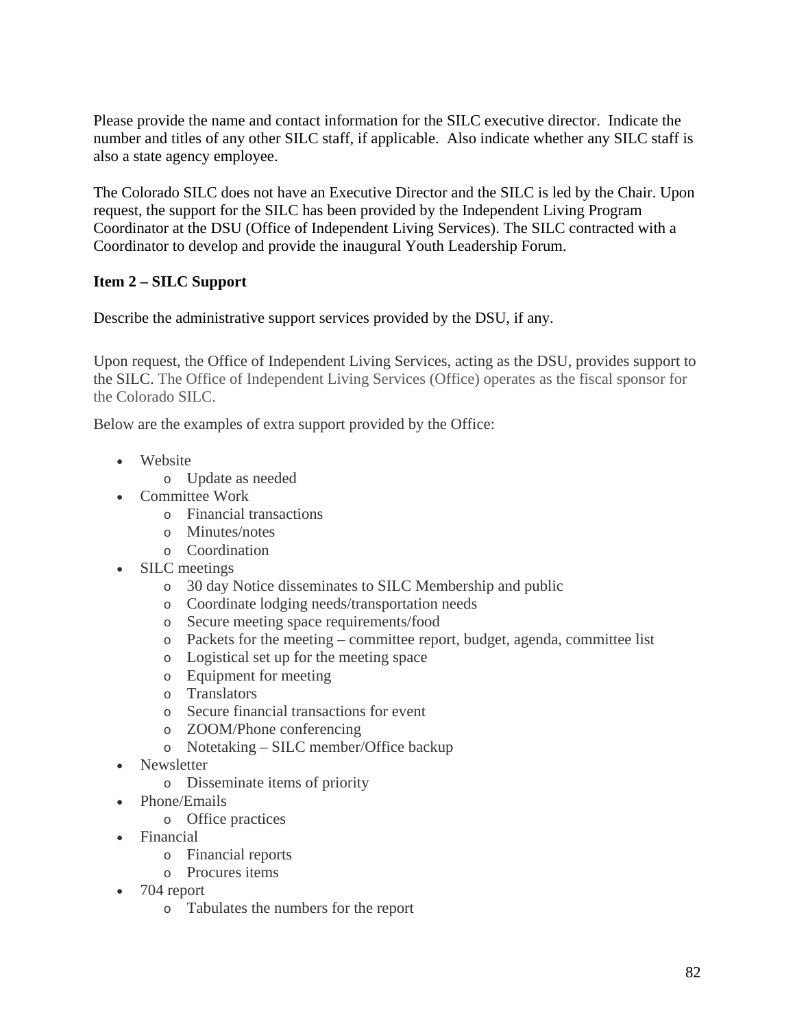Please provide the name and contact information for the SILC executive director. Indicate the number and titles of any other SILC staff, if applicable. Also indicate whether any SILC staff is also a state agency employee.

The Colorado SILC does not have an Executive Director and the SILC is led by the Chair. Upon request, the support for the SILC has been provided by the Independent Living Program Coordinator at the DSU (Office of Independent Living Services). The SILC contracted with a Coordinator to develop and provide the inaugural Youth Leadership Forum.

**Item 2 – SILC Support**

Describe the administrative support services provided by the DSU, if any.

Upon request, the Office of Independent Living Services, acting as the DSU, provides support to the SILC. The Office of Independent Living Services (Office) operates as the fiscal sponsor for the Colorado SILC.

Below are the examples of extra support provided by the Office:

- Website
  - Update as needed
- Committee Work
  - Financial transactions
  - Minutes/notes
  - Coordination
- SILC meetings
  - 30 day Notice disseminates to SILC Membership and public
  - Coordinate lodging needs/transportation needs
  - Secure meeting space requirements/food
  - Packets for the meeting – committee report, budget, agenda, committee list
  - Logistical set up for the meeting space
  - Equipment for meeting
  - Translators
  - Secure financial transactions for event
  - ZOOM/Phone conferencing
  - Notetaking – SILC member/Office backup
- Newsletter
  - Disseminate items of priority
- Phone/Emails
  - Office practices
- Financial
  - Financial reports
  - Procures items
- 704 report
  - Tabulates the numbers for the report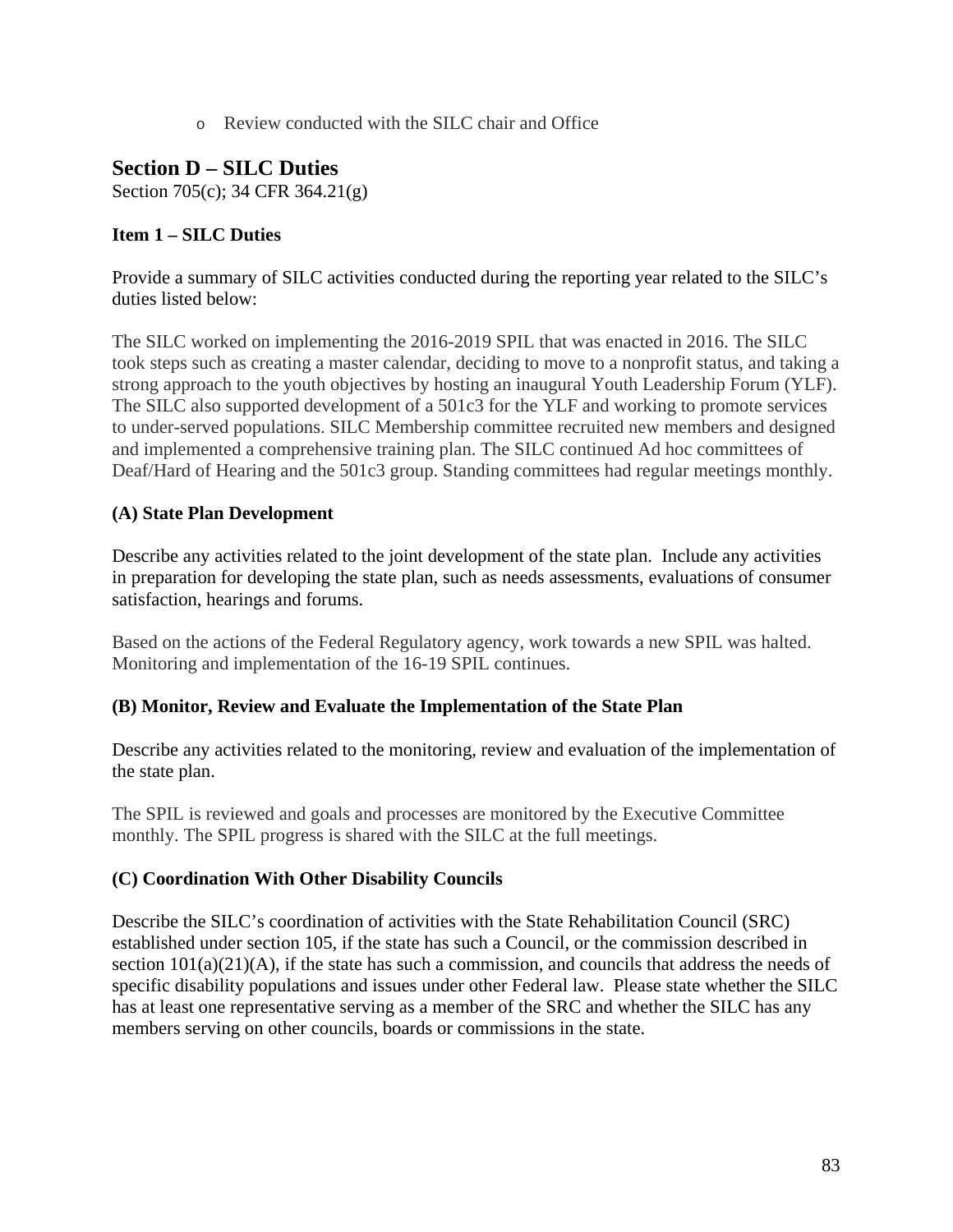- Review conducted with the SILC chair and Office

## Section D – SILC Duties

Section 705(c); 34 CFR 364.21(g)

### Item 1 – SILC Duties

Provide a summary of SILC activities conducted during the reporting year related to the SILC's duties listed below:

The SILC worked on implementing the 2016-2019 SPIL that was enacted in 2016. The SILC took steps such as creating a master calendar, deciding to move to a nonprofit status, and taking a strong approach to the youth objectives by hosting an inaugural Youth Leadership Forum (YLF). The SILC also supported development of a 501c3 for the YLF and working to promote services to under-served populations. SILC Membership committee recruited new members and designed and implemented a comprehensive training plan. The SILC continued Ad hoc committees of Deaf/Hard of Hearing and the 501c3 group. Standing committees had regular meetings monthly.

#### (A) State Plan Development

Describe any activities related to the joint development of the state plan. Include any activities in preparation for developing the state plan, such as needs assessments, evaluations of consumer satisfaction, hearings and forums.

Based on the actions of the Federal Regulatory agency, work towards a new SPIL was halted. Monitoring and implementation of the 16-19 SPIL continues.

#### (B) Monitor, Review and Evaluate the Implementation of the State Plan

Describe any activities related to the monitoring, review and evaluation of the implementation of the state plan.

The SPIL is reviewed and goals and processes are monitored by the Executive Committee monthly. The SPIL progress is shared with the SILC at the full meetings.

#### (C) Coordination With Other Disability Councils

Describe the SILC's coordination of activities with the State Rehabilitation Council (SRC) established under section 105, if the state has such a Council, or the commission described in section 101(a)(21)(A), if the state has such a commission, and councils that address the needs of specific disability populations and issues under other Federal law. Please state whether the SILC has at least one representative serving as a member of the SRC and whether the SILC has any members serving on other councils, boards or commissions in the state.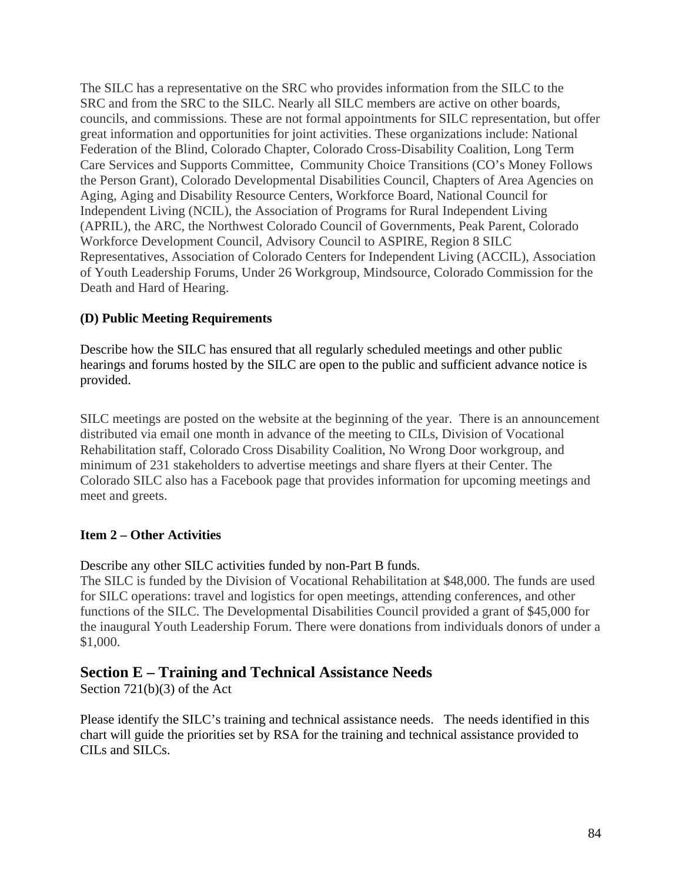The SILC has a representative on the SRC who provides information from the SILC to the SRC and from the SRC to the SILC. Nearly all SILC members are active on other boards, councils, and commissions. These are not formal appointments for SILC representation, but offer great information and opportunities for joint activities. These organizations include: National Federation of the Blind, Colorado Chapter, Colorado Cross-Disability Coalition, Long Term Care Services and Supports Committee, Community Choice Transitions (CO's Money Follows the Person Grant), Colorado Developmental Disabilities Council, Chapters of Area Agencies on Aging, Aging and Disability Resource Centers, Workforce Board, National Council for Independent Living (NCIL), the Association of Programs for Rural Independent Living (APRIL), the ARC, the Northwest Colorado Council of Governments, Peak Parent, Colorado Workforce Development Council, Advisory Council to ASPIRE, Region 8 SILC Representatives, Association of Colorado Centers for Independent Living (ACCIL), Association of Youth Leadership Forums, Under 26 Workgroup, Mindsource, Colorado Commission for the Death and Hard of Hearing.

**(D) Public Meeting Requirements**

Describe how the SILC has ensured that all regularly scheduled meetings and other public hearings and forums hosted by the SILC are open to the public and sufficient advance notice is provided.

SILC meetings are posted on the website at the beginning of the year. There is an announcement distributed via email one month in advance of the meeting to CILs, Division of Vocational Rehabilitation staff, Colorado Cross Disability Coalition, No Wrong Door workgroup, and minimum of 231 stakeholders to advertise meetings and share flyers at their Center. The Colorado SILC also has a Facebook page that provides information for upcoming meetings and meet and greets.

**Item 2 – Other Activities**

Describe any other SILC activities funded by non-Part B funds.
The SILC is funded by the Division of Vocational Rehabilitation at $48,000. The funds are used for SILC operations: travel and logistics for open meetings, attending conferences, and other functions of the SILC. The Developmental Disabilities Council provided a grant of $45,000 for the inaugural Youth Leadership Forum. There were donations from individuals donors of under a $1,000.

## Section E – Training and Technical Assistance Needs

Section 721(b)(3) of the Act

Please identify the SILC's training and technical assistance needs. The needs identified in this chart will guide the priorities set by RSA for the training and technical assistance provided to CILs and SILCs.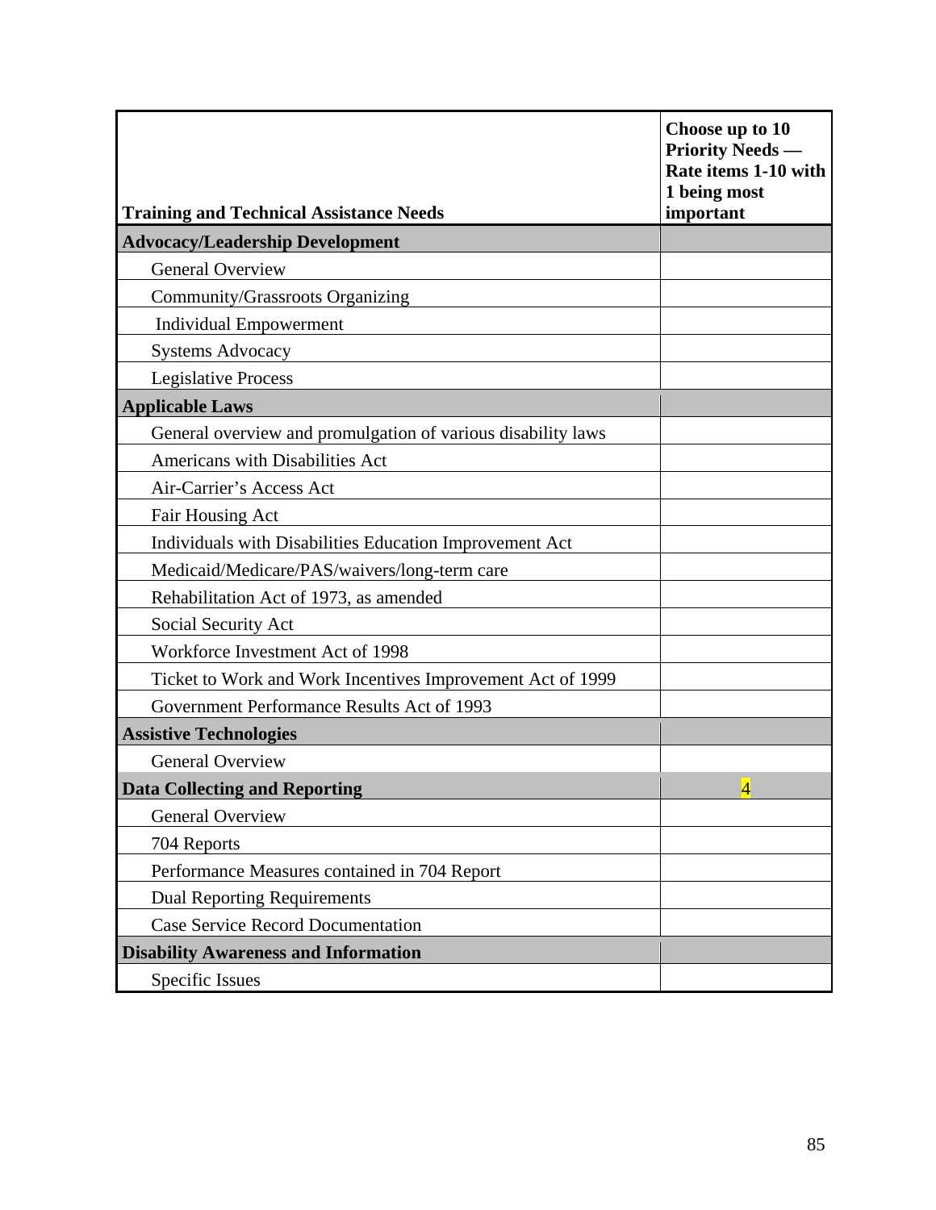| Training and Technical Assistance Needs | Choose up to 10 Priority Needs — Rate items 1-10 with 1 being most important |
|---|---|
| **Advocacy/Leadership Development** | |
| General Overview | |
| Community/Grassroots Organizing | |
| Individual Empowerment | |
| Systems Advocacy | |
| Legislative Process | |
| **Applicable Laws** | |
| General overview and promulgation of various disability laws | |
| Americans with Disabilities Act | |
| Air-Carrier's Access Act | |
| Fair Housing Act | |
| Individuals with Disabilities Education Improvement Act | |
| Medicaid/Medicare/PAS/waivers/long-term care | |
| Rehabilitation Act of 1973, as amended | |
| Social Security Act | |
| Workforce Investment Act of 1998 | |
| Ticket to Work and Work Incentives Improvement Act of 1999 | |
| Government Performance Results Act of 1993 | |
| **Assistive Technologies** | |
| General Overview | |
| **Data Collecting and Reporting** | 4 |
| General Overview | |
| 704 Reports | |
| Performance Measures contained in 704 Report | |
| Dual Reporting Requirements | |
| Case Service Record Documentation | |
| **Disability Awareness and Information** | |
| Specific Issues | |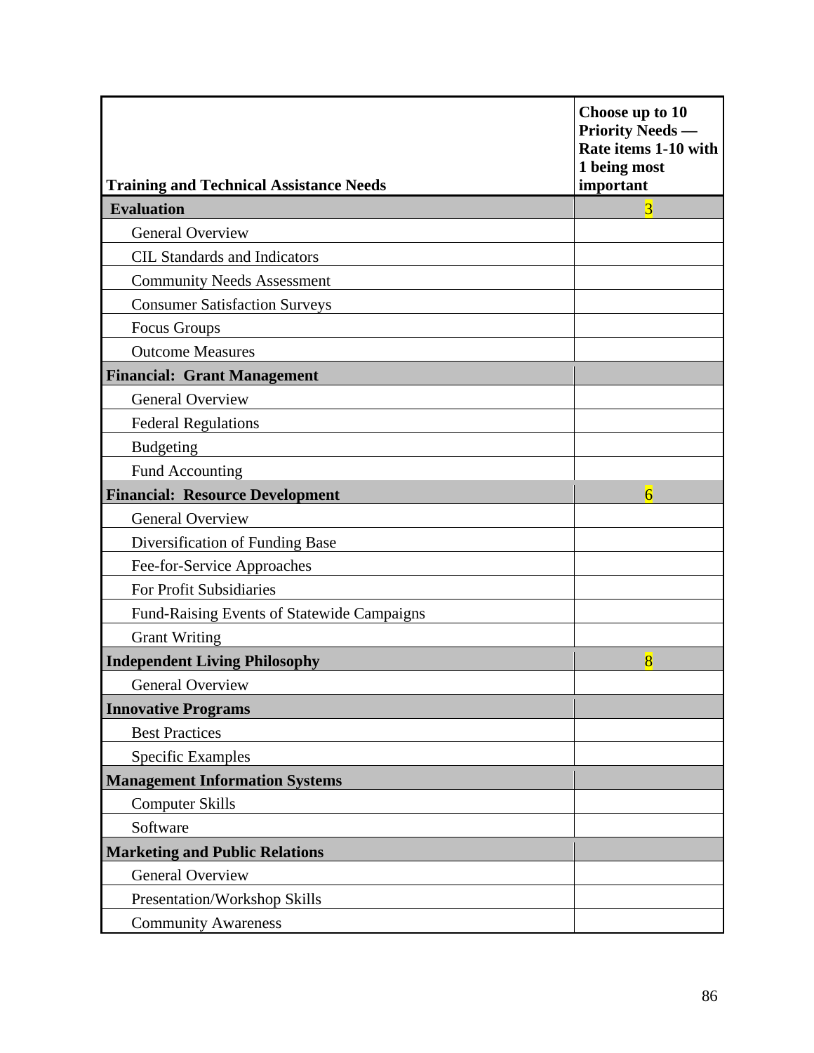| Training and Technical Assistance Needs | Choose up to 10 Priority Needs — Rate items 1-10 with 1 being most important |
|---|---|
| **Evaluation** | 3 |
| General Overview | |
| CIL Standards and Indicators | |
| Community Needs Assessment | |
| Consumer Satisfaction Surveys | |
| Focus Groups | |
| Outcome Measures | |
| **Financial: Grant Management** | |
| General Overview | |
| Federal Regulations | |
| Budgeting | |
| Fund Accounting | |
| **Financial: Resource Development** | 6 |
| General Overview | |
| Diversification of Funding Base | |
| Fee-for-Service Approaches | |
| For Profit Subsidiaries | |
| Fund-Raising Events of Statewide Campaigns | |
| Grant Writing | |
| **Independent Living Philosophy** | 8 |
| General Overview | |
| **Innovative Programs** | |
| Best Practices | |
| Specific Examples | |
| **Management Information Systems** | |
| Computer Skills | |
| Software | |
| **Marketing and Public Relations** | |
| General Overview | |
| Presentation/Workshop Skills | |
| Community Awareness | |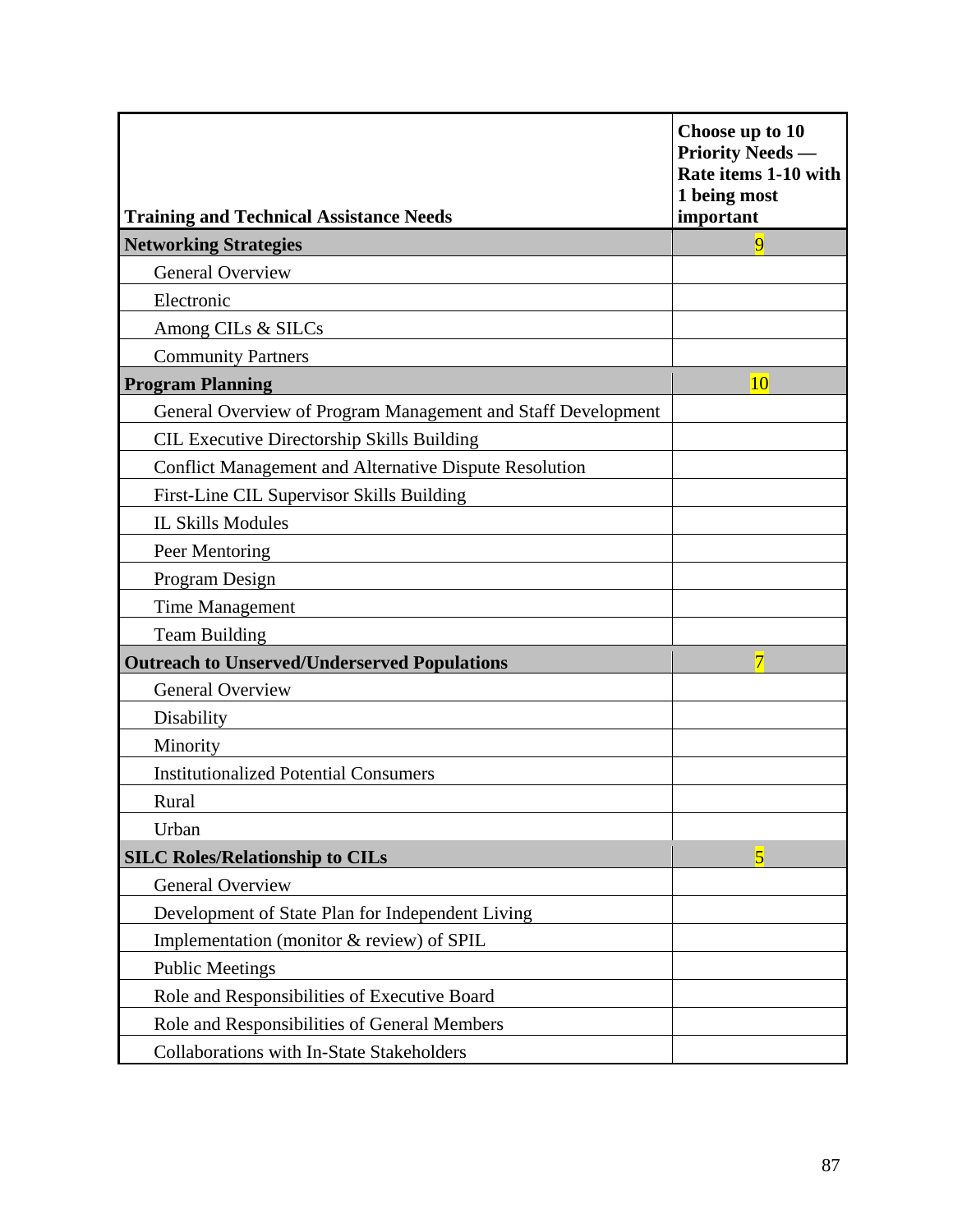| Training and Technical Assistance Needs | Choose up to 10 Priority Needs — Rate items 1-10 with 1 being most important |
|---|---|
| **Networking Strategies** | 9 |
| General Overview | |
| Electronic | |
| Among CILs & SILCs | |
| Community Partners | |
| **Program Planning** | 10 |
| General Overview of Program Management and Staff Development | |
| CIL Executive Directorship Skills Building | |
| Conflict Management and Alternative Dispute Resolution | |
| First-Line CIL Supervisor Skills Building | |
| IL Skills Modules | |
| Peer Mentoring | |
| Program Design | |
| Time Management | |
| Team Building | |
| **Outreach to Unserved/Underserved Populations** | 7 |
| General Overview | |
| Disability | |
| Minority | |
| Institutionalized Potential Consumers | |
| Rural | |
| Urban | |
| **SILC Roles/Relationship to CILs** | 5 |
| General Overview | |
| Development of State Plan for Independent Living | |
| Implementation (monitor & review) of SPIL | |
| Public Meetings | |
| Role and Responsibilities of Executive Board | |
| Role and Responsibilities of General Members | |
| Collaborations with In-State Stakeholders | |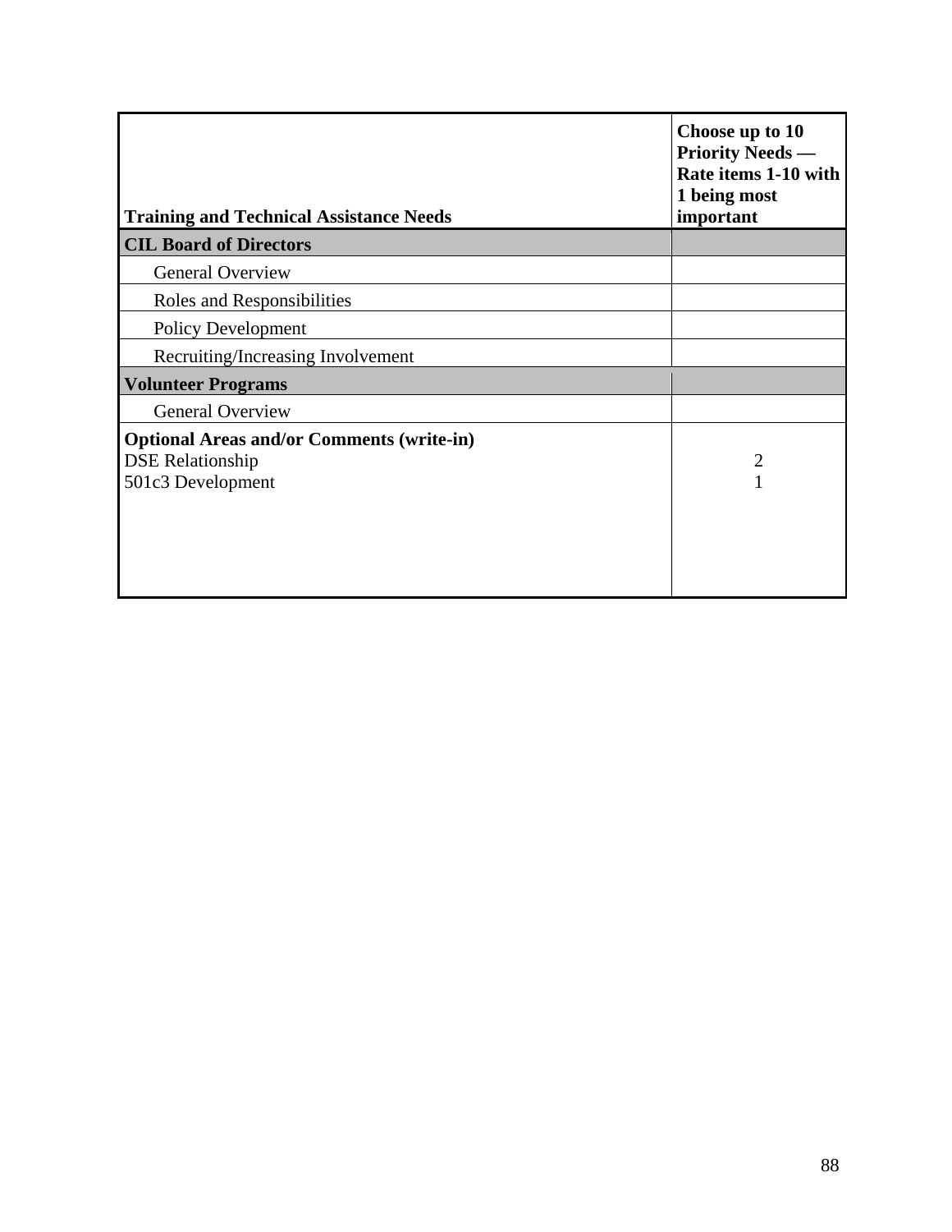| Training and Technical Assistance Needs | Choose up to 10 Priority Needs — Rate items 1-10 with 1 being most important |
|---|---|
| **CIL Board of Directors** | |
| General Overview | |
| Roles and Responsibilities | |
| Policy Development | |
| Recruiting/Increasing Involvement | |
| **Volunteer Programs** | |
| General Overview | |
| **Optional Areas and/or Comments (write-in)** | |
| DSE Relationship | 2 |
| 501c3 Development | 1 |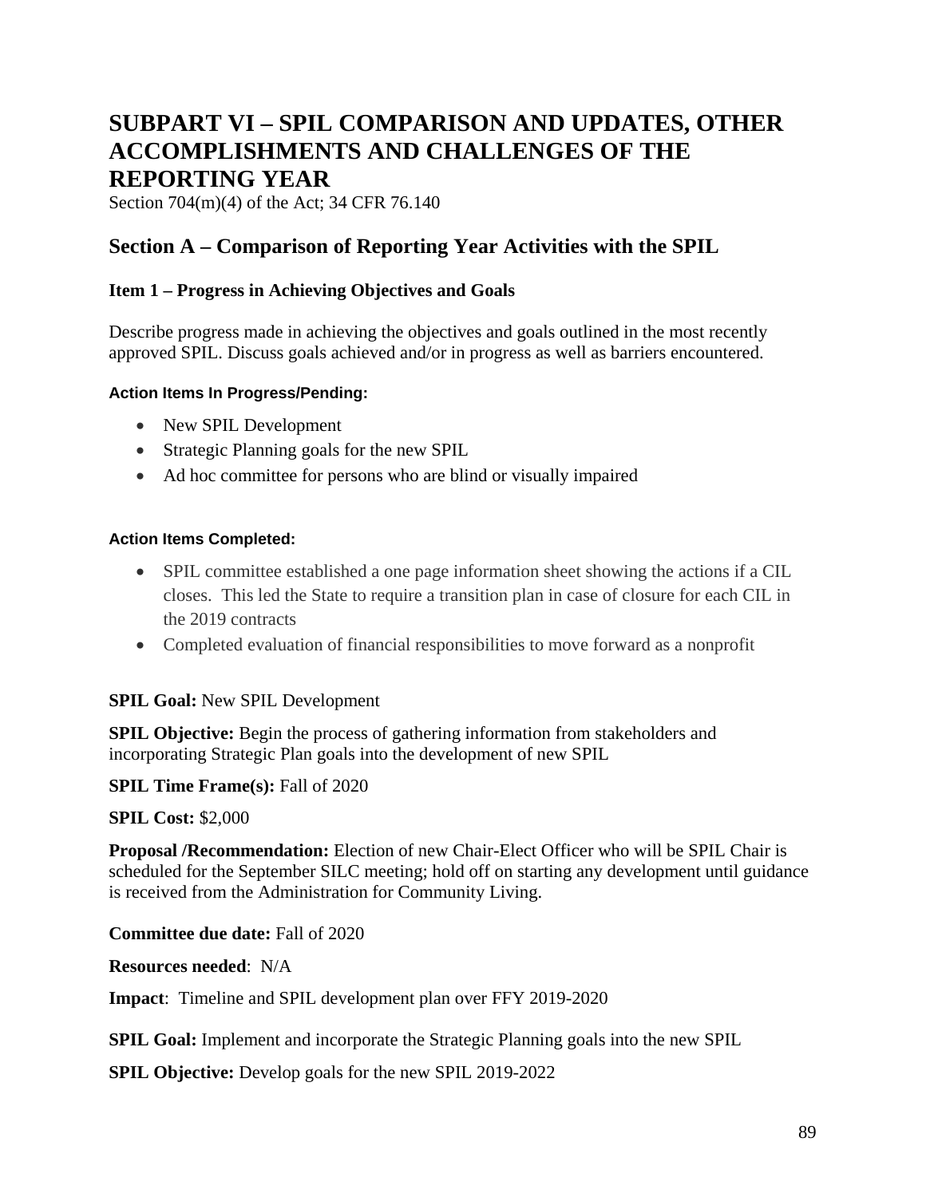# SUBPART VI – SPIL COMPARISON AND UPDATES, OTHER ACCOMPLISHMENTS AND CHALLENGES OF THE REPORTING YEAR

Section 704(m)(4) of the Act; 34 CFR 76.140

## Section A – Comparison of Reporting Year Activities with the SPIL

### Item 1 – Progress in Achieving Objectives and Goals

Describe progress made in achieving the objectives and goals outlined in the most recently approved SPIL. Discuss goals achieved and/or in progress as well as barriers encountered.

#### Action Items In Progress/Pending:

- New SPIL Development
- Strategic Planning goals for the new SPIL
- Ad hoc committee for persons who are blind or visually impaired

#### Action Items Completed:

- SPIL committee established a one page information sheet showing the actions if a CIL closes. This led the State to require a transition plan in case of closure for each CIL in the 2019 contracts
- Completed evaluation of financial responsibilities to move forward as a nonprofit

**SPIL Goal:** New SPIL Development

**SPIL Objective:** Begin the process of gathering information from stakeholders and incorporating Strategic Plan goals into the development of new SPIL

**SPIL Time Frame(s):** Fall of 2020

**SPIL Cost:** $2,000

**Proposal /Recommendation:** Election of new Chair-Elect Officer who will be SPIL Chair is scheduled for the September SILC meeting; hold off on starting any development until guidance is received from the Administration for Community Living.

**Committee due date:** Fall of 2020

**Resources needed**: N/A

**Impact**: Timeline and SPIL development plan over FFY 2019-2020

**SPIL Goal:** Implement and incorporate the Strategic Planning goals into the new SPIL

**SPIL Objective:** Develop goals for the new SPIL 2019-2022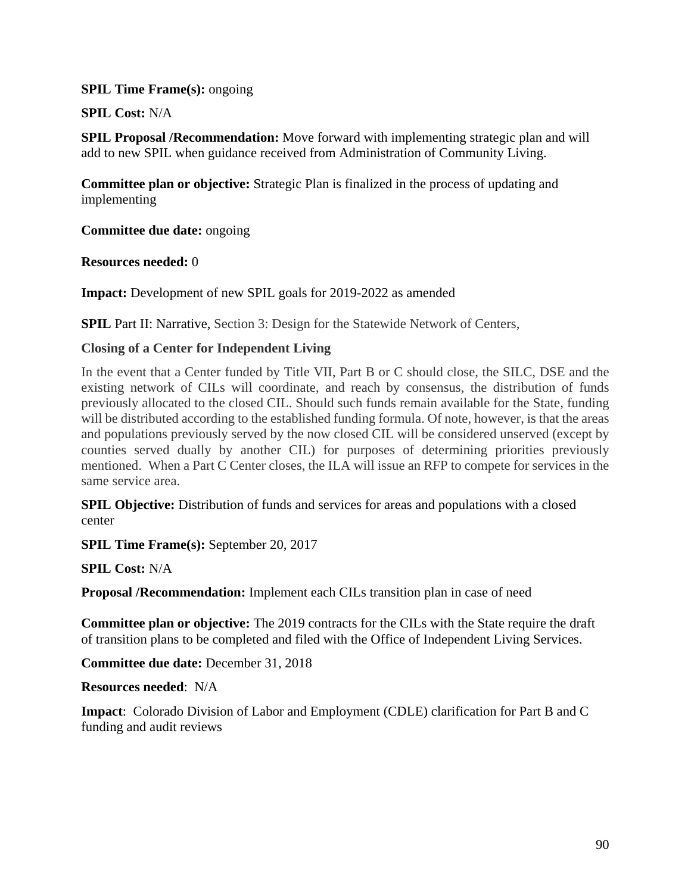**SPIL Time Frame(s):** ongoing

**SPIL Cost:** N/A

**SPIL Proposal /Recommendation:** Move forward with implementing strategic plan and will add to new SPIL when guidance received from Administration of Community Living.

**Committee plan or objective:** Strategic Plan is finalized in the process of updating and implementing

**Committee due date:** ongoing

**Resources needed:** 0

**Impact:** Development of new SPIL goals for 2019-2022 as amended

**SPIL** Part II: Narrative, Section 3: Design for the Statewide Network of Centers,

**Closing of a Center for Independent Living**

In the event that a Center funded by Title VII, Part B or C should close, the SILC, DSE and the existing network of CILs will coordinate, and reach by consensus, the distribution of funds previously allocated to the closed CIL. Should such funds remain available for the State, funding will be distributed according to the established funding formula. Of note, however, is that the areas and populations previously served by the now closed CIL will be considered unserved (except by counties served dually by another CIL) for purposes of determining priorities previously mentioned. When a Part C Center closes, the ILA will issue an RFP to compete for services in the same service area.

**SPIL Objective:** Distribution of funds and services for areas and populations with a closed center

**SPIL Time Frame(s):** September 20, 2017

**SPIL Cost:** N/A

**Proposal /Recommendation:** Implement each CILs transition plan in case of need

**Committee plan or objective:** The 2019 contracts for the CILs with the State require the draft of transition plans to be completed and filed with the Office of Independent Living Services.

**Committee due date:** December 31, 2018

**Resources needed**: N/A

**Impact**: Colorado Division of Labor and Employment (CDLE) clarification for Part B and C funding and audit reviews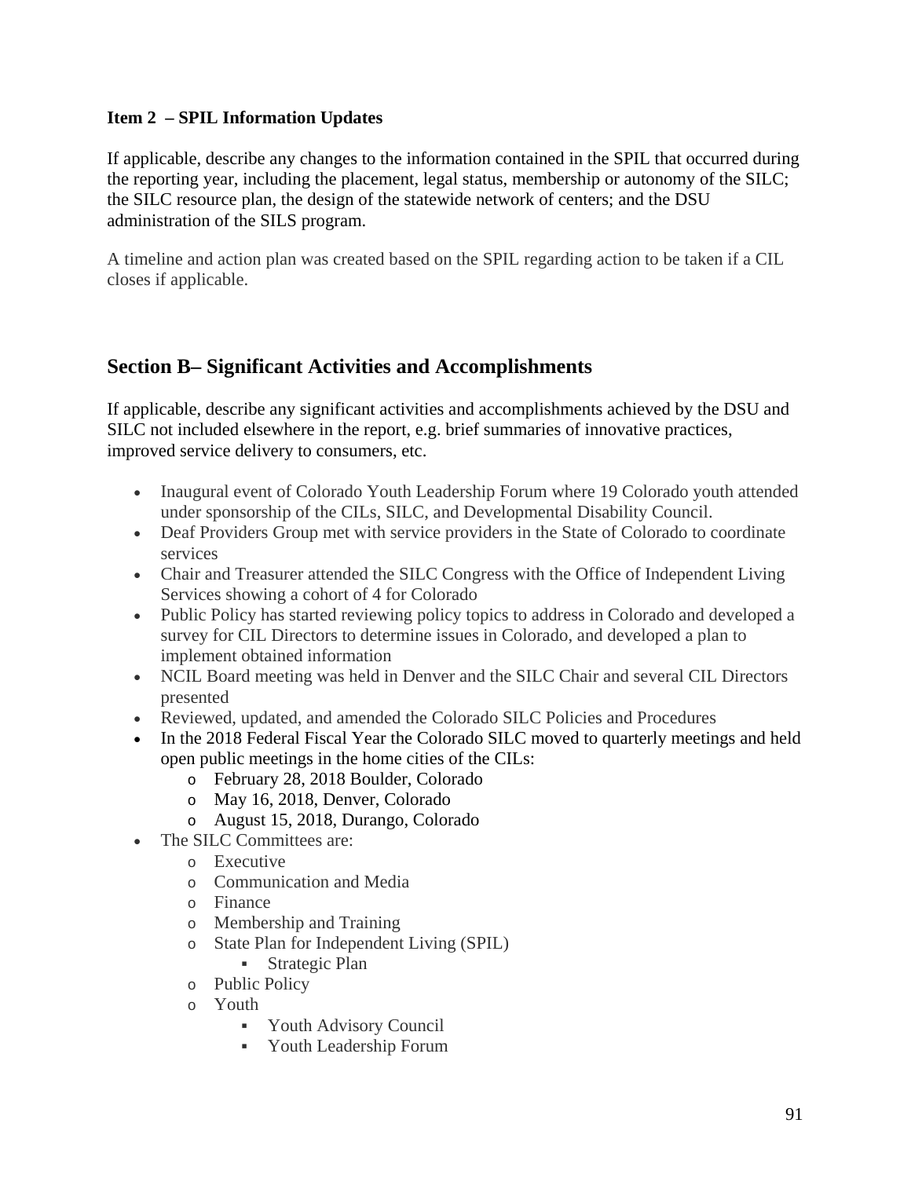**Item 2 – SPIL Information Updates**

If applicable, describe any changes to the information contained in the SPIL that occurred during the reporting year, including the placement, legal status, membership or autonomy of the SILC; the SILC resource plan, the design of the statewide network of centers; and the DSU administration of the SILS program.

A timeline and action plan was created based on the SPIL regarding action to be taken if a CIL closes if applicable.

## Section B– Significant Activities and Accomplishments

If applicable, describe any significant activities and accomplishments achieved by the DSU and SILC not included elsewhere in the report, e.g. brief summaries of innovative practices, improved service delivery to consumers, etc.

- Inaugural event of Colorado Youth Leadership Forum where 19 Colorado youth attended under sponsorship of the CILs, SILC, and Developmental Disability Council.
- Deaf Providers Group met with service providers in the State of Colorado to coordinate services
- Chair and Treasurer attended the SILC Congress with the Office of Independent Living Services showing a cohort of 4 for Colorado
- Public Policy has started reviewing policy topics to address in Colorado and developed a survey for CIL Directors to determine issues in Colorado, and developed a plan to implement obtained information
- NCIL Board meeting was held in Denver and the SILC Chair and several CIL Directors presented
- Reviewed, updated, and amended the Colorado SILC Policies and Procedures
- In the 2018 Federal Fiscal Year the Colorado SILC moved to quarterly meetings and held open public meetings in the home cities of the CILs:
  - February 28, 2018 Boulder, Colorado
  - May 16, 2018, Denver, Colorado
  - August 15, 2018, Durango, Colorado
- The SILC Committees are:
  - Executive
  - Communication and Media
  - Finance
  - Membership and Training
  - State Plan for Independent Living (SPIL)
    - Strategic Plan
  - Public Policy
  - Youth
    - Youth Advisory Council
    - Youth Leadership Forum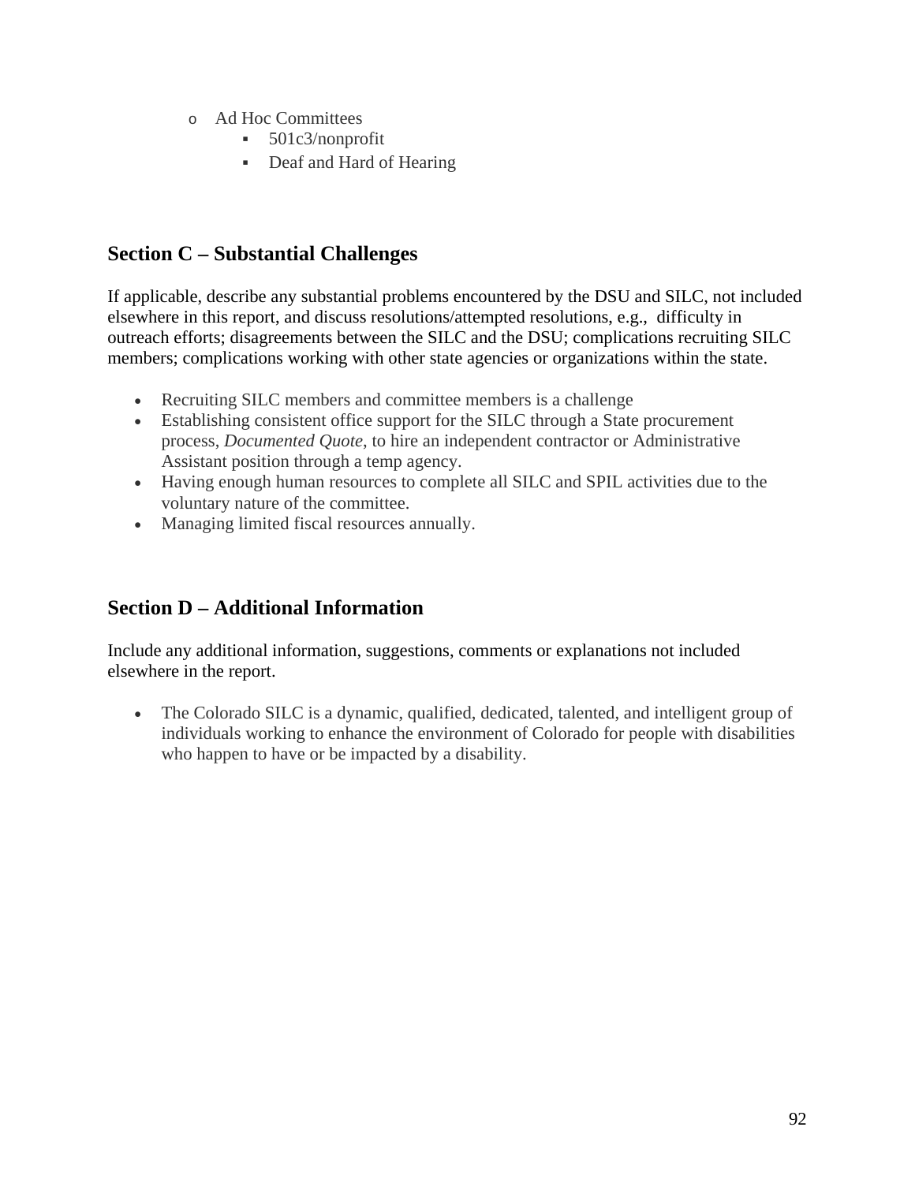- Ad Hoc Committees
    - 501c3/nonprofit
    - Deaf and Hard of Hearing

## Section C – Substantial Challenges

If applicable, describe any substantial problems encountered by the DSU and SILC, not included elsewhere in this report, and discuss resolutions/attempted resolutions, e.g., difficulty in outreach efforts; disagreements between the SILC and the DSU; complications recruiting SILC members; complications working with other state agencies or organizations within the state.

- Recruiting SILC members and committee members is a challenge
- Establishing consistent office support for the SILC through a State procurement process, *Documented Quote*, to hire an independent contractor or Administrative Assistant position through a temp agency.
- Having enough human resources to complete all SILC and SPIL activities due to the voluntary nature of the committee.
- Managing limited fiscal resources annually.

## Section D – Additional Information

Include any additional information, suggestions, comments or explanations not included elsewhere in the report.

- The Colorado SILC is a dynamic, qualified, dedicated, talented, and intelligent group of individuals working to enhance the environment of Colorado for people with disabilities who happen to have or be impacted by a disability.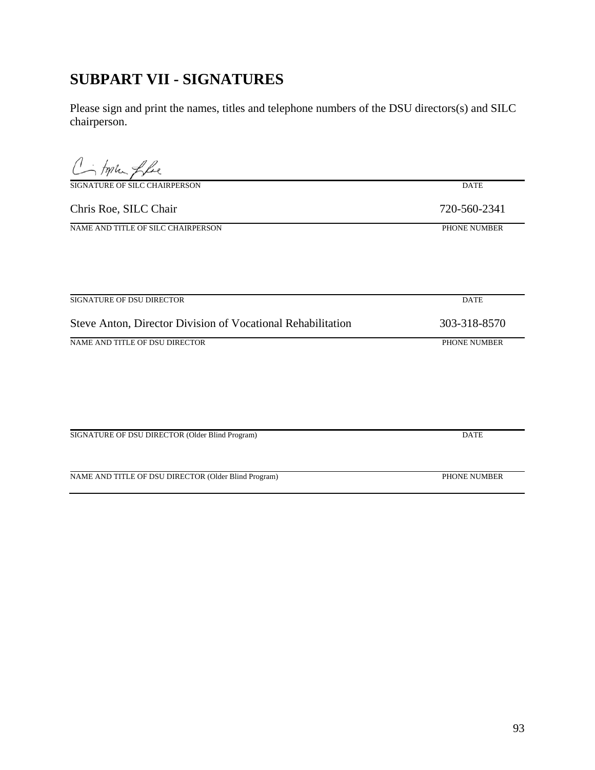# SUBPART VII - SIGNATURES

Please sign and print the names, titles and telephone numbers of the DSU directors(s) and SILC chairperson.

SIGNATURE OF SILC CHAIRPERSON | DATE

Chris Roe, SILC Chair | 720-560-2341

NAME AND TITLE OF SILC CHAIRPERSON | PHONE NUMBER

SIGNATURE OF DSU DIRECTOR | DATE

Steve Anton, Director Division of Vocational Rehabilitation | 303-318-8570

NAME AND TITLE OF DSU DIRECTOR | PHONE NUMBER

SIGNATURE OF DSU DIRECTOR (Older Blind Program) | DATE

NAME AND TITLE OF DSU DIRECTOR (Older Blind Program) | PHONE NUMBER